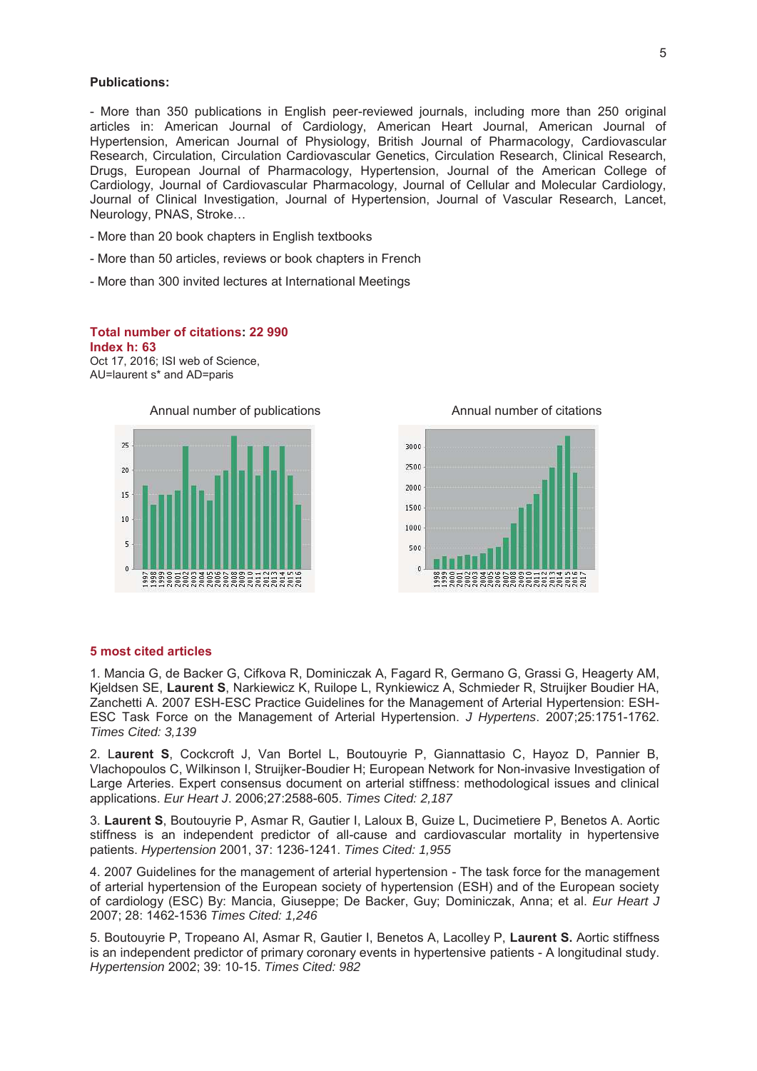**Publications:**

- More than 350 publications in English peer-reviewed journals, including more than 250 original articles in: American Journal of Cardiology, American Heart Journal, American Journal of Hypertension, American Journal of Physiology, British Journal of Pharmacology, Cardiovascular Research, Circulation, Circulation Cardiovascular Genetics, Circulation Research, Clinical Research, Drugs, European Journal of Pharmacology, Hypertension, Journal of the American College of Cardiology, Journal of Cardiovascular Pharmacology, Journal of Cellular and Molecular Cardiology, Journal of Clinical Investigation, Journal of Hypertension, Journal of Vascular Research, Lancet, Neurology, PNAS, Stroke…

- More than 20 book chapters in English textbooks

- More than 50 articles, reviews or book chapters in French

- More than 300 invited lectures at International Meetings

**Total number of citations: 22 990**
**Index h: 63**
Oct 17, 2016; ISI web of Science,
AU=laurent s* and AD=paris

Annual number of publications

0
5
10
15
20
25
1997 1998 1999 2000 2001 2002 2003 2004 2005 2006 2007 2008 2009 2010 2011 2012 2013 2014 2015 2016

Annual number of citations

0
500
1000
1500
2000
2500
3000
1998 1999 2000 2001 2002 2003 2004 2005 2006 2007 2008 2009 2010 2011 2012 2013 2014 2015 2016 2017

**5 most cited articles**

1. Mancia G, de Backer G, Cifkova R, Dominiczak A, Fagard R, Germano G, Grassi G, Heagerty AM, Kjeldsen SE, **Laurent S**, Narkiewicz K, Ruilope L, Rynkiewicz A, Schmieder R, Struijker Boudier HA, Zanchetti A. 2007 ESH-ESC Practice Guidelines for the Management of Arterial Hypertension: ESH-ESC Task Force on the Management of Arterial Hypertension. *J Hypertens*. 2007;25:1751-1762. *Times Cited: 3,139*

2. **Laurent S**, Cockcroft J, Van Bortel L, Boutouyrie P, Giannattasio C, Hayoz D, Pannier B, Vlachopoulos C, Wilkinson I, Struijker-Boudier H; European Network for Non-invasive Investigation of Large Arteries. Expert consensus document on arterial stiffness: methodological issues and clinical applications. *Eur Heart J*. 2006;27:2588-605. *Times Cited: 2,187*

3. **Laurent S**, Boutouyrie P, Asmar R, Gautier I, Laloux B, Guize L, Ducimetiere P, Benetos A. Aortic stiffness is an independent predictor of all-cause and cardiovascular mortality in hypertensive patients. *Hypertension* 2001, 37: 1236-1241. *Times Cited: 1,955*

4. 2007 Guidelines for the management of arterial hypertension - The task force for the management of arterial hypertension of the European society of hypertension (ESH) and of the European society of cardiology (ESC) By: Mancia, Giuseppe; De Backer, Guy; Dominiczak, Anna; et al. *Eur Heart J* 2007; 28: 1462-1536 *Times Cited: 1,246*

5. Boutouyrie P, Tropeano AI, Asmar R, Gautier I, Benetos A, Lacolley P, **Laurent S.** Aortic stiffness is an independent predictor of primary coronary events in hypertensive patients - A longitudinal study. *Hypertension* 2002; 39: 10-15. *Times Cited: 982*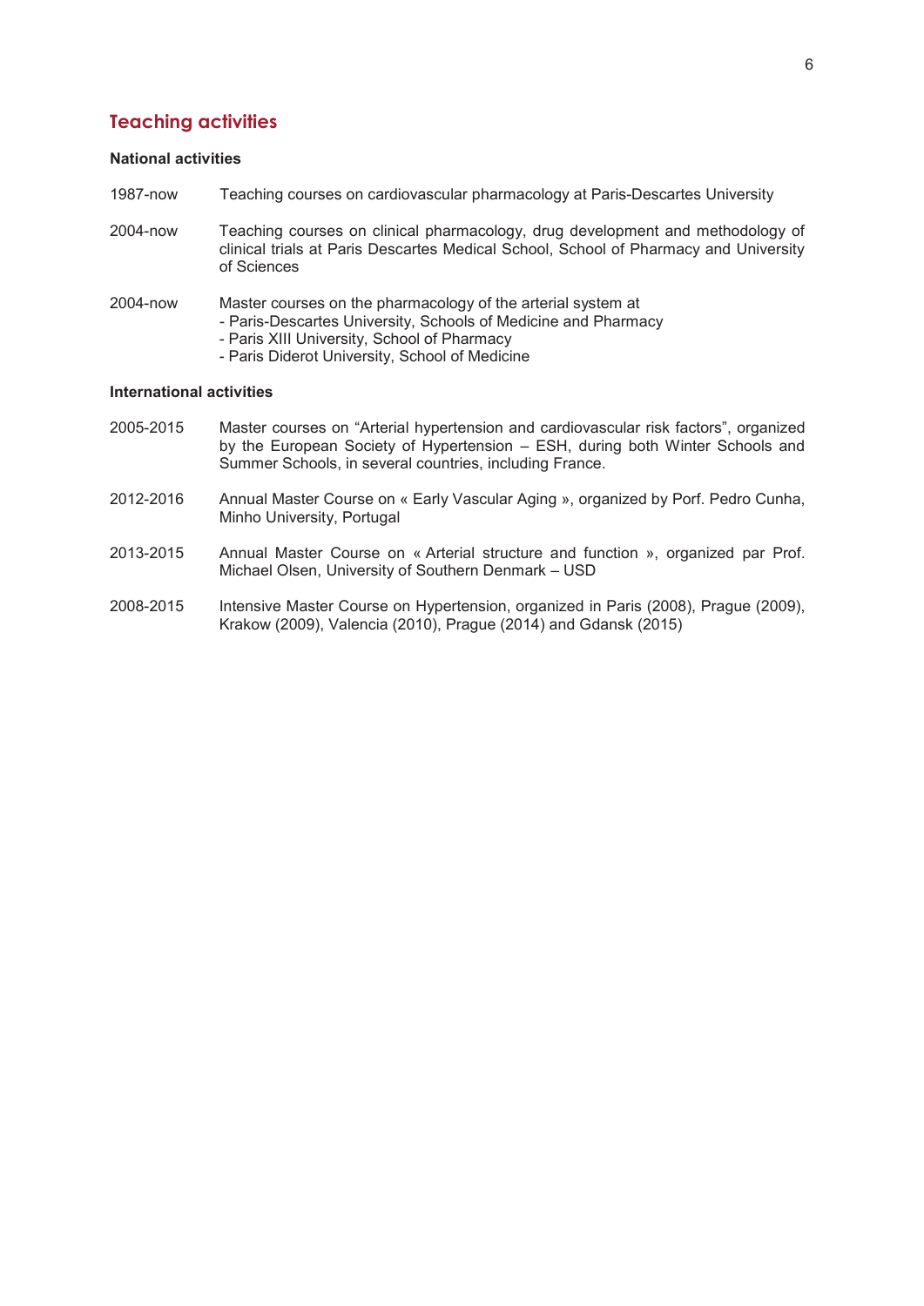## Teaching activities

### National activities

1987-now Teaching courses on cardiovascular pharmacology at Paris-Descartes University

2004-now Teaching courses on clinical pharmacology, drug development and methodology of clinical trials at Paris Descartes Medical School, School of Pharmacy and University of Sciences

2004-now Master courses on the pharmacology of the arterial system at
- Paris-Descartes University, Schools of Medicine and Pharmacy
- Paris XIII University, School of Pharmacy
- Paris Diderot University, School of Medicine

### International activities

2005-2015 Master courses on "Arterial hypertension and cardiovascular risk factors", organized by the European Society of Hypertension – ESH, during both Winter Schools and Summer Schools, in several countries, including France.

2012-2016 Annual Master Course on « Early Vascular Aging », organized by Porf. Pedro Cunha, Minho University, Portugal

2013-2015 Annual Master Course on « Arterial structure and function », organized par Prof. Michael Olsen, University of Southern Denmark – USD

2008-2015 Intensive Master Course on Hypertension, organized in Paris (2008), Prague (2009), Krakow (2009), Valencia (2010), Prague (2014) and Gdansk (2015)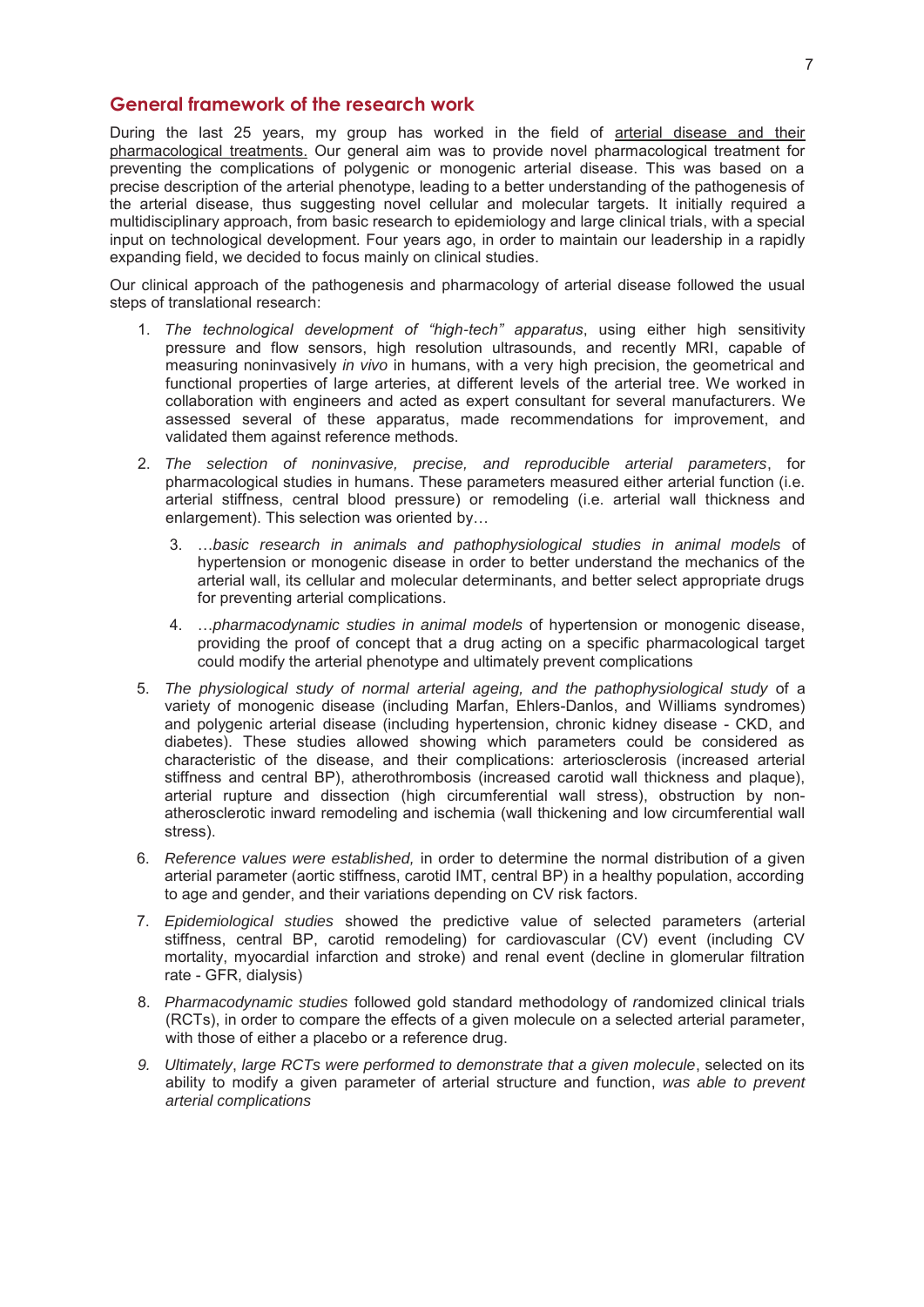## General framework of the research work

During the last 25 years, my group has worked in the field of arterial disease and their pharmacological treatments. Our general aim was to provide novel pharmacological treatment for preventing the complications of polygenic or monogenic arterial disease. This was based on a precise description of the arterial phenotype, leading to a better understanding of the pathogenesis of the arterial disease, thus suggesting novel cellular and molecular targets. It initially required a multidisciplinary approach, from basic research to epidemiology and large clinical trials, with a special input on technological development. Four years ago, in order to maintain our leadership in a rapidly expanding field, we decided to focus mainly on clinical studies.

Our clinical approach of the pathogenesis and pharmacology of arterial disease followed the usual steps of translational research:

1. *The technological development of "high-tech" apparatus*, using either high sensitivity pressure and flow sensors, high resolution ultrasounds, and recently MRI, capable of measuring noninvasively *in vivo* in humans, with a very high precision, the geometrical and functional properties of large arteries, at different levels of the arterial tree. We worked in collaboration with engineers and acted as expert consultant for several manufacturers. We assessed several of these apparatus, made recommendations for improvement, and validated them against reference methods.
2. *The selection of noninvasive, precise, and reproducible arterial parameters*, for pharmacological studies in humans. These parameters measured either arterial function (i.e. arterial stiffness, central blood pressure) or remodeling (i.e. arterial wall thickness and enlargement). This selection was oriented by…
   3. *…basic research in animals and pathophysiological studies in animal models* of hypertension or monogenic disease in order to better understand the mechanics of the arterial wall, its cellular and molecular determinants, and better select appropriate drugs for preventing arterial complications.
   4. *…pharmacodynamic studies in animal models* of hypertension or monogenic disease, providing the proof of concept that a drug acting on a specific pharmacological target could modify the arterial phenotype and ultimately prevent complications
5. *The physiological study of normal arterial ageing, and the pathophysiological study* of a variety of monogenic disease (including Marfan, Ehlers-Danlos, and Williams syndromes) and polygenic arterial disease (including hypertension, chronic kidney disease - CKD, and diabetes). These studies allowed showing which parameters could be considered as characteristic of the disease, and their complications: arteriosclerosis (increased arterial stiffness and central BP), atherothrombosis (increased carotid wall thickness and plaque), arterial rupture and dissection (high circumferential wall stress), obstruction by non-atherosclerotic inward remodeling and ischemia (wall thickening and low circumferential wall stress).
6. *Reference values were established,* in order to determine the normal distribution of a given arterial parameter (aortic stiffness, carotid IMT, central BP) in a healthy population, according to age and gender, and their variations depending on CV risk factors.
7. *Epidemiological studies* showed the predictive value of selected parameters (arterial stiffness, central BP, carotid remodeling) for cardiovascular (CV) event (including CV mortality, myocardial infarction and stroke) and renal event (decline in glomerular filtration rate - GFR, dialysis)
8. *Pharmacodynamic studies* followed gold standard methodology of *r*andomized clinical trials (RCTs), in order to compare the effects of a given molecule on a selected arterial parameter, with those of either a placebo or a reference drug.
9. *Ultimately*, *large RCTs were performed to demonstrate that a given molecule*, selected on its ability to modify a given parameter of arterial structure and function, *was able to prevent arterial complications*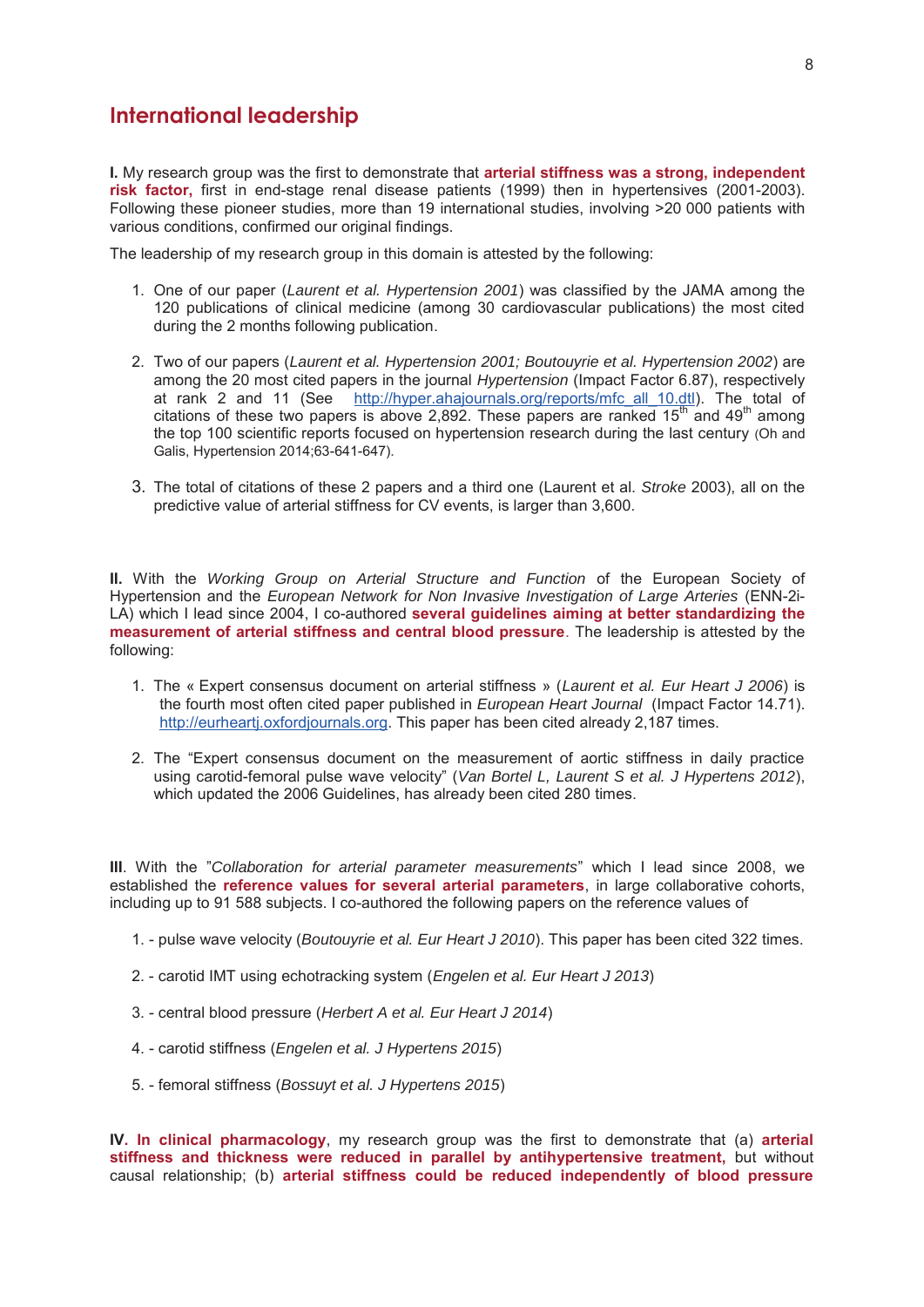## International leadership

**I.** My research group was the first to demonstrate that **arterial stiffness was a strong, independent risk factor,** first in end-stage renal disease patients (1999) then in hypertensives (2001-2003). Following these pioneer studies, more than 19 international studies, involving >20 000 patients with various conditions, confirmed our original findings.

The leadership of my research group in this domain is attested by the following:

1. One of our paper (*Laurent et al. Hypertension 2001*) was classified by the JAMA among the 120 publications of clinical medicine (among 30 cardiovascular publications) the most cited during the 2 months following publication.

2. Two of our papers (*Laurent et al. Hypertension 2001; Boutouyrie et al. Hypertension 2002*) are among the 20 most cited papers in the journal *Hypertension* (Impact Factor 6.87), respectively at rank 2 and 11 (See http://hyper.ahajournals.org/reports/mfc_all_10.dtl). The total of citations of these two papers is above 2,892. These papers are ranked 15th and 49th among the top 100 scientific reports focused on hypertension research during the last century (Oh and Galis, Hypertension 2014;63-641-647).

3. The total of citations of these 2 papers and a third one (Laurent et al. *Stroke* 2003), all on the predictive value of arterial stiffness for CV events, is larger than 3,600.

**II.** With the *Working Group on Arterial Structure and Function* of the European Society of Hypertension and the *European Network for Non Invasive Investigation of Large Arteries* (ENN-2i-LA) which I lead since 2004, I co-authored **several guidelines aiming at better standardizing the measurement of arterial stiffness and central blood pressure**. The leadership is attested by the following:

1. The « Expert consensus document on arterial stiffness » (*Laurent et al. Eur Heart J 2006*) is the fourth most often cited paper published in *European Heart Journal* (Impact Factor 14.71). http://eurheartj.oxfordjournals.org. This paper has been cited already 2,187 times.

2. The "Expert consensus document on the measurement of aortic stiffness in daily practice using carotid-femoral pulse wave velocity" (*Van Bortel L, Laurent S et al. J Hypertens 2012*), which updated the 2006 Guidelines, has already been cited 280 times.

**III**. With the "*Collaboration for arterial parameter measurements*" which I lead since 2008, we established the **reference values for several arterial parameters**, in large collaborative cohorts, including up to 91 588 subjects. I co-authored the following papers on the reference values of

1. - pulse wave velocity (*Boutouyrie et al. Eur Heart J 2010*). This paper has been cited 322 times.

2. - carotid IMT using echotracking system (*Engelen et al. Eur Heart J 2013*)

3. - central blood pressure (*Herbert A et al. Eur Heart J 2014*)

4. - carotid stiffness (*Engelen et al. J Hypertens 2015*)

5. - femoral stiffness (*Bossuyt et al. J Hypertens 2015*)

**IV. In clinical pharmacology**, my research group was the first to demonstrate that (a) **arterial stiffness and thickness were reduced in parallel by antihypertensive treatment,** but without causal relationship; (b) **arterial stiffness could be reduced independently of blood pressure**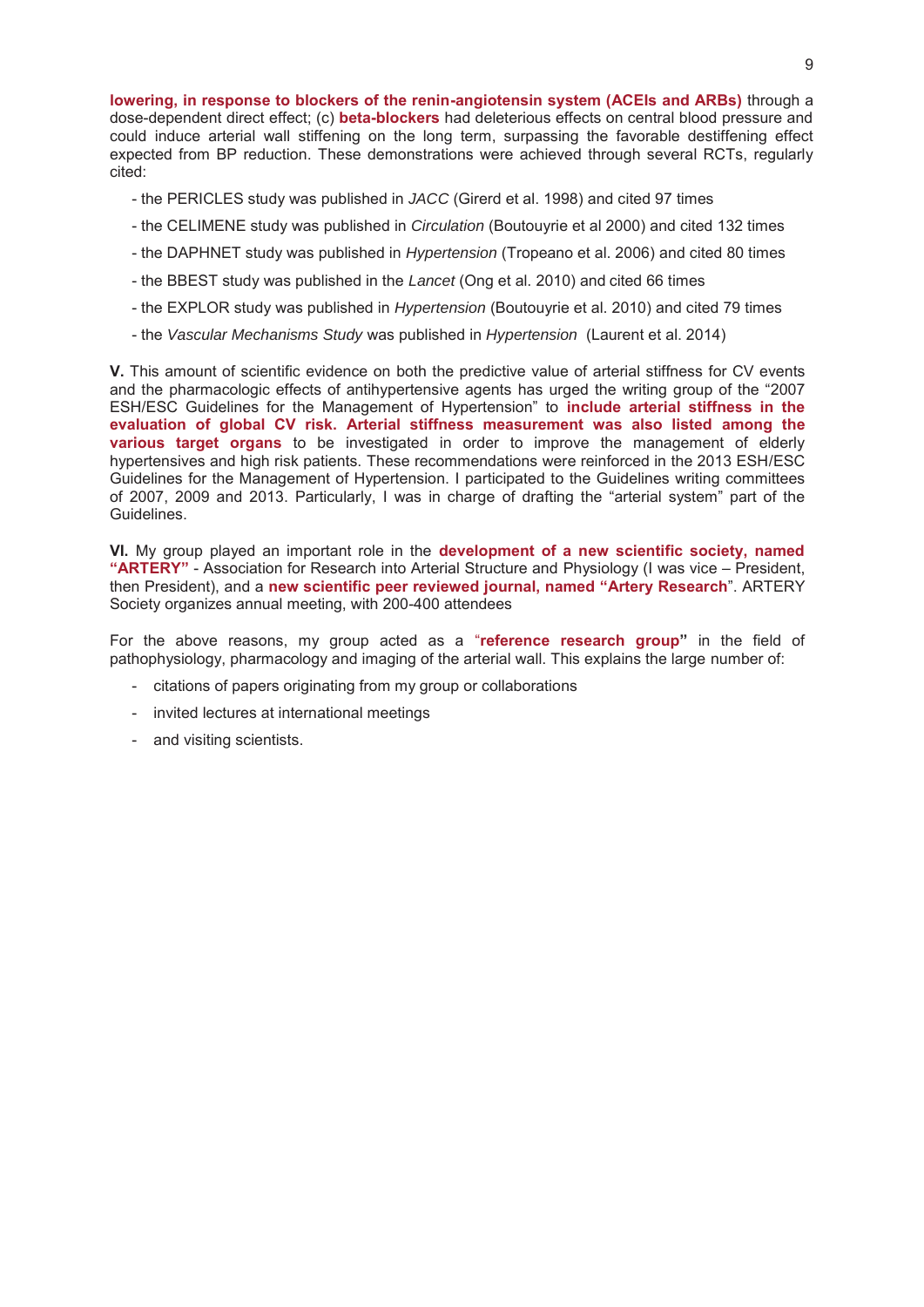**lowering, in response to blockers of the renin-angiotensin system (ACEIs and ARBs)** through a dose-dependent direct effect; (c) **beta-blockers** had deleterious effects on central blood pressure and could induce arterial wall stiffening on the long term, surpassing the favorable destiffening effect expected from BP reduction. These demonstrations were achieved through several RCTs, regularly cited:

- the PERICLES study was published in *JACC* (Girerd et al. 1998) and cited 97 times
- the CELIMENE study was published in *Circulation* (Boutouyrie et al 2000) and cited 132 times
- the DAPHNET study was published in *Hypertension* (Tropeano et al. 2006) and cited 80 times
- the BBEST study was published in the *Lancet* (Ong et al. 2010) and cited 66 times
- the EXPLOR study was published in *Hypertension* (Boutouyrie et al. 2010) and cited 79 times
- the *Vascular Mechanisms Study* was published in *Hypertension* (Laurent et al. 2014)

**V.** This amount of scientific evidence on both the predictive value of arterial stiffness for CV events and the pharmacologic effects of antihypertensive agents has urged the writing group of the "2007 ESH/ESC Guidelines for the Management of Hypertension" to **include arterial stiffness in the evaluation of global CV risk. Arterial stiffness measurement was also listed among the various target organs** to be investigated in order to improve the management of elderly hypertensives and high risk patients. These recommendations were reinforced in the 2013 ESH/ESC Guidelines for the Management of Hypertension. I participated to the Guidelines writing committees of 2007, 2009 and 2013. Particularly, I was in charge of drafting the "arterial system" part of the Guidelines.

**VI.** My group played an important role in the **development of a new scientific society, named "ARTERY"** - Association for Research into Arterial Structure and Physiology (I was vice – President, then President), and a **new scientific peer reviewed journal, named "Artery Research**". ARTERY Society organizes annual meeting, with 200-400 attendees

For the above reasons, my group acted as a "**reference research group"** in the field of pathophysiology, pharmacology and imaging of the arterial wall. This explains the large number of:

- citations of papers originating from my group or collaborations
- invited lectures at international meetings
- and visiting scientists.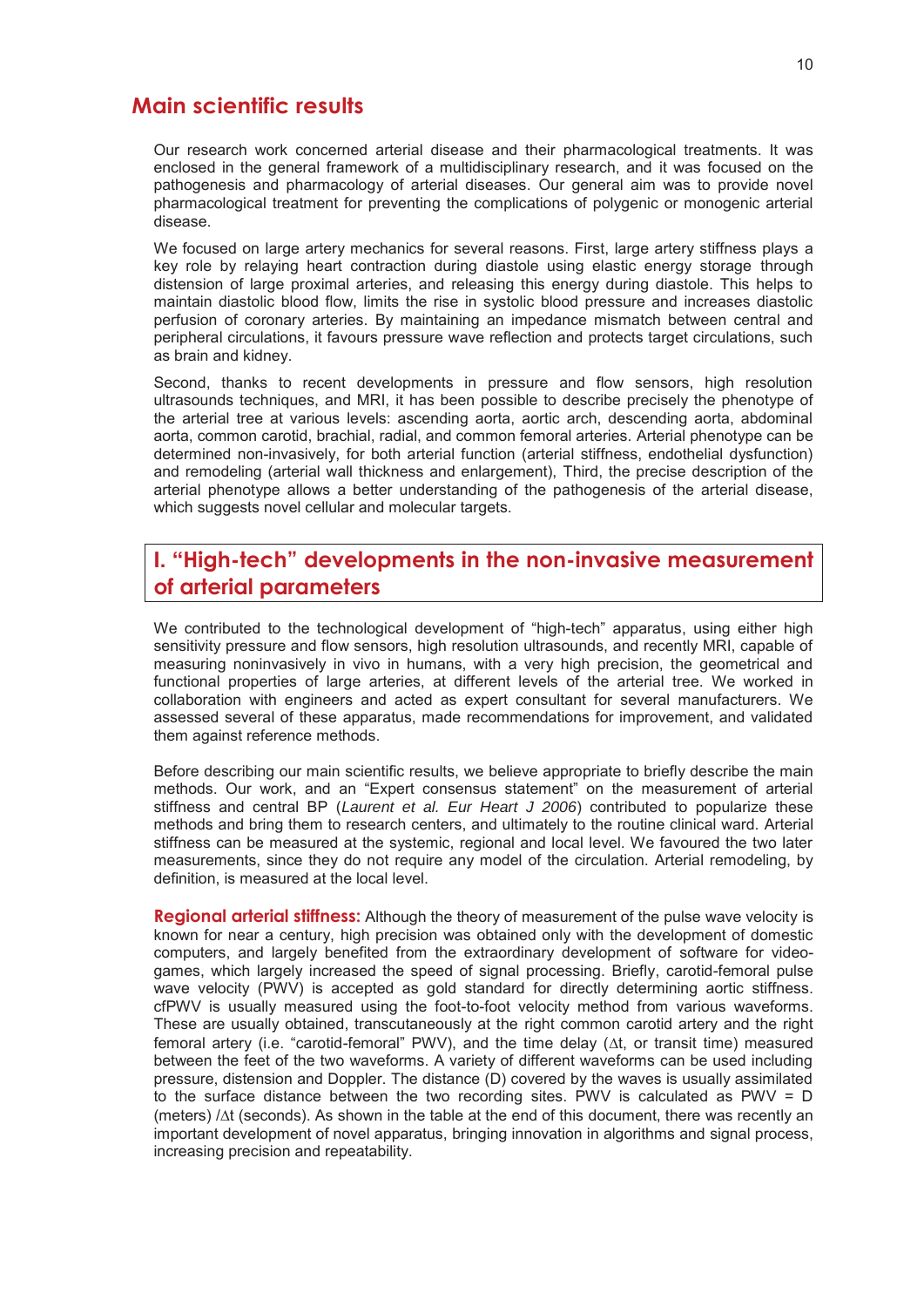## Main scientific results

Our research work concerned arterial disease and their pharmacological treatments. It was enclosed in the general framework of a multidisciplinary research, and it was focused on the pathogenesis and pharmacology of arterial diseases. Our general aim was to provide novel pharmacological treatment for preventing the complications of polygenic or monogenic arterial disease.

We focused on large artery mechanics for several reasons. First, large artery stiffness plays a key role by relaying heart contraction during diastole using elastic energy storage through distension of large proximal arteries, and releasing this energy during diastole. This helps to maintain diastolic blood flow, limits the rise in systolic blood pressure and increases diastolic perfusion of coronary arteries. By maintaining an impedance mismatch between central and peripheral circulations, it favours pressure wave reflection and protects target circulations, such as brain and kidney.

Second, thanks to recent developments in pressure and flow sensors, high resolution ultrasounds techniques, and MRI, it has been possible to describe precisely the phenotype of the arterial tree at various levels: ascending aorta, aortic arch, descending aorta, abdominal aorta, common carotid, brachial, radial, and common femoral arteries. Arterial phenotype can be determined non-invasively, for both arterial function (arterial stiffness, endothelial dysfunction) and remodeling (arterial wall thickness and enlargement), Third, the precise description of the arterial phenotype allows a better understanding of the pathogenesis of the arterial disease, which suggests novel cellular and molecular targets.

## I. “High-tech” developments in the non-invasive measurement of arterial parameters

We contributed to the technological development of “high-tech” apparatus, using either high sensitivity pressure and flow sensors, high resolution ultrasounds, and recently MRI, capable of measuring noninvasively in vivo in humans, with a very high precision, the geometrical and functional properties of large arteries, at different levels of the arterial tree. We worked in collaboration with engineers and acted as expert consultant for several manufacturers. We assessed several of these apparatus, made recommendations for improvement, and validated them against reference methods.

Before describing our main scientific results, we believe appropriate to briefly describe the main methods. Our work, and an “Expert consensus statement” on the measurement of arterial stiffness and central BP (*Laurent et al. Eur Heart J 2006*) contributed to popularize these methods and bring them to research centers, and ultimately to the routine clinical ward. Arterial stiffness can be measured at the systemic, regional and local level. We favoured the two later measurements, since they do not require any model of the circulation. Arterial remodeling, by definition, is measured at the local level.

**Regional arterial stiffness:** Although the theory of measurement of the pulse wave velocity is known for near a century, high precision was obtained only with the development of domestic computers, and largely benefited from the extraordinary development of software for video-games, which largely increased the speed of signal processing. Briefly, carotid-femoral pulse wave velocity (PWV) is accepted as gold standard for directly determining aortic stiffness. cfPWV is usually measured using the foot-to-foot velocity method from various waveforms. These are usually obtained, transcutaneously at the right common carotid artery and the right femoral artery (i.e. “carotid-femoral” PWV), and the time delay ($\Delta t$, or transit time) measured between the feet of the two waveforms. A variety of different waveforms can be used including pressure, distension and Doppler. The distance (D) covered by the waves is usually assimilated to the surface distance between the two recording sites. PWV is calculated as PWV = D (meters) /$\Delta t$ (seconds). As shown in the table at the end of this document, there was recently an important development of novel apparatus, bringing innovation in algorithms and signal process, increasing precision and repeatability.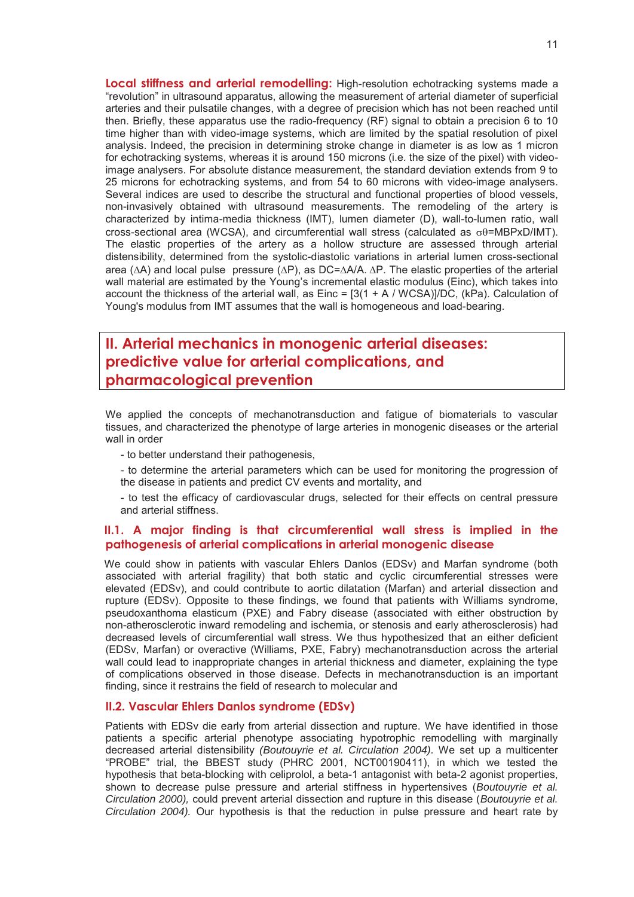**Local stiffness and arterial remodelling:** High-resolution echotracking systems made a “revolution” in ultrasound apparatus, allowing the measurement of arterial diameter of superficial arteries and their pulsatile changes, with a degree of precision which has not been reached until then. Briefly, these apparatus use the radio-frequency (RF) signal to obtain a precision 6 to 10 time higher than with video-image systems, which are limited by the spatial resolution of pixel analysis. Indeed, the precision in determining stroke change in diameter is as low as 1 micron for echotracking systems, whereas it is around 150 microns (i.e. the size of the pixel) with video-image analysers. For absolute distance measurement, the standard deviation extends from 9 to 25 microns for echotracking systems, and from 54 to 60 microns with video-image analysers. Several indices are used to describe the structural and functional properties of blood vessels, non-invasively obtained with ultrasound measurements. The remodeling of the artery is characterized by intima-media thickness (IMT), lumen diameter (D), wall-to-lumen ratio, wall cross-sectional area (WCSA), and circumferential wall stress (calculated as $\sigma\theta$=MBPxD/IMT). The elastic properties of the artery as a hollow structure are assessed through arterial distensibility, determined from the systolic-diastolic variations in arterial lumen cross-sectional area ($\Delta$A) and local pulse pressure ($\Delta$P), as DC=$\Delta$A/A. $\Delta$P. The elastic properties of the arterial wall material are estimated by the Young’s incremental elastic modulus (Einc), which takes into account the thickness of the arterial wall, as Einc = [3(1 + A / WCSA)]/DC, (kPa). Calculation of Young's modulus from IMT assumes that the wall is homogeneous and load-bearing.

# II. Arterial mechanics in monogenic arterial diseases: predictive value for arterial complications, and pharmacological prevention

We applied the concepts of mechanotransduction and fatigue of biomaterials to vascular tissues, and characterized the phenotype of large arteries in monogenic diseases or the arterial wall in order

- to better understand their pathogenesis,
- to determine the arterial parameters which can be used for monitoring the progression of the disease in patients and predict CV events and mortality, and
- to test the efficacy of cardiovascular drugs, selected for their effects on central pressure and arterial stiffness.

## II.1. A major finding is that circumferential wall stress is implied in the pathogenesis of arterial complications in arterial monogenic disease

We could show in patients with vascular Ehlers Danlos (EDSv) and Marfan syndrome (both associated with arterial fragility) that both static and cyclic circumferential stresses were elevated (EDSv), and could contribute to aortic dilatation (Marfan) and arterial dissection and rupture (EDSv). Opposite to these findings, we found that patients with Williams syndrome, pseudoxanthoma elasticum (PXE) and Fabry disease (associated with either obstruction by non-atherosclerotic inward remodeling and ischemia, or stenosis and early atherosclerosis) had decreased levels of circumferential wall stress. We thus hypothesized that an either deficient (EDSv, Marfan) or overactive (Williams, PXE, Fabry) mechanotransduction across the arterial wall could lead to inappropriate changes in arterial thickness and diameter, explaining the type of complications observed in those disease. Defects in mechanotransduction is an important finding, since it restrains the field of research to molecular and

## II.2. Vascular Ehlers Danlos syndrome (EDSv)

Patients with EDSv die early from arterial dissection and rupture. We have identified in those patients a specific arterial phenotype associating hypotrophic remodelling with marginally decreased arterial distensibility *(Boutouyrie et al. Circulation 2004)*. We set up a multicenter “PROBE” trial, the BBEST study (PHRC 2001, NCT00190411), in which we tested the hypothesis that beta-blocking with celiprolol, a beta-1 antagonist with beta-2 agonist properties, shown to decrease pulse pressure and arterial stiffness in hypertensives (*Boutouyrie et al. Circulation 2000),* could prevent arterial dissection and rupture in this disease (*Boutouyrie et al. Circulation 2004).* Our hypothesis is that the reduction in pulse pressure and heart rate by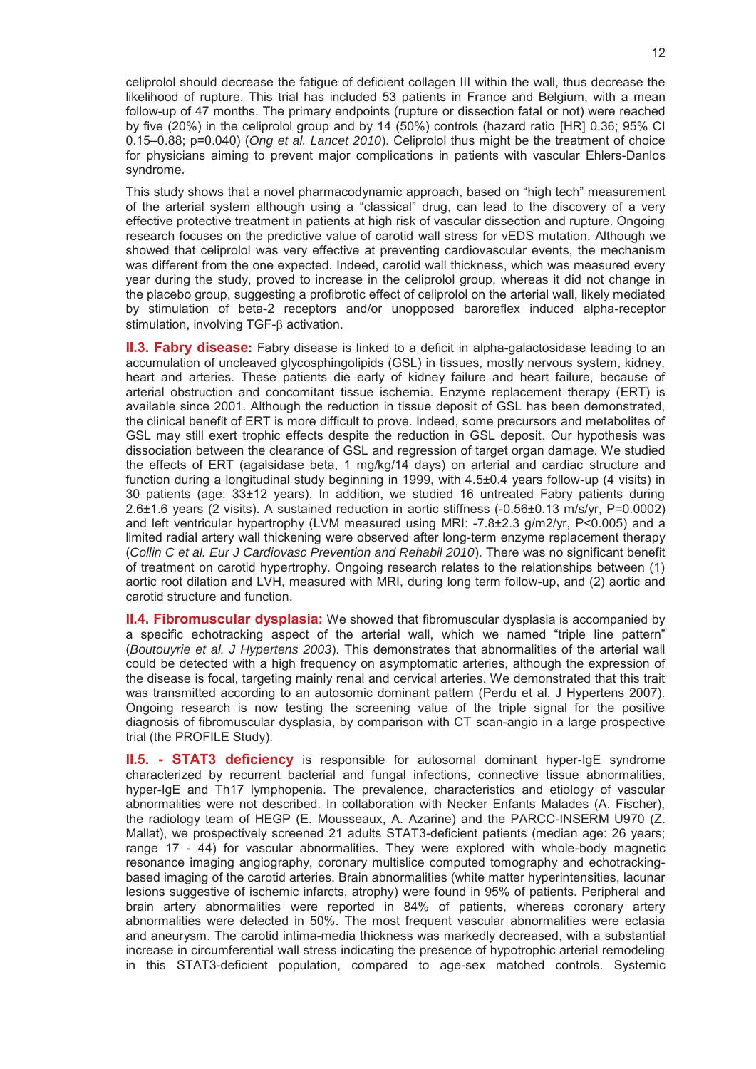celiprolol should decrease the fatigue of deficient collagen III within the wall, thus decrease the likelihood of rupture. This trial has included 53 patients in France and Belgium, with a mean follow-up of 47 months. The primary endpoints (rupture or dissection fatal or not) were reached by five (20%) in the celiprolol group and by 14 (50%) controls (hazard ratio [HR] 0.36; 95% CI 0.15–0.88; p=0.040) (*Ong et al. Lancet 2010*). Celiprolol thus might be the treatment of choice for physicians aiming to prevent major complications in patients with vascular Ehlers-Danlos syndrome.

This study shows that a novel pharmacodynamic approach, based on "high tech" measurement of the arterial system although using a "classical" drug, can lead to the discovery of a very effective protective treatment in patients at high risk of vascular dissection and rupture. Ongoing research focuses on the predictive value of carotid wall stress for vEDS mutation. Although we showed that celiprolol was very effective at preventing cardiovascular events, the mechanism was different from the one expected. Indeed, carotid wall thickness, which was measured every year during the study, proved to increase in the celiprolol group, whereas it did not change in the placebo group, suggesting a profibrotic effect of celiprolol on the arterial wall, likely mediated by stimulation of beta-2 receptors and/or unopposed baroreflex induced alpha-receptor stimulation, involving TGF-$\beta$ activation.

**II.3. Fabry disease:** Fabry disease is linked to a deficit in alpha-galactosidase leading to an accumulation of uncleaved glycosphingolipids (GSL) in tissues, mostly nervous system, kidney, heart and arteries. These patients die early of kidney failure and heart failure, because of arterial obstruction and concomitant tissue ischemia. Enzyme replacement therapy (ERT) is available since 2001. Although the reduction in tissue deposit of GSL has been demonstrated, the clinical benefit of ERT is more difficult to prove. Indeed, some precursors and metabolites of GSL may still exert trophic effects despite the reduction in GSL deposit. Our hypothesis was dissociation between the clearance of GSL and regression of target organ damage. We studied the effects of ERT (agalsidase beta, 1 mg/kg/14 days) on arterial and cardiac structure and function during a longitudinal study beginning in 1999, with 4.5±0.4 years follow-up (4 visits) in 30 patients (age: 33±12 years). In addition, we studied 16 untreated Fabry patients during 2.6±1.6 years (2 visits). A sustained reduction in aortic stiffness (-0.56±0.13 m/s/yr, P=0.0002) and left ventricular hypertrophy (LVM measured using MRI: -7.8±2.3 g/m2/yr, P<0.005) and a limited radial artery wall thickening were observed after long-term enzyme replacement therapy (*Collin C et al. Eur J Cardiovasc Prevention and Rehabil 2010*). There was no significant benefit of treatment on carotid hypertrophy. Ongoing research relates to the relationships between (1) aortic root dilation and LVH, measured with MRI, during long term follow-up, and (2) aortic and carotid structure and function.

**II.4. Fibromuscular dysplasia:** We showed that fibromuscular dysplasia is accompanied by a specific echotracking aspect of the arterial wall, which we named "triple line pattern" (*Boutouyrie et al. J Hypertens 2003*). This demonstrates that abnormalities of the arterial wall could be detected with a high frequency on asymptomatic arteries, although the expression of the disease is focal, targeting mainly renal and cervical arteries. We demonstrated that this trait was transmitted according to an autosomic dominant pattern (Perdu et al. J Hypertens 2007). Ongoing research is now testing the screening value of the triple signal for the positive diagnosis of fibromuscular dysplasia, by comparison with CT scan-angio in a large prospective trial (the PROFILE Study).

**II.5. - STAT3 deficiency** is responsible for autosomal dominant hyper-IgE syndrome characterized by recurrent bacterial and fungal infections, connective tissue abnormalities, hyper-IgE and Th17 lymphopenia. The prevalence, characteristics and etiology of vascular abnormalities were not described. In collaboration with Necker Enfants Malades (A. Fischer), the radiology team of HEGP (E. Mousseaux, A. Azarine) and the PARCC-INSERM U970 (Z. Mallat), we prospectively screened 21 adults STAT3-deficient patients (median age: 26 years; range 17 - 44) for vascular abnormalities. They were explored with whole-body magnetic resonance imaging angiography, coronary multislice computed tomography and echotracking-based imaging of the carotid arteries. Brain abnormalities (white matter hyperintensities, lacunar lesions suggestive of ischemic infarcts, atrophy) were found in 95% of patients. Peripheral and brain artery abnormalities were reported in 84% of patients, whereas coronary artery abnormalities were detected in 50%. The most frequent vascular abnormalities were ectasia and aneurysm. The carotid intima-media thickness was markedly decreased, with a substantial increase in circumferential wall stress indicating the presence of hypotrophic arterial remodeling in this STAT3-deficient population, compared to age-sex matched controls. Systemic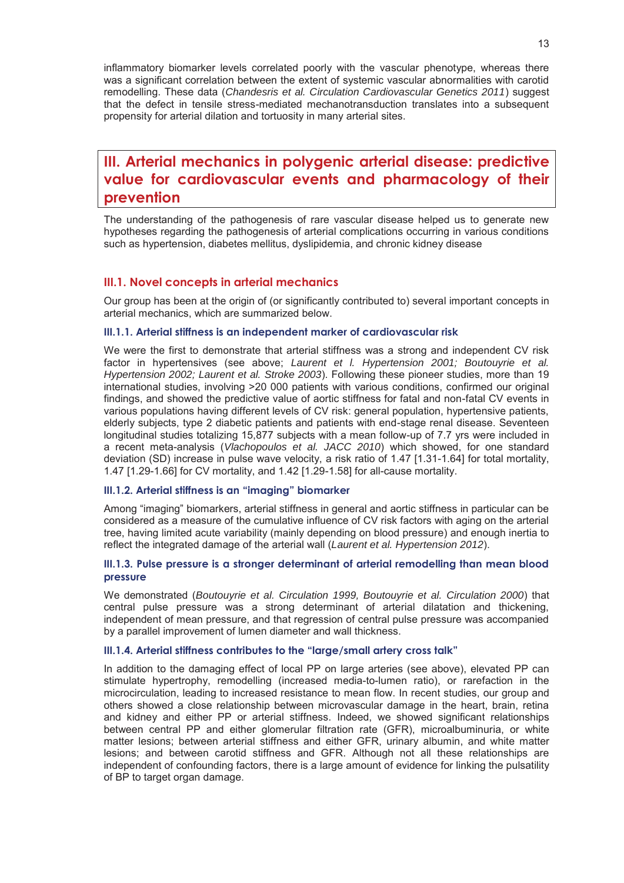inflammatory biomarker levels correlated poorly with the vascular phenotype, whereas there was a significant correlation between the extent of systemic vascular abnormalities with carotid remodelling. These data (*Chandesris et al. Circulation Cardiovascular Genetics 2011*) suggest that the defect in tensile stress-mediated mechanotransduction translates into a subsequent propensity for arterial dilation and tortuosity in many arterial sites.

# III. Arterial mechanics in polygenic arterial disease: predictive value for cardiovascular events and pharmacology of their prevention

The understanding of the pathogenesis of rare vascular disease helped us to generate new hypotheses regarding the pathogenesis of arterial complications occurring in various conditions such as hypertension, diabetes mellitus, dyslipidemia, and chronic kidney disease

## III.1. Novel concepts in arterial mechanics

Our group has been at the origin of (or significantly contributed to) several important concepts in arterial mechanics, which are summarized below.

### III.1.1. Arterial stiffness is an independent marker of cardiovascular risk

We were the first to demonstrate that arterial stiffness was a strong and independent CV risk factor in hypertensives (see above; *Laurent et l. Hypertension 2001; Boutouyrie et al. Hypertension 2002; Laurent et al. Stroke 2003*). Following these pioneer studies, more than 19 international studies, involving >20 000 patients with various conditions, confirmed our original findings, and showed the predictive value of aortic stiffness for fatal and non-fatal CV events in various populations having different levels of CV risk: general population, hypertensive patients, elderly subjects, type 2 diabetic patients and patients with end-stage renal disease. Seventeen longitudinal studies totalizing 15,877 subjects with a mean follow-up of 7.7 yrs were included in a recent meta-analysis (*Vlachopoulos et al. JACC 2010*) which showed, for one standard deviation (SD) increase in pulse wave velocity, a risk ratio of 1.47 [1.31-1.64] for total mortality, 1.47 [1.29-1.66] for CV mortality, and 1.42 [1.29-1.58] for all-cause mortality.

### III.1.2. Arterial stiffness is an "imaging" biomarker

Among "imaging" biomarkers, arterial stiffness in general and aortic stiffness in particular can be considered as a measure of the cumulative influence of CV risk factors with aging on the arterial tree, having limited acute variability (mainly depending on blood pressure) and enough inertia to reflect the integrated damage of the arterial wall (*Laurent et al. Hypertension 2012*).

### III.1.3. Pulse pressure is a stronger determinant of arterial remodelling than mean blood pressure

We demonstrated (*Boutouyrie et al. Circulation 1999, Boutouyrie et al. Circulation 2000*) that central pulse pressure was a strong determinant of arterial dilatation and thickening, independent of mean pressure, and that regression of central pulse pressure was accompanied by a parallel improvement of lumen diameter and wall thickness.

### III.1.4. Arterial stiffness contributes to the "large/small artery cross talk"

In addition to the damaging effect of local PP on large arteries (see above), elevated PP can stimulate hypertrophy, remodelling (increased media-to-lumen ratio), or rarefaction in the microcirculation, leading to increased resistance to mean flow. In recent studies, our group and others showed a close relationship between microvascular damage in the heart, brain, retina and kidney and either PP or arterial stiffness. Indeed, we showed significant relationships between central PP and either glomerular filtration rate (GFR), microalbuminuria, or white matter lesions; between arterial stiffness and either GFR, urinary albumin, and white matter lesions; and between carotid stiffness and GFR. Although not all these relationships are independent of confounding factors, there is a large amount of evidence for linking the pulsatility of BP to target organ damage.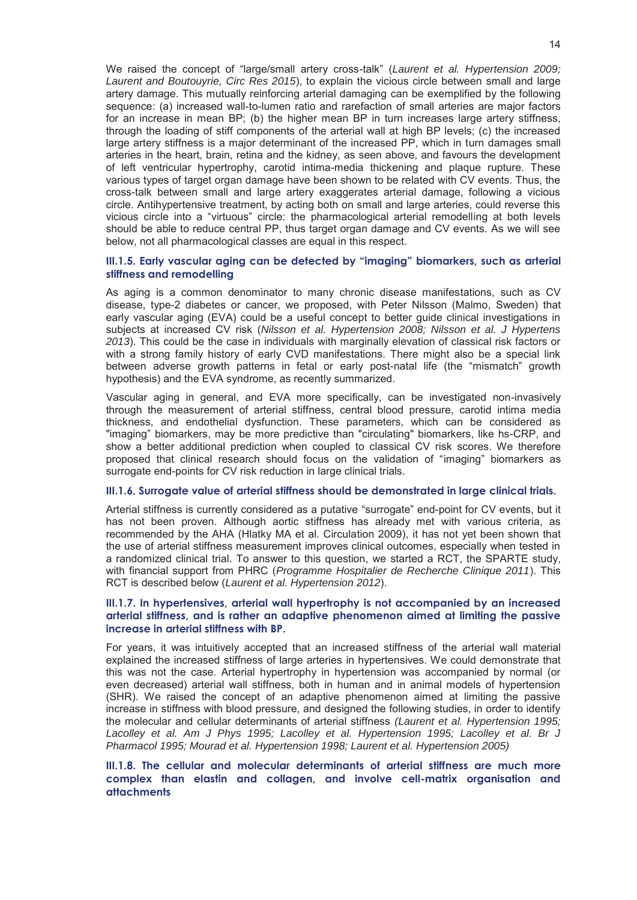We raised the concept of "large/small artery cross-talk" (*Laurent et al. Hypertension 2009; Laurent and Boutouyrie, Circ Res 2015*), to explain the vicious circle between small and large artery damage. This mutually reinforcing arterial damaging can be exemplified by the following sequence: (a) increased wall-to-lumen ratio and rarefaction of small arteries are major factors for an increase in mean BP; (b) the higher mean BP in turn increases large artery stiffness, through the loading of stiff components of the arterial wall at high BP levels; (c) the increased large artery stiffness is a major determinant of the increased PP, which in turn damages small arteries in the heart, brain, retina and the kidney, as seen above, and favours the development of left ventricular hypertrophy, carotid intima-media thickening and plaque rupture. These various types of target organ damage have been shown to be related with CV events. Thus, the cross-talk between small and large artery exaggerates arterial damage, following a vicious circle. Antihypertensive treatment, by acting both on small and large arteries, could reverse this vicious circle into a "virtuous" circle: the pharmacological arterial remodelling at both levels should be able to reduce central PP, thus target organ damage and CV events. As we will see below, not all pharmacological classes are equal in this respect.

### III.1.5. Early vascular aging can be detected by "imaging" biomarkers, such as arterial stiffness and remodelling

As aging is a common denominator to many chronic disease manifestations, such as CV disease, type-2 diabetes or cancer, we proposed, with Peter Nilsson (Malmo, Sweden) that early vascular aging (EVA) could be a useful concept to better guide clinical investigations in subjects at increased CV risk (*Nilsson et al. Hypertension 2008; Nilsson et al. J Hypertens 2013*). This could be the case in individuals with marginally elevation of classical risk factors or with a strong family history of early CVD manifestations. There might also be a special link between adverse growth patterns in fetal or early post-natal life (the "mismatch" growth hypothesis) and the EVA syndrome, as recently summarized.

Vascular aging in general, and EVA more specifically, can be investigated non-invasively through the measurement of arterial stiffness, central blood pressure, carotid intima media thickness, and endothelial dysfunction. These parameters, which can be considered as "imaging" biomarkers, may be more predictive than "circulating" biomarkers, like hs-CRP, and show a better additional prediction when coupled to classical CV risk scores. We therefore proposed that clinical research should focus on the validation of "imaging" biomarkers as surrogate end-points for CV risk reduction in large clinical trials.

### III.1.6. Surrogate value of arterial stiffness should be demonstrated in large clinical trials.

Arterial stiffness is currently considered as a putative "surrogate" end-point for CV events, but it has not been proven. Although aortic stiffness has already met with various criteria, as recommended by the AHA (Hlatky MA et al. Circulation 2009), it has not yet been shown that the use of arterial stiffness measurement improves clinical outcomes, especially when tested in a randomized clinical trial. To answer to this question, we started a RCT, the SPARTE study, with financial support from PHRC (*Programme Hospitalier de Recherche Clinique 2011*). This RCT is described below (*Laurent et al. Hypertension 2012*).

### III.1.7. In hypertensives, arterial wall hypertrophy is not accompanied by an increased arterial stiffness, and is rather an adaptive phenomenon aimed at limiting the passive increase in arterial stiffness with BP.

For years, it was intuitively accepted that an increased stiffness of the arterial wall material explained the increased stiffness of large arteries in hypertensives. We could demonstrate that this was not the case. Arterial hypertrophy in hypertension was accompanied by normal (or even decreased) arterial wall stiffness, both in human and in animal models of hypertension (SHR). We raised the concept of an adaptive phenomenon aimed at limiting the passive increase in stiffness with blood pressure, and designed the following studies, in order to identify the molecular and cellular determinants of arterial stiffness *(Laurent et al. Hypertension 1995; Lacolley et al. Am J Phys 1995; Lacolley et al. Hypertension 1995; Lacolley et al. Br J Pharmacol 1995; Mourad et al. Hypertension 1998; Laurent et al. Hypertension 2005)*

### III.1.8. The cellular and molecular determinants of arterial stiffness are much more complex than elastin and collagen, and involve cell-matrix organisation and attachments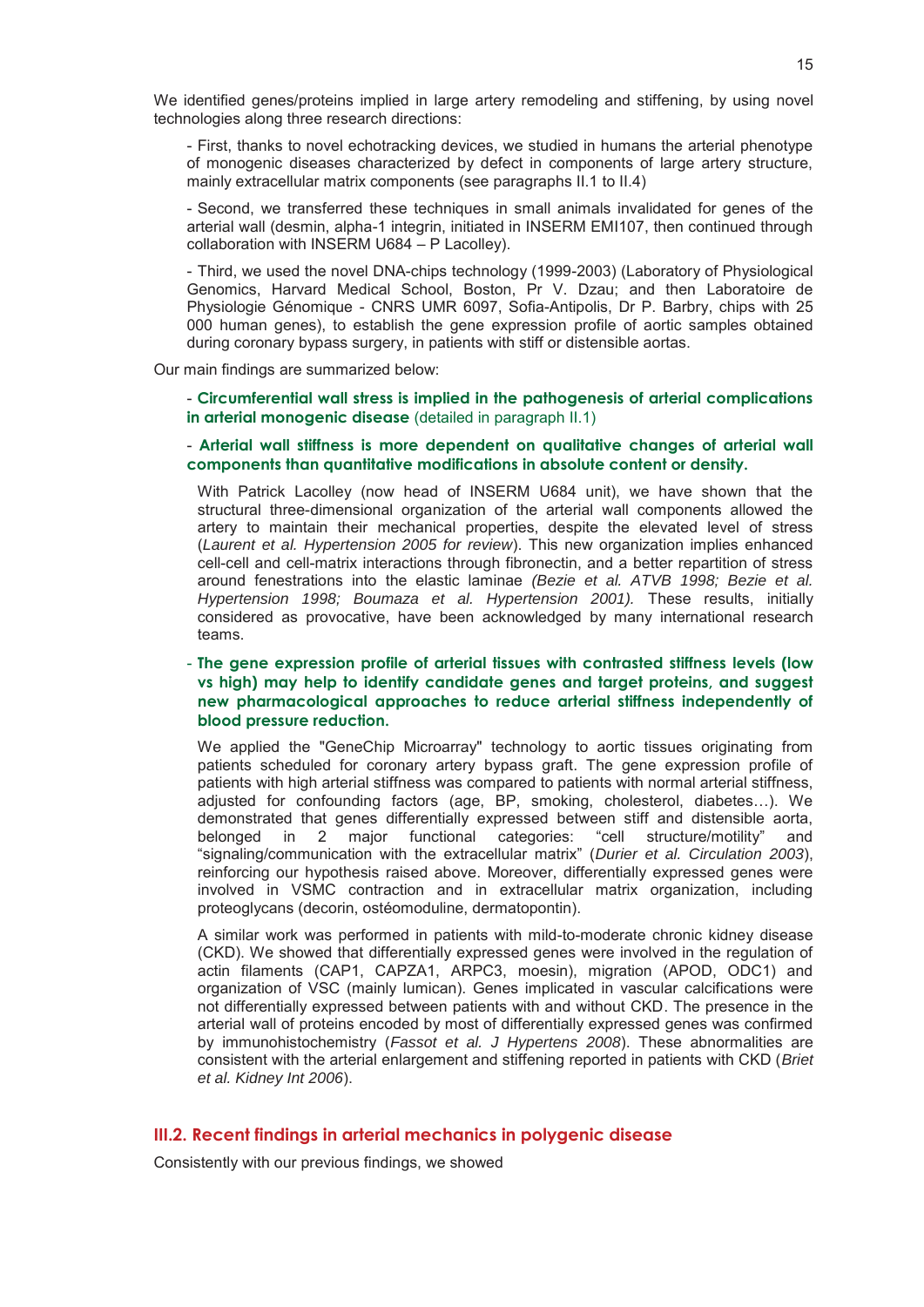We identified genes/proteins implied in large artery remodeling and stiffening, by using novel technologies along three research directions:

- First, thanks to novel echotracking devices, we studied in humans the arterial phenotype of monogenic diseases characterized by defect in components of large artery structure, mainly extracellular matrix components (see paragraphs II.1 to II.4)

- Second, we transferred these techniques in small animals invalidated for genes of the arterial wall (desmin, alpha-1 integrin, initiated in INSERM EMI107, then continued through collaboration with INSERM U684 – P Lacolley).

- Third, we used the novel DNA-chips technology (1999-2003) (Laboratory of Physiological Genomics, Harvard Medical School, Boston, Pr V. Dzau; and then Laboratoire de Physiologie Génomique - CNRS UMR 6097, Sofia-Antipolis, Dr P. Barbry, chips with 25 000 human genes), to establish the gene expression profile of aortic samples obtained during coronary bypass surgery, in patients with stiff or distensible aortas.

Our main findings are summarized below:

- **Circumferential wall stress is implied in the pathogenesis of arterial complications in arterial monogenic disease** (detailed in paragraph II.1)

- **Arterial wall stiffness is more dependent on qualitative changes of arterial wall components than quantitative modifications in absolute content or density.**

With Patrick Lacolley (now head of INSERM U684 unit), we have shown that the structural three-dimensional organization of the arterial wall components allowed the artery to maintain their mechanical properties, despite the elevated level of stress (*Laurent et al. Hypertension 2005 for review*). This new organization implies enhanced cell-cell and cell-matrix interactions through fibronectin, and a better repartition of stress around fenestrations into the elastic laminae *(Bezie et al. ATVB 1998; Bezie et al. Hypertension 1998; Boumaza et al. Hypertension 2001).* These results, initially considered as provocative, have been acknowledged by many international research teams.

- **The gene expression profile of arterial tissues with contrasted stiffness levels (low vs high) may help to identify candidate genes and target proteins, and suggest new pharmacological approaches to reduce arterial stiffness independently of blood pressure reduction.**

We applied the "GeneChip Microarray" technology to aortic tissues originating from patients scheduled for coronary artery bypass graft. The gene expression profile of patients with high arterial stiffness was compared to patients with normal arterial stiffness, adjusted for confounding factors (age, BP, smoking, cholesterol, diabetes…). We demonstrated that genes differentially expressed between stiff and distensible aorta, belonged in 2 major functional categories: "cell structure/motility" and "signaling/communication with the extracellular matrix" (*Durier et al. Circulation 2003*), reinforcing our hypothesis raised above. Moreover, differentially expressed genes were involved in VSMC contraction and in extracellular matrix organization, including proteoglycans (decorin, ostéomoduline, dermatopontin).

A similar work was performed in patients with mild-to-moderate chronic kidney disease (CKD). We showed that differentially expressed genes were involved in the regulation of actin filaments (CAP1, CAPZA1, ARPC3, moesin), migration (APOD, ODC1) and organization of VSC (mainly lumican). Genes implicated in vascular calcifications were not differentially expressed between patients with and without CKD. The presence in the arterial wall of proteins encoded by most of differentially expressed genes was confirmed by immunohistochemistry (*Fassot et al. J Hypertens 2008*). These abnormalities are consistent with the arterial enlargement and stiffening reported in patients with CKD (*Briet et al. Kidney Int 2006*).

### III.2. Recent findings in arterial mechanics in polygenic disease

Consistently with our previous findings, we showed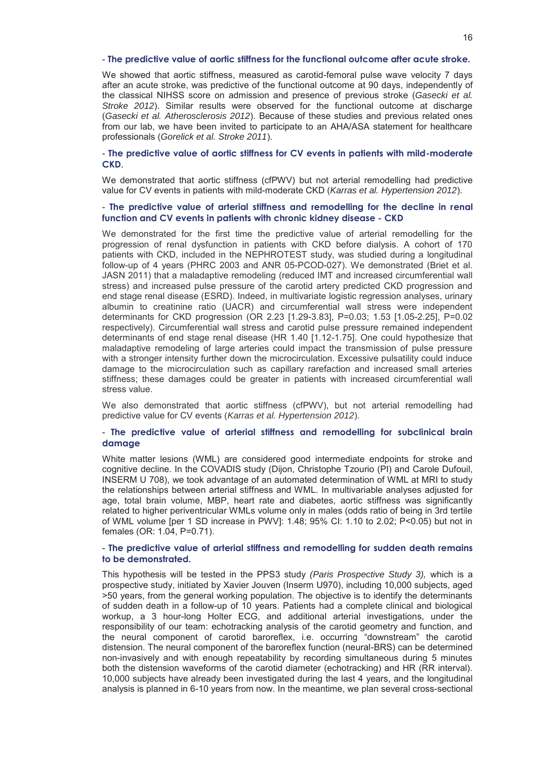- **The predictive value of aortic stiffness for the functional outcome after acute stroke.**

We showed that aortic stiffness, measured as carotid-femoral pulse wave velocity 7 days after an acute stroke, was predictive of the functional outcome at 90 days, independently of the classical NIHSS score on admission and presence of previous stroke (*Gasecki et al. Stroke 2012*). Similar results were observed for the functional outcome at discharge (*Gasecki et al. Atherosclerosis 2012*). Because of these studies and previous related ones from our lab, we have been invited to participate to an AHA/ASA statement for healthcare professionals (*Gorelick et al. Stroke 2011*).

- **The predictive value of aortic stiffness for CV events in patients with mild-moderate CKD.**

We demonstrated that aortic stiffness (cfPWV) but not arterial remodelling had predictive value for CV events in patients with mild-moderate CKD (*Karras et al. Hypertension 2012*).

- **The predictive value of arterial stiffness and remodelling for the decline in renal function and CV events in patients with chronic kidney disease - CKD**

We demonstrated for the first time the predictive value of arterial remodelling for the progression of renal dysfunction in patients with CKD before dialysis. A cohort of 170 patients with CKD, included in the NEPHROTEST study, was studied during a longitudinal follow-up of 4 years (PHRC 2003 and ANR 05-PCOD-027). We demonstrated (Briet et al. JASN 2011) that a maladaptive remodeling (reduced IMT and increased circumferential wall stress) and increased pulse pressure of the carotid artery predicted CKD progression and end stage renal disease (ESRD). Indeed, in multivariate logistic regression analyses, urinary albumin to creatinine ratio (UACR) and circumferential wall stress were independent determinants for CKD progression (OR 2.23 [1.29-3.83], P=0.03; 1.53 [1.05-2.25], P=0.02 respectively). Circumferential wall stress and carotid pulse pressure remained independent determinants of end stage renal disease (HR 1.40 [1.12-1.75]. One could hypothesize that maladaptive remodeling of large arteries could impact the transmission of pulse pressure with a stronger intensity further down the microcirculation. Excessive pulsatility could induce damage to the microcirculation such as capillary rarefaction and increased small arteries stiffness; these damages could be greater in patients with increased circumferential wall stress value.

We also demonstrated that aortic stiffness (cfPWV), but not arterial remodelling had predictive value for CV events (*Karras et al. Hypertension 2012*).

- **The predictive value of arterial stiffness and remodelling for subclinical brain damage**

White matter lesions (WML) are considered good intermediate endpoints for stroke and cognitive decline. In the COVADIS study (Dijon, Christophe Tzourio (PI) and Carole Dufouil, INSERM U 708), we took advantage of an automated determination of WML at MRI to study the relationships between arterial stiffness and WML. In multivariable analyses adjusted for age, total brain volume, MBP, heart rate and diabetes, aortic stiffness was significantly related to higher periventricular WMLs volume only in males (odds ratio of being in 3rd tertile of WML volume [per 1 SD increase in PWV]: 1.48; 95% CI: 1.10 to 2.02; P<0.05) but not in females (OR: 1.04, P=0.71).

- **The predictive value of arterial stiffness and remodelling for sudden death remains to be demonstrated.**

This hypothesis will be tested in the PPS3 study *(Paris Prospective Study 3),* which is a prospective study, initiated by Xavier Jouven (Inserm U970), including 10,000 subjects, aged >50 years, from the general working population. The objective is to identify the determinants of sudden death in a follow-up of 10 years. Patients had a complete clinical and biological workup, a 3 hour-long Holter ECG, and additional arterial investigations, under the responsibility of our team: echotracking analysis of the carotid geometry and function, and the neural component of carotid baroreflex, i.e. occurring "downstream" the carotid distension. The neural component of the baroreflex function (neural-BRS) can be determined non-invasively and with enough repeatability by recording simultaneous during 5 minutes both the distension waveforms of the carotid diameter (echotracking) and HR (RR interval). 10,000 subjects have already been investigated during the last 4 years, and the longitudinal analysis is planned in 6-10 years from now. In the meantime, we plan several cross-sectional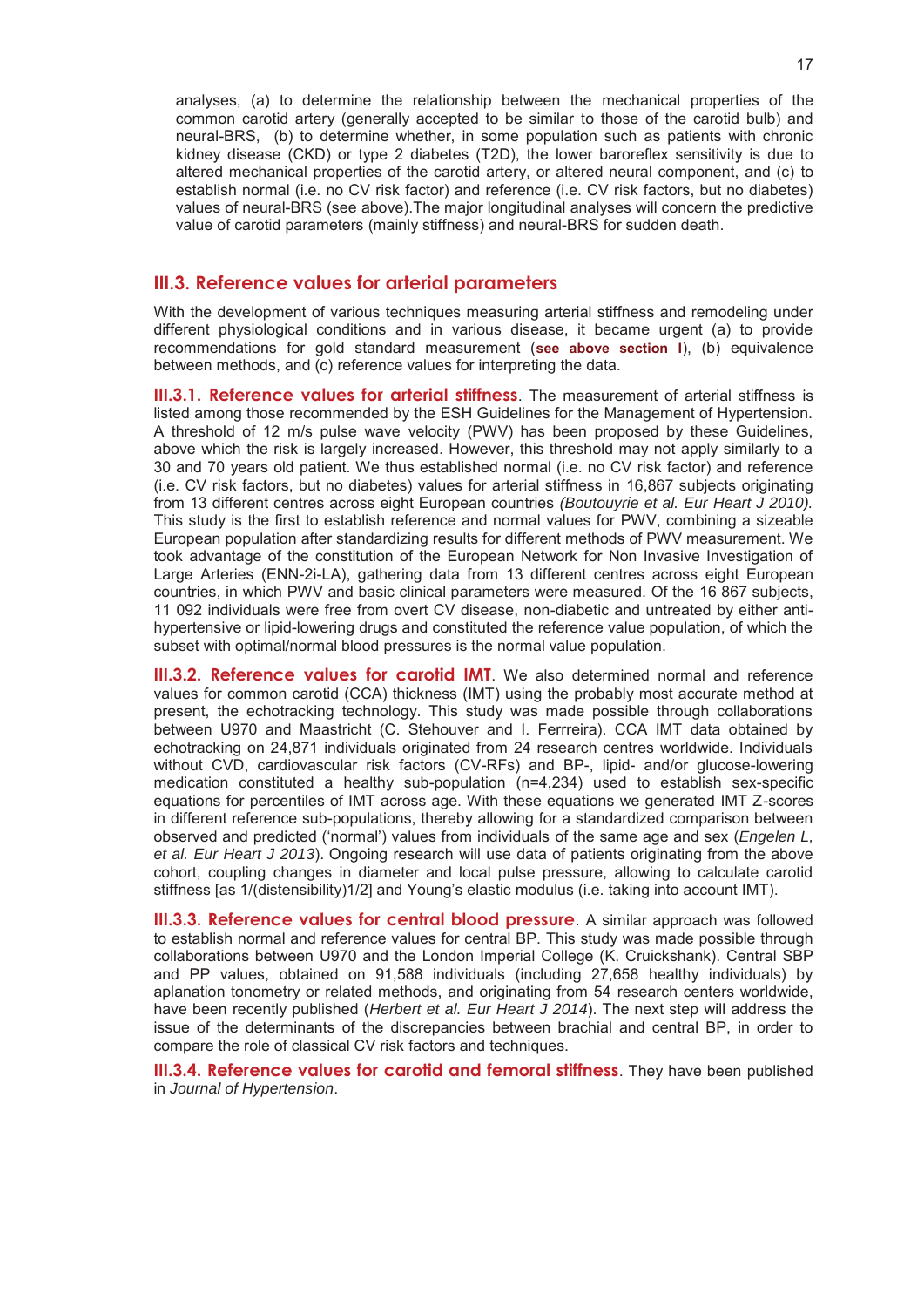analyses, (a) to determine the relationship between the mechanical properties of the common carotid artery (generally accepted to be similar to those of the carotid bulb) and neural-BRS, (b) to determine whether, in some population such as patients with chronic kidney disease (CKD) or type 2 diabetes (T2D), the lower baroreflex sensitivity is due to altered mechanical properties of the carotid artery, or altered neural component, and (c) to establish normal (i.e. no CV risk factor) and reference (i.e. CV risk factors, but no diabetes) values of neural-BRS (see above).The major longitudinal analyses will concern the predictive value of carotid parameters (mainly stiffness) and neural-BRS for sudden death.

## III.3. Reference values for arterial parameters

With the development of various techniques measuring arterial stiffness and remodeling under different physiological conditions and in various disease, it became urgent (a) to provide recommendations for gold standard measurement (**see above section I**), (b) equivalence between methods, and (c) reference values for interpreting the data.

**III.3.1. Reference values for arterial stiffness**. The measurement of arterial stiffness is listed among those recommended by the ESH Guidelines for the Management of Hypertension. A threshold of 12 m/s pulse wave velocity (PWV) has been proposed by these Guidelines, above which the risk is largely increased. However, this threshold may not apply similarly to a 30 and 70 years old patient. We thus established normal (i.e. no CV risk factor) and reference (i.e. CV risk factors, but no diabetes) values for arterial stiffness in 16,867 subjects originating from 13 different centres across eight European countries *(Boutouyrie et al. Eur Heart J 2010).* This study is the first to establish reference and normal values for PWV, combining a sizeable European population after standardizing results for different methods of PWV measurement. We took advantage of the constitution of the European Network for Non Invasive Investigation of Large Arteries (ENN-2i-LA), gathering data from 13 different centres across eight European countries, in which PWV and basic clinical parameters were measured. Of the 16 867 subjects, 11 092 individuals were free from overt CV disease, non-diabetic and untreated by either anti-hypertensive or lipid-lowering drugs and constituted the reference value population, of which the subset with optimal/normal blood pressures is the normal value population.

**III.3.2. Reference values for carotid IMT**. We also determined normal and reference values for common carotid (CCA) thickness (IMT) using the probably most accurate method at present, the echotracking technology. This study was made possible through collaborations between U970 and Maastricht (C. Stehouver and I. Ferrreira). CCA IMT data obtained by echotracking on 24,871 individuals originated from 24 research centres worldwide. Individuals without CVD, cardiovascular risk factors (CV-RFs) and BP-, lipid- and/or glucose-lowering medication constituted a healthy sub-population (n=4,234) used to establish sex-specific equations for percentiles of IMT across age. With these equations we generated IMT Z-scores in different reference sub-populations, thereby allowing for a standardized comparison between observed and predicted ('normal') values from individuals of the same age and sex (*Engelen L, et al. Eur Heart J 2013*). Ongoing research will use data of patients originating from the above cohort, coupling changes in diameter and local pulse pressure, allowing to calculate carotid stiffness [as 1/(distensibility)1/2] and Young's elastic modulus (i.e. taking into account IMT).

**III.3.3. Reference values for central blood pressure**. A similar approach was followed to establish normal and reference values for central BP. This study was made possible through collaborations between U970 and the London Imperial College (K. Cruickshank). Central SBP and PP values, obtained on 91,588 individuals (including 27,658 healthy individuals) by aplanation tonometry or related methods, and originating from 54 research centers worldwide, have been recently published (*Herbert et al. Eur Heart J 2014*). The next step will address the issue of the determinants of the discrepancies between brachial and central BP, in order to compare the role of classical CV risk factors and techniques.

**III.3.4. Reference values for carotid and femoral stiffness**. They have been published in *Journal of Hypertension*.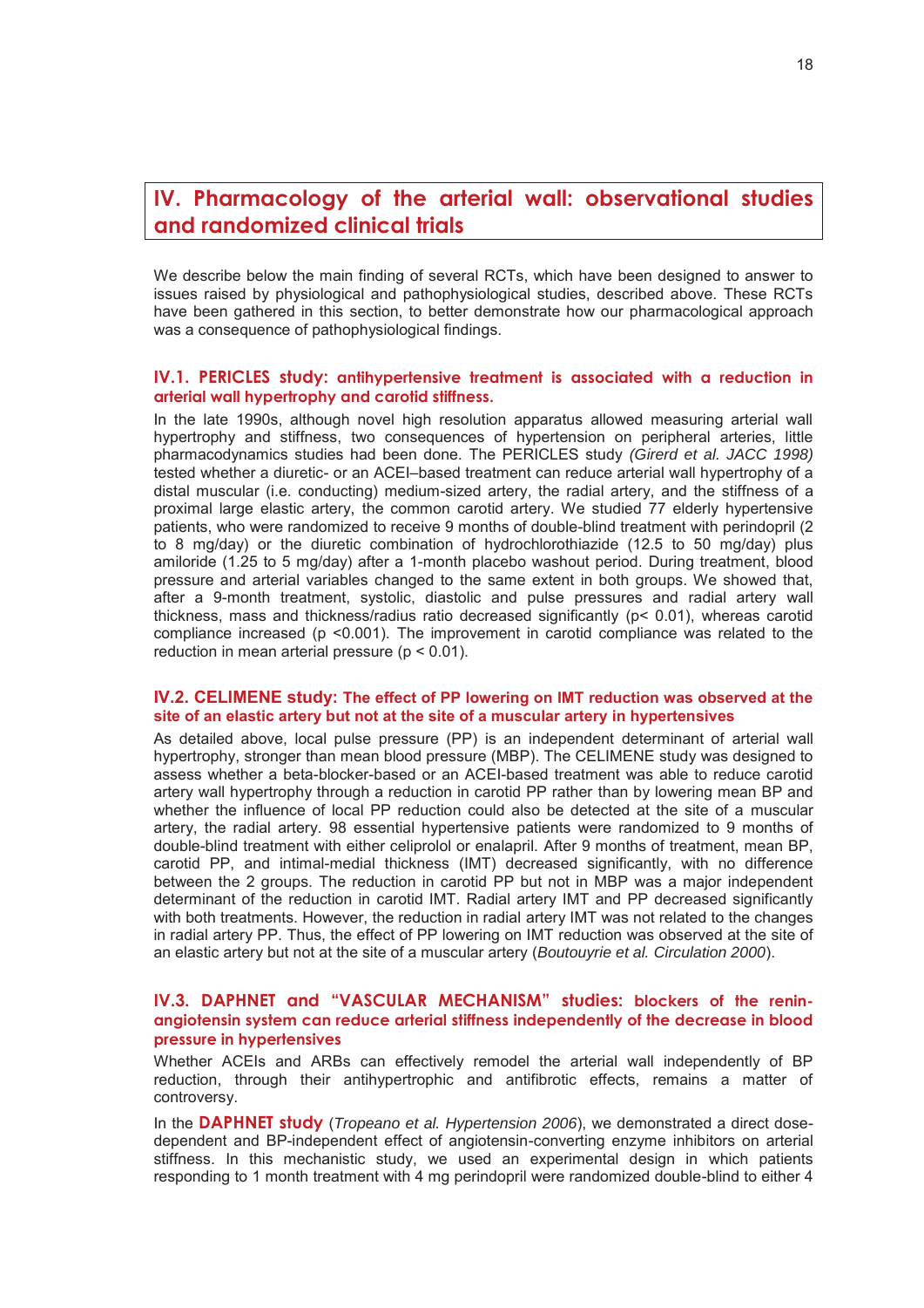# IV. Pharmacology of the arterial wall: observational studies and randomized clinical trials

We describe below the main finding of several RCTs, which have been designed to answer to issues raised by physiological and pathophysiological studies, described above. These RCTs have been gathered in this section, to better demonstrate how our pharmacological approach was a consequence of pathophysiological findings.

## IV.1. PERICLES study: antihypertensive treatment is associated with a reduction in arterial wall hypertrophy and carotid stiffness.

In the late 1990s, although novel high resolution apparatus allowed measuring arterial wall hypertrophy and stiffness, two consequences of hypertension on peripheral arteries, little pharmacodynamics studies had been done. The PERICLES study *(Girerd et al. JACC 1998)* tested whether a diuretic- or an ACEI–based treatment can reduce arterial wall hypertrophy of a distal muscular (i.e. conducting) medium-sized artery, the radial artery, and the stiffness of a proximal large elastic artery, the common carotid artery. We studied 77 elderly hypertensive patients, who were randomized to receive 9 months of double-blind treatment with perindopril (2 to 8 mg/day) or the diuretic combination of hydrochlorothiazide (12.5 to 50 mg/day) plus amiloride (1.25 to 5 mg/day) after a 1-month placebo washout period. During treatment, blood pressure and arterial variables changed to the same extent in both groups. We showed that, after a 9-month treatment, systolic, diastolic and pulse pressures and radial artery wall thickness, mass and thickness/radius ratio decreased significantly ($p < 0.01$), whereas carotid compliance increased ($p < 0.001$). The improvement in carotid compliance was related to the reduction in mean arterial pressure ($p < 0.01$).

## IV.2. CELIMENE study: The effect of PP lowering on IMT reduction was observed at the site of an elastic artery but not at the site of a muscular artery in hypertensives

As detailed above, local pulse pressure (PP) is an independent determinant of arterial wall hypertrophy, stronger than mean blood pressure (MBP). The CELIMENE study was designed to assess whether a beta-blocker-based or an ACEI-based treatment was able to reduce carotid artery wall hypertrophy through a reduction in carotid PP rather than by lowering mean BP and whether the influence of local PP reduction could also be detected at the site of a muscular artery, the radial artery. 98 essential hypertensive patients were randomized to 9 months of double-blind treatment with either celiprolol or enalapril. After 9 months of treatment, mean BP, carotid PP, and intimal-medial thickness (IMT) decreased significantly, with no difference between the 2 groups. The reduction in carotid PP but not in MBP was a major independent determinant of the reduction in carotid IMT. Radial artery IMT and PP decreased significantly with both treatments. However, the reduction in radial artery IMT was not related to the changes in radial artery PP. Thus, the effect of PP lowering on IMT reduction was observed at the site of an elastic artery but not at the site of a muscular artery (*Boutouyrie et al. Circulation 2000*).

## IV.3. DAPHNET and "VASCULAR MECHANISM" studies: blockers of the renin-angiotensin system can reduce arterial stiffness independently of the decrease in blood pressure in hypertensives

Whether ACEIs and ARBs can effectively remodel the arterial wall independently of BP reduction, through their antihypertrophic and antifibrotic effects, remains a matter of controversy.

In the **DAPHNET study** (*Tropeano et al. Hypertension 2006*), we demonstrated a direct dose-dependent and BP-independent effect of angiotensin-converting enzyme inhibitors on arterial stiffness. In this mechanistic study, we used an experimental design in which patients responding to 1 month treatment with 4 mg perindopril were randomized double-blind to either 4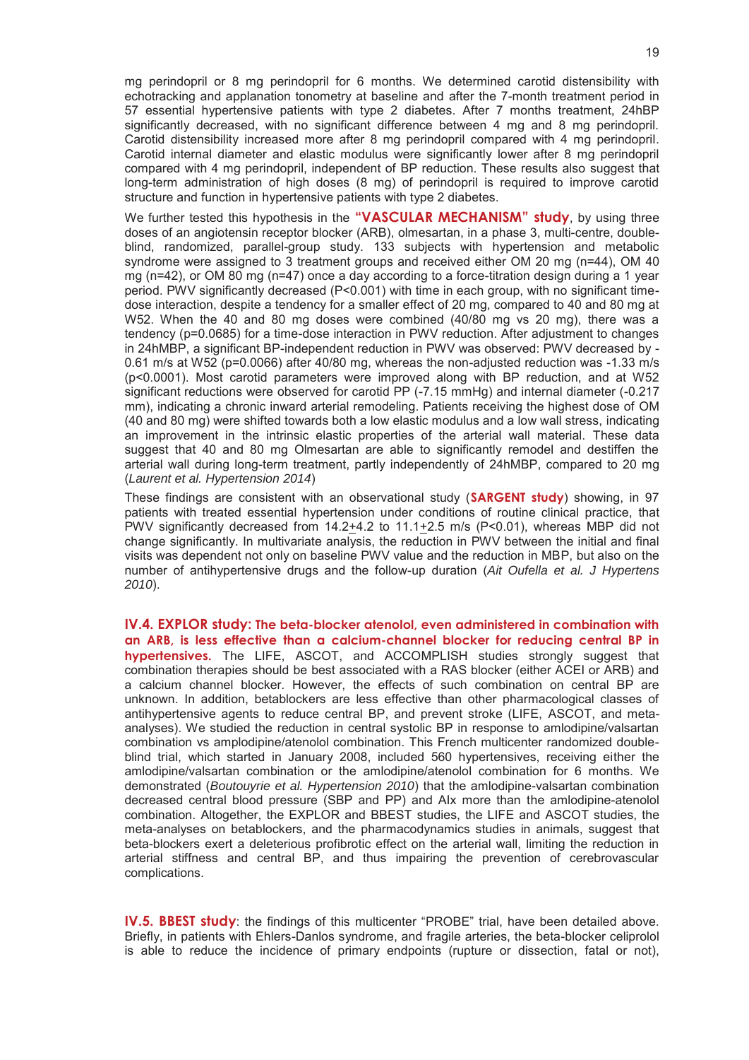mg perindopril or 8 mg perindopril for 6 months. We determined carotid distensibility with echotracking and applanation tonometry at baseline and after the 7-month treatment period in 57 essential hypertensive patients with type 2 diabetes. After 7 months treatment, 24hBP significantly decreased, with no significant difference between 4 mg and 8 mg perindopril. Carotid distensibility increased more after 8 mg perindopril compared with 4 mg perindopril. Carotid internal diameter and elastic modulus were significantly lower after 8 mg perindopril compared with 4 mg perindopril, independent of BP reduction. These results also suggest that long-term administration of high doses (8 mg) of perindopril is required to improve carotid structure and function in hypertensive patients with type 2 diabetes.

We further tested this hypothesis in the **"VASCULAR MECHANISM" study**, by using three doses of an angiotensin receptor blocker (ARB), olmesartan, in a phase 3, multi-centre, double-blind, randomized, parallel-group study. 133 subjects with hypertension and metabolic syndrome were assigned to 3 treatment groups and received either OM 20 mg (n=44), OM 40 mg (n=42), or OM 80 mg (n=47) once a day according to a force-titration design during a 1 year period. PWV significantly decreased (P<0.001) with time in each group, with no significant time-dose interaction, despite a tendency for a smaller effect of 20 mg, compared to 40 and 80 mg at W52. When the 40 and 80 mg doses were combined (40/80 mg vs 20 mg), there was a tendency (p=0.0685) for a time-dose interaction in PWV reduction. After adjustment to changes in 24hMBP, a significant BP-independent reduction in PWV was observed: PWV decreased by -0.61 m/s at W52 (p=0.0066) after 40/80 mg, whereas the non-adjusted reduction was -1.33 m/s (p<0.0001). Most carotid parameters were improved along with BP reduction, and at W52 significant reductions were observed for carotid PP (-7.15 mmHg) and internal diameter (-0.217 mm), indicating a chronic inward arterial remodeling. Patients receiving the highest dose of OM (40 and 80 mg) were shifted towards both a low elastic modulus and a low wall stress, indicating an improvement in the intrinsic elastic properties of the arterial wall material. These data suggest that 40 and 80 mg Olmesartan are able to significantly remodel and destiffen the arterial wall during long-term treatment, partly independently of 24hMBP, compared to 20 mg (*Laurent et al. Hypertension 2014*)

These findings are consistent with an observational study (**SARGENT study**) showing, in 97 patients with treated essential hypertension under conditions of routine clinical practice, that PWV significantly decreased from 14.2±4.2 to 11.1±2.5 m/s (P<0.01), whereas MBP did not change significantly. In multivariate analysis, the reduction in PWV between the initial and final visits was dependent not only on baseline PWV value and the reduction in MBP, but also on the number of antihypertensive drugs and the follow-up duration (*Ait Oufella et al. J Hypertens 2010*).

**IV.4. EXPLOR study: The beta-blocker atenolol, even administered in combination with an ARB, is less effective than a calcium-channel blocker for reducing central BP in hypertensives.** The LIFE, ASCOT, and ACCOMPLISH studies strongly suggest that combination therapies should be best associated with a RAS blocker (either ACEI or ARB) and a calcium channel blocker. However, the effects of such combination on central BP are unknown. In addition, betablockers are less effective than other pharmacological classes of antihypertensive agents to reduce central BP, and prevent stroke (LIFE, ASCOT, and meta-analyses). We studied the reduction in central systolic BP in response to amlodipine/valsartan combination vs amplodipine/atenolol combination. This French multicenter randomized double-blind trial, which started in January 2008, included 560 hypertensives, receiving either the amlodipine/valsartan combination or the amlodipine/atenolol combination for 6 months. We demonstrated (*Boutouyrie et al. Hypertension 2010*) that the amlodipine-valsartan combination decreased central blood pressure (SBP and PP) and AIx more than the amlodipine-atenolol combination. Altogether, the EXPLOR and BBEST studies, the LIFE and ASCOT studies, the meta-analyses on betablockers, and the pharmacodynamics studies in animals, suggest that beta-blockers exert a deleterious profibrotic effect on the arterial wall, limiting the reduction in arterial stiffness and central BP, and thus impairing the prevention of cerebrovascular complications.

**IV.5. BBEST study**: the findings of this multicenter "PROBE" trial, have been detailed above. Briefly, in patients with Ehlers-Danlos syndrome, and fragile arteries, the beta-blocker celiprolol is able to reduce the incidence of primary endpoints (rupture or dissection, fatal or not),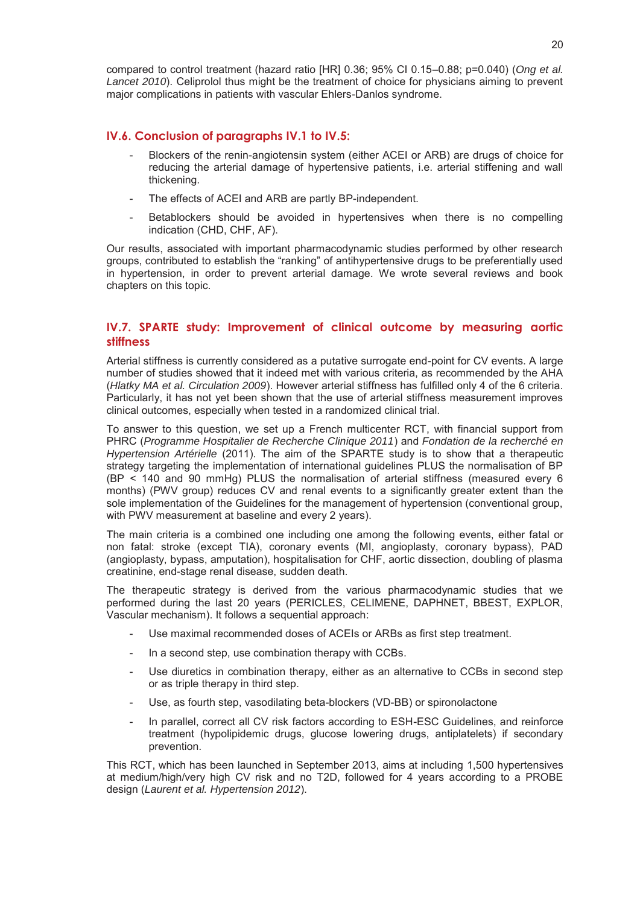compared to control treatment (hazard ratio [HR] 0.36; 95% CI 0.15–0.88; p=0.040) (*Ong et al. Lancet 2010*). Celiprolol thus might be the treatment of choice for physicians aiming to prevent major complications in patients with vascular Ehlers-Danlos syndrome.

## IV.6. Conclusion of paragraphs IV.1 to IV.5:

- Blockers of the renin-angiotensin system (either ACEI or ARB) are drugs of choice for reducing the arterial damage of hypertensive patients, i.e. arterial stiffening and wall thickening.
- The effects of ACEI and ARB are partly BP-independent.
- Betablockers should be avoided in hypertensives when there is no compelling indication (CHD, CHF, AF).

Our results, associated with important pharmacodynamic studies performed by other research groups, contributed to establish the "ranking" of antihypertensive drugs to be preferentially used in hypertension, in order to prevent arterial damage. We wrote several reviews and book chapters on this topic.

## IV.7. SPARTE study: Improvement of clinical outcome by measuring aortic stiffness

Arterial stiffness is currently considered as a putative surrogate end-point for CV events. A large number of studies showed that it indeed met with various criteria, as recommended by the AHA (*Hlatky MA et al. Circulation 2009*). However arterial stiffness has fulfilled only 4 of the 6 criteria. Particularly, it has not yet been shown that the use of arterial stiffness measurement improves clinical outcomes, especially when tested in a randomized clinical trial.

To answer to this question, we set up a French multicenter RCT, with financial support from PHRC (*Programme Hospitalier de Recherche Clinique 2011*) and *Fondation de la recherché en Hypertension Artérielle* (2011). The aim of the SPARTE study is to show that a therapeutic strategy targeting the implementation of international guidelines PLUS the normalisation of BP (BP < 140 and 90 mmHg) PLUS the normalisation of arterial stiffness (measured every 6 months) (PWV group) reduces CV and renal events to a significantly greater extent than the sole implementation of the Guidelines for the management of hypertension (conventional group, with PWV measurement at baseline and every 2 years).

The main criteria is a combined one including one among the following events, either fatal or non fatal: stroke (except TIA), coronary events (MI, angioplasty, coronary bypass), PAD (angioplasty, bypass, amputation), hospitalisation for CHF, aortic dissection, doubling of plasma creatinine, end-stage renal disease, sudden death.

The therapeutic strategy is derived from the various pharmacodynamic studies that we performed during the last 20 years (PERICLES, CELIMENE, DAPHNET, BBEST, EXPLOR, Vascular mechanism). It follows a sequential approach:

- Use maximal recommended doses of ACEIs or ARBs as first step treatment.
- In a second step, use combination therapy with CCBs.
- Use diuretics in combination therapy, either as an alternative to CCBs in second step or as triple therapy in third step.
- Use, as fourth step, vasodilating beta-blockers (VD-BB) or spironolactone
- In parallel, correct all CV risk factors according to ESH-ESC Guidelines, and reinforce treatment (hypolipidemic drugs, glucose lowering drugs, antiplatelets) if secondary prevention.

This RCT, which has been launched in September 2013, aims at including 1,500 hypertensives at medium/high/very high CV risk and no T2D, followed for 4 years according to a PROBE design (*Laurent et al. Hypertension 2012*).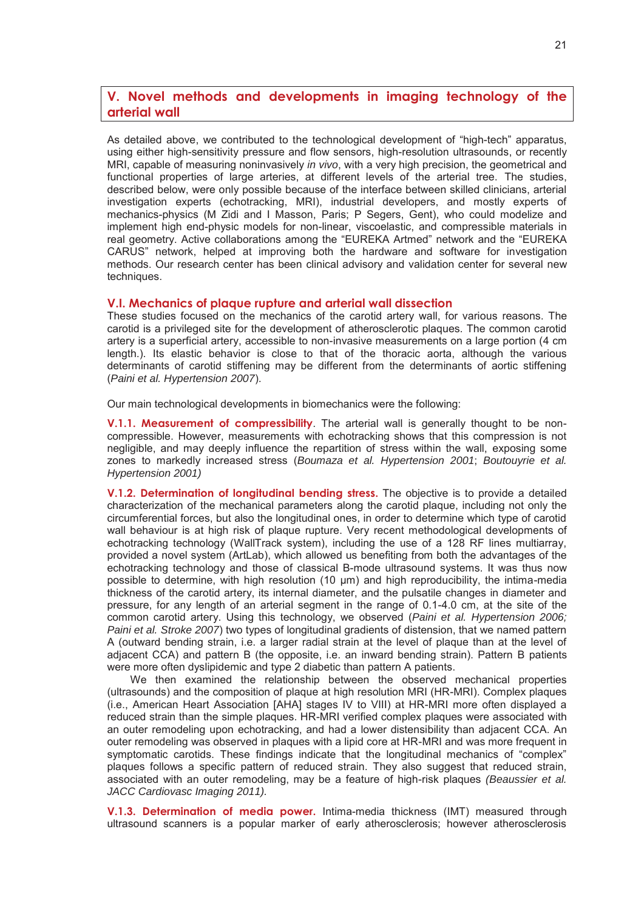## V. Novel methods and developments in imaging technology of the arterial wall

As detailed above, we contributed to the technological development of "high-tech" apparatus, using either high-sensitivity pressure and flow sensors, high-resolution ultrasounds, or recently MRI, capable of measuring noninvasively *in vivo*, with a very high precision, the geometrical and functional properties of large arteries, at different levels of the arterial tree. The studies, described below, were only possible because of the interface between skilled clinicians, arterial investigation experts (echotracking, MRI), industrial developers, and mostly experts of mechanics-physics (M Zidi and I Masson, Paris; P Segers, Gent), who could modelize and implement high end-physic models for non-linear, viscoelastic, and compressible materials in real geometry. Active collaborations among the "EUREKA Artmed" network and the "EUREKA CARUS" network, helped at improving both the hardware and software for investigation methods. Our research center has been clinical advisory and validation center for several new techniques.

### V.I. Mechanics of plaque rupture and arterial wall dissection

These studies focused on the mechanics of the carotid artery wall, for various reasons. The carotid is a privileged site for the development of atherosclerotic plaques. The common carotid artery is a superficial artery, accessible to non-invasive measurements on a large portion (4 cm length.). Its elastic behavior is close to that of the thoracic aorta, although the various determinants of carotid stiffening may be different from the determinants of aortic stiffening (*Paini et al. Hypertension 2007*).

Our main technological developments in biomechanics were the following:

**V.1.1. Measurement of compressibility**. The arterial wall is generally thought to be non-compressible. However, measurements with echotracking shows that this compression is not negligible, and may deeply influence the repartition of stress within the wall, exposing some zones to markedly increased stress (*Boumaza et al. Hypertension 2001*; *Boutouyrie et al. Hypertension 2001)*

**V.1.2. Determination of longitudinal bending stress.** The objective is to provide a detailed characterization of the mechanical parameters along the carotid plaque, including not only the circumferential forces, but also the longitudinal ones, in order to determine which type of carotid wall behaviour is at high risk of plaque rupture. Very recent methodological developments of echotracking technology (WallTrack system), including the use of a 128 RF lines multiarray, provided a novel system (ArtLab), which allowed us benefiting from both the advantages of the echotracking technology and those of classical B-mode ultrasound systems. It was thus now possible to determine, with high resolution (10 µm) and high reproducibility, the intima-media thickness of the carotid artery, its internal diameter, and the pulsatile changes in diameter and pressure, for any length of an arterial segment in the range of 0.1-4.0 cm, at the site of the common carotid artery. Using this technology, we observed (*Paini et al. Hypertension 2006; Paini et al. Stroke 2007*) two types of longitudinal gradients of distension, that we named pattern A (outward bending strain, i.e. a larger radial strain at the level of plaque than at the level of adjacent CCA) and pattern B (the opposite, i.e. an inward bending strain). Pattern B patients were more often dyslipidemic and type 2 diabetic than pattern A patients.

We then examined the relationship between the observed mechanical properties (ultrasounds) and the composition of plaque at high resolution MRI (HR-MRI). Complex plaques (i.e., American Heart Association [AHA] stages IV to VIII) at HR-MRI more often displayed a reduced strain than the simple plaques. HR-MRI verified complex plaques were associated with an outer remodeling upon echotracking, and had a lower distensibility than adjacent CCA. An outer remodeling was observed in plaques with a lipid core at HR-MRI and was more frequent in symptomatic carotids. These findings indicate that the longitudinal mechanics of "complex" plaques follows a specific pattern of reduced strain. They also suggest that reduced strain, associated with an outer remodeling, may be a feature of high-risk plaques *(Beaussier et al. JACC Cardiovasc Imaging 2011).*

**V.1.3. Determination of media power.** Intima-media thickness (IMT) measured through ultrasound scanners is a popular marker of early atherosclerosis; however atherosclerosis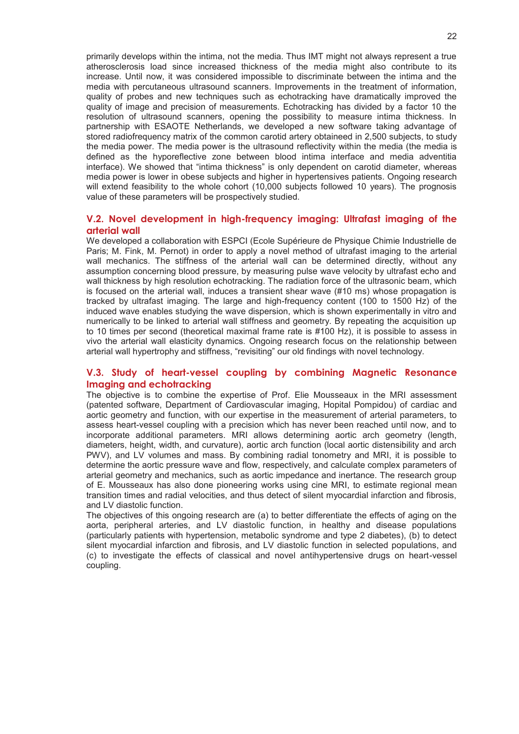primarily develops within the intima, not the media. Thus IMT might not always represent a true atherosclerosis load since increased thickness of the media might also contribute to its increase. Until now, it was considered impossible to discriminate between the intima and the media with percutaneous ultrasound scanners. Improvements in the treatment of information, quality of probes and new techniques such as echotracking have dramatically improved the quality of image and precision of measurements. Echotracking has divided by a factor 10 the resolution of ultrasound scanners, opening the possibility to measure intima thickness. In partnership with ESAOTE Netherlands, we developed a new software taking advantage of stored radiofrequency matrix of the common carotid artery obtaineed in 2,500 subjects, to study the media power. The media power is the ultrasound reflectivity within the media (the media is defined as the hyporeflective zone between blood intima interface and media adventitia interface). We showed that "intima thickness" is only dependent on carotid diameter, whereas media power is lower in obese subjects and higher in hypertensives patients. Ongoing research will extend feasibility to the whole cohort (10,000 subjects followed 10 years). The prognosis value of these parameters will be prospectively studied.

### V.2. Novel development in high-frequency imaging: Ultrafast imaging of the arterial wall

We developed a collaboration with ESPCI (Ecole Supérieure de Physique Chimie Industrielle de Paris; M. Fink, M. Pernot) in order to apply a novel method of ultrafast imaging to the arterial wall mechanics. The stiffness of the arterial wall can be determined directly, without any assumption concerning blood pressure, by measuring pulse wave velocity by ultrafast echo and wall thickness by high resolution echotracking. The radiation force of the ultrasonic beam, which is focused on the arterial wall, induces a transient shear wave (#10 ms) whose propagation is tracked by ultrafast imaging. The large and high-frequency content (100 to 1500 Hz) of the induced wave enables studying the wave dispersion, which is shown experimentally in vitro and numerically to be linked to arterial wall stiffness and geometry. By repeating the acquisition up to 10 times per second (theoretical maximal frame rate is #100 Hz), it is possible to assess in vivo the arterial wall elasticity dynamics. Ongoing research focus on the relationship between arterial wall hypertrophy and stiffness, "revisiting" our old findings with novel technology.

### V.3. Study of heart-vessel coupling by combining Magnetic Resonance Imaging and echotracking

The objective is to combine the expertise of Prof. Elie Mousseaux in the MRI assessment (patented software, Department of Cardiovascular imaging, Hopital Pompidou) of cardiac and aortic geometry and function, with our expertise in the measurement of arterial parameters, to assess heart-vessel coupling with a precision which has never been reached until now, and to incorporate additional parameters. MRI allows determining aortic arch geometry (length, diameters, height, width, and curvature), aortic arch function (local aortic distensibility and arch PWV), and LV volumes and mass. By combining radial tonometry and MRI, it is possible to determine the aortic pressure wave and flow, respectively, and calculate complex parameters of arterial geometry and mechanics, such as aortic impedance and inertance. The research group of E. Mousseaux has also done pioneering works using cine MRI, to estimate regional mean transition times and radial velocities, and thus detect of silent myocardial infarction and fibrosis, and LV diastolic function.

The objectives of this ongoing research are (a) to better differentiate the effects of aging on the aorta, peripheral arteries, and LV diastolic function, in healthy and disease populations (particularly patients with hypertension, metabolic syndrome and type 2 diabetes), (b) to detect silent myocardial infarction and fibrosis, and LV diastolic function in selected populations, and (c) to investigate the effects of classical and novel antihypertensive drugs on heart-vessel coupling.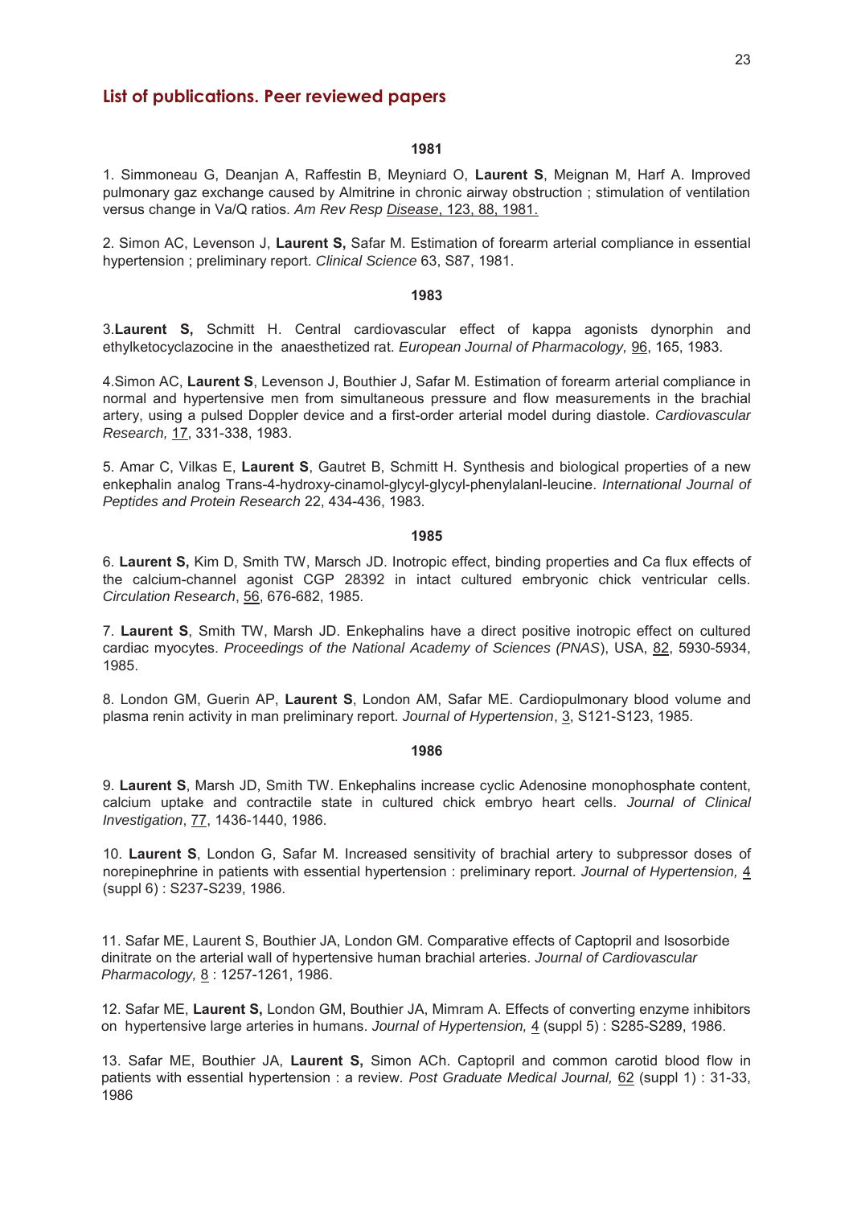## List of publications. Peer reviewed papers

**1981**

1. Simmoneau G, Deanjan A, Raffestin B, Meyniard O, **Laurent S**, Meignan M, Harf A. Improved pulmonary gaz exchange caused by Almitrine in chronic airway obstruction ; stimulation of ventilation versus change in Va/Q ratios. *Am Rev Resp* Disease, 123, 88, 1981.

2. Simon AC, Levenson J, **Laurent S,** Safar M. Estimation of forearm arterial compliance in essential hypertension ; preliminary report. *Clinical Science* 63, S87, 1981.

**1983**

3.**Laurent S,** Schmitt H. Central cardiovascular effect of kappa agonists dynorphin and ethylketocyclazocine in the anaesthetized rat. *European Journal of Pharmacology,* 96, 165, 1983.

4.Simon AC, **Laurent S**, Levenson J, Bouthier J, Safar M. Estimation of forearm arterial compliance in normal and hypertensive men from simultaneous pressure and flow measurements in the brachial artery, using a pulsed Doppler device and a first-order arterial model during diastole. *Cardiovascular Research,* 17, 331-338, 1983.

5. Amar C, Vilkas E, **Laurent S**, Gautret B, Schmitt H. Synthesis and biological properties of a new enkephalin analog Trans-4-hydroxy-cinamol-glycyl-glycyl-phenylalanl-leucine. *International Journal of Peptides and Protein Research* 22, 434-436, 1983.

**1985**

6. **Laurent S,** Kim D, Smith TW, Marsch JD. Inotropic effect, binding properties and Ca flux effects of the calcium-channel agonist CGP 28392 in intact cultured embryonic chick ventricular cells. *Circulation Research*, 56, 676-682, 1985.

7. **Laurent S**, Smith TW, Marsh JD. Enkephalins have a direct positive inotropic effect on cultured cardiac myocytes. *Proceedings of the National Academy of Sciences (PNAS*), USA, 82, 5930-5934, 1985.

8. London GM, Guerin AP, **Laurent S**, London AM, Safar ME. Cardiopulmonary blood volume and plasma renin activity in man preliminary report. *Journal of Hypertension*, 3, S121-S123, 1985.

**1986**

9. **Laurent S**, Marsh JD, Smith TW. Enkephalins increase cyclic Adenosine monophosphate content, calcium uptake and contractile state in cultured chick embryo heart cells. *Journal of Clinical Investigation*, 77, 1436-1440, 1986.

10. **Laurent S**, London G, Safar M. Increased sensitivity of brachial artery to subpressor doses of norepinephrine in patients with essential hypertension : preliminary report. *Journal of Hypertension,* 4 (suppl 6) : S237-S239, 1986.

11. Safar ME, Laurent S, Bouthier JA, London GM. Comparative effects of Captopril and Isosorbide dinitrate on the arterial wall of hypertensive human brachial arteries. *Journal of Cardiovascular Pharmacology,* 8 : 1257-1261, 1986.

12. Safar ME, **Laurent S,** London GM, Bouthier JA, Mimram A. Effects of converting enzyme inhibitors on hypertensive large arteries in humans. *Journal of Hypertension,* 4 (suppl 5) : S285-S289, 1986.

13. Safar ME, Bouthier JA, **Laurent S,** Simon ACh. Captopril and common carotid blood flow in patients with essential hypertension : a review. *Post Graduate Medical Journal,* 62 (suppl 1) : 31-33, 1986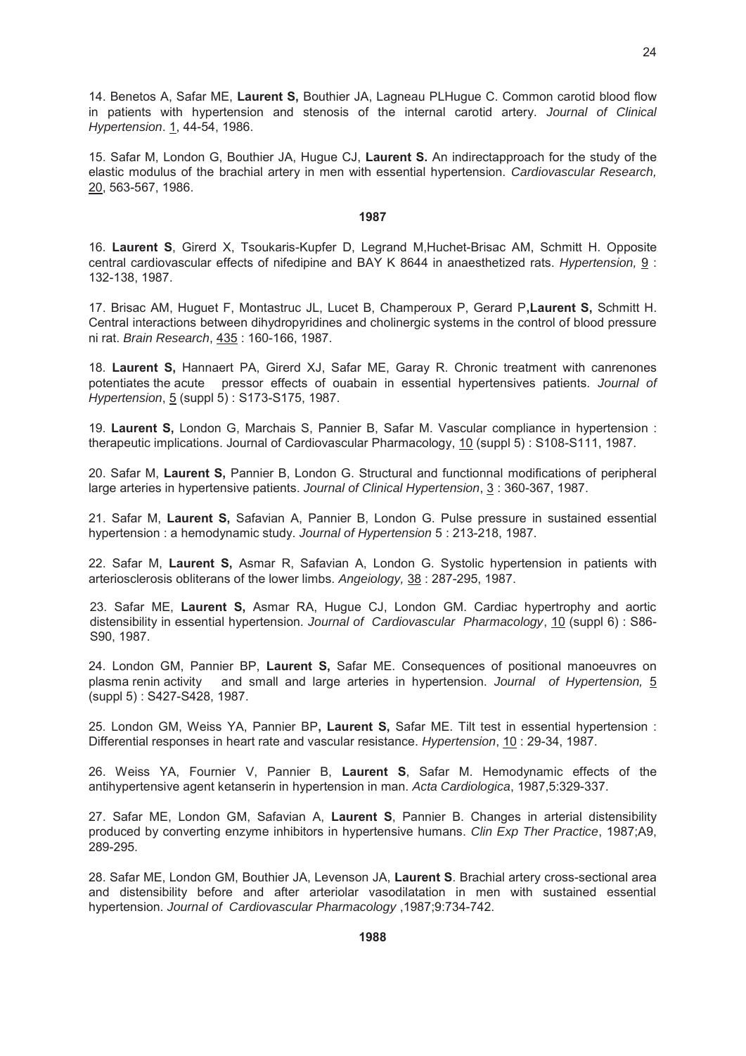14. Benetos A, Safar ME, **Laurent S,** Bouthier JA, Lagneau PLHugue C. Common carotid blood flow in patients with hypertension and stenosis of the internal carotid artery. *Journal of Clinical Hypertension*. 1, 44-54, 1986.

15. Safar M, London G, Bouthier JA, Hugue CJ, **Laurent S.** An indirectapproach for the study of the elastic modulus of the brachial artery in men with essential hypertension. *Cardiovascular Research,* 20, 563-567, 1986.

**1987**

16. **Laurent S**, Girerd X, Tsoukaris-Kupfer D, Legrand M,Huchet-Brisac AM, Schmitt H. Opposite central cardiovascular effects of nifedipine and BAY K 8644 in anaesthetized rats. *Hypertension,* 9 : 132-138, 1987.

17. Brisac AM, Huguet F, Montastruc JL, Lucet B, Champeroux P, Gerard P**,Laurent S,** Schmitt H. Central interactions between dihydropyridines and cholinergic systems in the control of blood pressure ni rat. *Brain Research*, 435 : 160-166, 1987.

18. **Laurent S,** Hannaert PA, Girerd XJ, Safar ME, Garay R. Chronic treatment with canrenones potentiates the acute pressor effects of ouabain in essential hypertensives patients. *Journal of Hypertension*, 5 (suppl 5) : S173-S175, 1987.

19. **Laurent S,** London G, Marchais S, Pannier B, Safar M. Vascular compliance in hypertension : therapeutic implications. Journal of Cardiovascular Pharmacology, 10 (suppl 5) : S108-S111, 1987.

20. Safar M, **Laurent S,** Pannier B, London G. Structural and functionnal modifications of peripheral large arteries in hypertensive patients. *Journal of Clinical Hypertension*, 3 : 360-367, 1987.

21. Safar M, **Laurent S,** Safavian A, Pannier B, London G. Pulse pressure in sustained essential hypertension : a hemodynamic study. *Journal of Hypertension* 5 : 213-218, 1987.

22. Safar M, **Laurent S,** Asmar R, Safavian A, London G. Systolic hypertension in patients with arteriosclerosis obliterans of the lower limbs. *Angeiology,* 38 : 287-295, 1987.

23. Safar ME, **Laurent S,** Asmar RA, Hugue CJ, London GM. Cardiac hypertrophy and aortic distensibility in essential hypertension. *Journal of Cardiovascular Pharmacology*, 10 (suppl 6) : S86-S90, 1987.

24. London GM, Pannier BP, **Laurent S,** Safar ME. Consequences of positional manoeuvres on plasma renin activity and small and large arteries in hypertension. *Journal of Hypertension,* 5 (suppl 5) : S427-S428, 1987.

25. London GM, Weiss YA, Pannier BP**, Laurent S,** Safar ME. Tilt test in essential hypertension : Differential responses in heart rate and vascular resistance. *Hypertension*, 10 : 29-34, 1987.

26. Weiss YA, Fournier V, Pannier B, **Laurent S**, Safar M. Hemodynamic effects of the antihypertensive agent ketanserin in hypertension in man. *Acta Cardiologica*, 1987,5:329-337.

27. Safar ME, London GM, Safavian A, **Laurent S**, Pannier B. Changes in arterial distensibility produced by converting enzyme inhibitors in hypertensive humans. *Clin Exp Ther Practice*, 1987;A9, 289-295.

28. Safar ME, London GM, Bouthier JA, Levenson JA, **Laurent S**. Brachial artery cross-sectional area and distensibility before and after arteriolar vasodilatation in men with sustained essential hypertension. *Journal of Cardiovascular Pharmacology* ,1987;9:734-742.

**1988**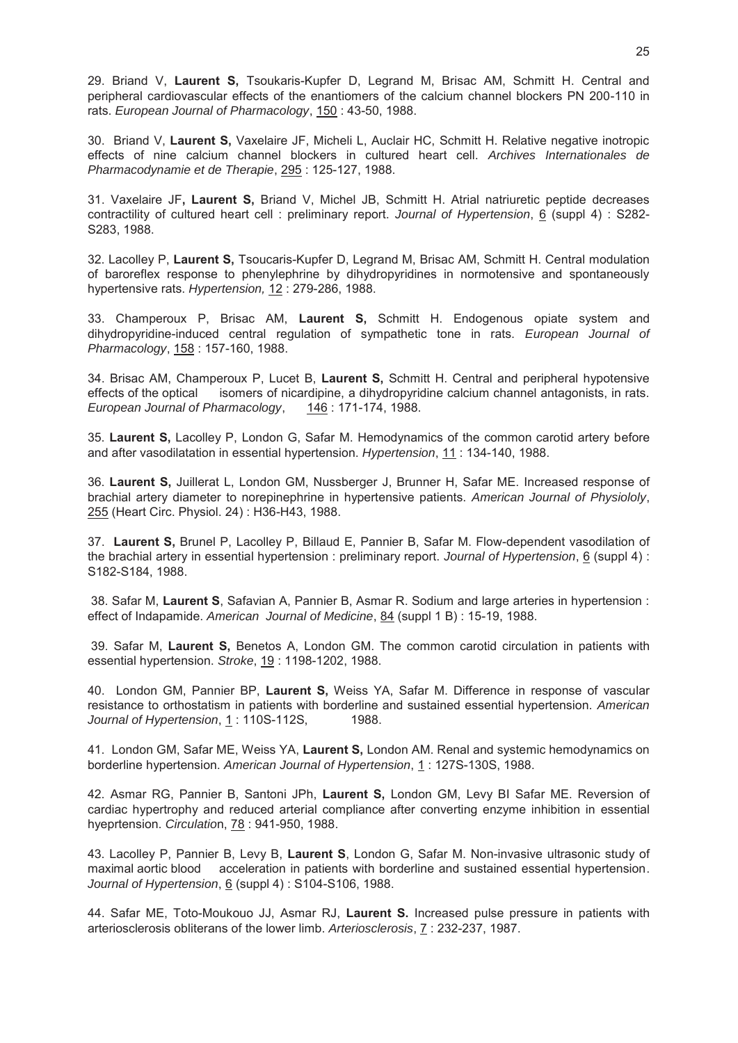29. Briand V, **Laurent S,** Tsoukaris-Kupfer D, Legrand M, Brisac AM, Schmitt H. Central and peripheral cardiovascular effects of the enantiomers of the calcium channel blockers PN 200-110 in rats. *European Journal of Pharmacology*, 150 : 43-50, 1988.

30. Briand V, **Laurent S,** Vaxelaire JF, Micheli L, Auclair HC, Schmitt H. Relative negative inotropic effects of nine calcium channel blockers in cultured heart cell. *Archives Internationales de Pharmacodynamie et de Therapie*, 295 : 125-127, 1988.

31. Vaxelaire JF**, Laurent S,** Briand V, Michel JB, Schmitt H. Atrial natriuretic peptide decreases contractility of cultured heart cell : preliminary report. *Journal of Hypertension*, 6 (suppl 4) : S282-S283, 1988.

32. Lacolley P, **Laurent S,** Tsoucaris-Kupfer D, Legrand M, Brisac AM, Schmitt H. Central modulation of baroreflex response to phenylephrine by dihydropyridines in normotensive and spontaneously hypertensive rats. *Hypertension,* 12 : 279-286, 1988.

33. Champeroux P, Brisac AM, **Laurent S,** Schmitt H. Endogenous opiate system and dihydropyridine-induced central regulation of sympathetic tone in rats. *European Journal of Pharmacology*, 158 : 157-160, 1988.

34. Brisac AM, Champeroux P, Lucet B, **Laurent S,** Schmitt H. Central and peripheral hypotensive effects of the optical isomers of nicardipine, a dihydropyridine calcium channel antagonists, in rats. *European Journal of Pharmacology*, 146 : 171-174, 1988.

35. **Laurent S,** Lacolley P, London G, Safar M. Hemodynamics of the common carotid artery before and after vasodilatation in essential hypertension. *Hypertension*, 11 : 134-140, 1988.

36. **Laurent S,** Juillerat L, London GM, Nussberger J, Brunner H, Safar ME. Increased response of brachial artery diameter to norepinephrine in hypertensive patients. *American Journal of Physiololy*, 255 (Heart Circ. Physiol. 24) : H36-H43, 1988.

37. **Laurent S,** Brunel P, Lacolley P, Billaud E, Pannier B, Safar M. Flow-dependent vasodilation of the brachial artery in essential hypertension : preliminary report. *Journal of Hypertension*, 6 (suppl 4) : S182-S184, 1988.

38. Safar M, **Laurent S**, Safavian A, Pannier B, Asmar R. Sodium and large arteries in hypertension : effect of Indapamide. *American Journal of Medicine*, 84 (suppl 1 B) : 15-19, 1988.

39. Safar M, **Laurent S,** Benetos A, London GM. The common carotid circulation in patients with essential hypertension. *Stroke*, 19 : 1198-1202, 1988.

40. London GM, Pannier BP, **Laurent S,** Weiss YA, Safar M. Difference in response of vascular resistance to orthostatism in patients with borderline and sustained essential hypertension. *American Journal of Hypertension*, 1 : 110S-112S, 1988.

41. London GM, Safar ME, Weiss YA, **Laurent S,** London AM. Renal and systemic hemodynamics on borderline hypertension. *American Journal of Hypertension*, 1 : 127S-130S, 1988.

42. Asmar RG, Pannier B, Santoni JPh, **Laurent S,** London GM, Levy BI Safar ME. Reversion of cardiac hypertrophy and reduced arterial compliance after converting enzyme inhibition in essential hyeprtension. *Circulation*, 78 : 941-950, 1988.

43. Lacolley P, Pannier B, Levy B, **Laurent S**, London G, Safar M. Non-invasive ultrasonic study of maximal aortic blood acceleration in patients with borderline and sustained essential hypertension. *Journal of Hypertension*, 6 (suppl 4) : S104-S106, 1988.

44. Safar ME, Toto-Moukouo JJ, Asmar RJ, **Laurent S.** Increased pulse pressure in patients with arteriosclerosis obliterans of the lower limb. *Arteriosclerosis*, 7 : 232-237, 1987.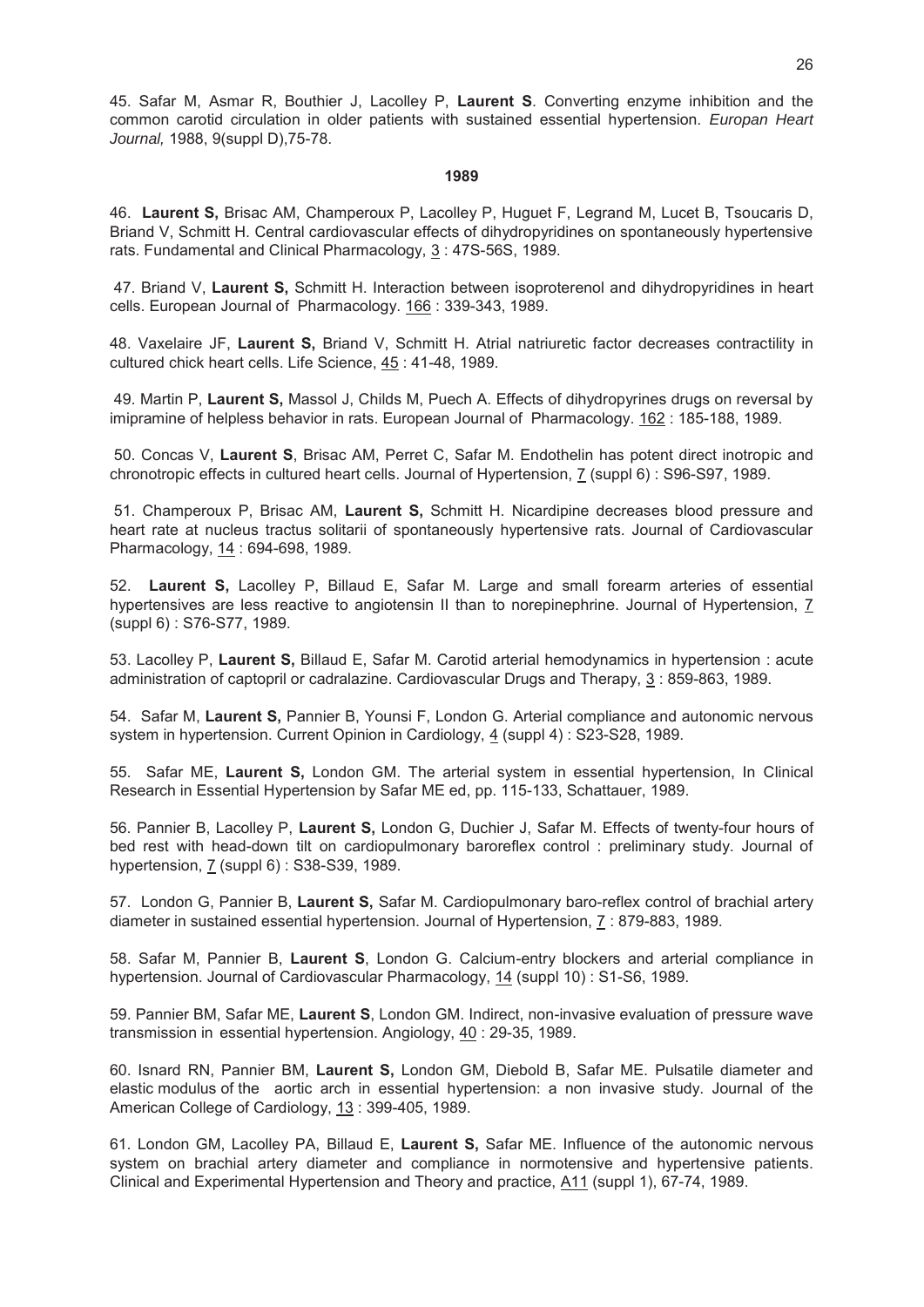45. Safar M, Asmar R, Bouthier J, Lacolley P, **Laurent S**. Converting enzyme inhibition and the common carotid circulation in older patients with sustained essential hypertension. *Europan Heart Journal,* 1988, 9(suppl D),75-78.

**1989**

46. **Laurent S,** Brisac AM, Champeroux P, Lacolley P, Huguet F, Legrand M, Lucet B, Tsoucaris D, Briand V, Schmitt H. Central cardiovascular effects of dihydropyridines on spontaneously hypertensive rats. Fundamental and Clinical Pharmacology, 3 : 47S-56S, 1989.

47. Briand V, **Laurent S,** Schmitt H. Interaction between isoproterenol and dihydropyridines in heart cells. European Journal of Pharmacology. 166 : 339-343, 1989.

48. Vaxelaire JF, **Laurent S,** Briand V, Schmitt H. Atrial natriuretic factor decreases contractility in cultured chick heart cells. Life Science, 45 : 41-48, 1989.

49. Martin P, **Laurent S,** Massol J, Childs M, Puech A. Effects of dihydropyrines drugs on reversal by imipramine of helpless behavior in rats. European Journal of Pharmacology. 162 : 185-188, 1989.

50. Concas V, **Laurent S**, Brisac AM, Perret C, Safar M. Endothelin has potent direct inotropic and chronotropic effects in cultured heart cells. Journal of Hypertension, 7 (suppl 6) : S96-S97, 1989.

51. Champeroux P, Brisac AM, **Laurent S,** Schmitt H. Nicardipine decreases blood pressure and heart rate at nucleus tractus solitarii of spontaneously hypertensive rats. Journal of Cardiovascular Pharmacology, 14 : 694-698, 1989.

52. **Laurent S,** Lacolley P, Billaud E, Safar M. Large and small forearm arteries of essential hypertensives are less reactive to angiotensin II than to norepinephrine. Journal of Hypertension, 7 (suppl 6) : S76-S77, 1989.

53. Lacolley P, **Laurent S,** Billaud E, Safar M. Carotid arterial hemodynamics in hypertension : acute administration of captopril or cadralazine. Cardiovascular Drugs and Therapy, 3 : 859-863, 1989.

54. Safar M, **Laurent S,** Pannier B, Younsi F, London G. Arterial compliance and autonomic nervous system in hypertension. Current Opinion in Cardiology, 4 (suppl 4) : S23-S28, 1989.

55. Safar ME, **Laurent S,** London GM. The arterial system in essential hypertension, In Clinical Research in Essential Hypertension by Safar ME ed, pp. 115-133, Schattauer, 1989.

56. Pannier B, Lacolley P, **Laurent S,** London G, Duchier J, Safar M. Effects of twenty-four hours of bed rest with head-down tilt on cardiopulmonary baroreflex control : preliminary study. Journal of hypertension, 7 (suppl 6) : S38-S39, 1989.

57. London G, Pannier B, **Laurent S,** Safar M. Cardiopulmonary baro-reflex control of brachial artery diameter in sustained essential hypertension. Journal of Hypertension, 7 : 879-883, 1989.

58. Safar M, Pannier B, **Laurent S**, London G. Calcium-entry blockers and arterial compliance in hypertension. Journal of Cardiovascular Pharmacology, 14 (suppl 10) : S1-S6, 1989.

59. Pannier BM, Safar ME, **Laurent S**, London GM. Indirect, non-invasive evaluation of pressure wave transmission in essential hypertension. Angiology, 40 : 29-35, 1989.

60. Isnard RN, Pannier BM, **Laurent S,** London GM, Diebold B, Safar ME. Pulsatile diameter and elastic modulus of the aortic arch in essential hypertension: a non invasive study. Journal of the American College of Cardiology, 13 : 399-405, 1989.

61. London GM, Lacolley PA, Billaud E, **Laurent S,** Safar ME. Influence of the autonomic nervous system on brachial artery diameter and compliance in normotensive and hypertensive patients. Clinical and Experimental Hypertension and Theory and practice, A11 (suppl 1), 67-74, 1989.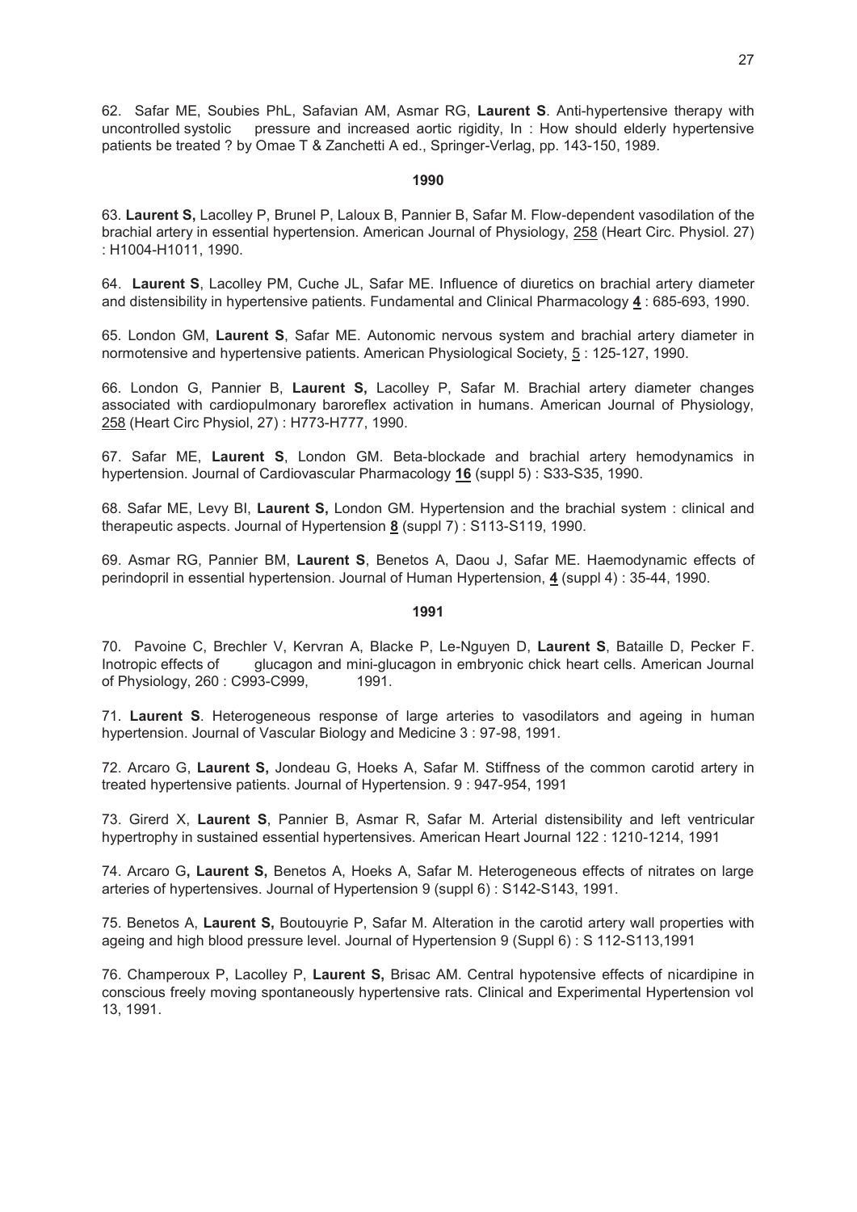62. Safar ME, Soubies PhL, Safavian AM, Asmar RG, **Laurent S**. Anti-hypertensive therapy with uncontrolled systolic pressure and increased aortic rigidity, In : How should elderly hypertensive patients be treated ? by Omae T & Zanchetti A ed., Springer-Verlag, pp. 143-150, 1989.

**1990**

63. **Laurent S,** Lacolley P, Brunel P, Laloux B, Pannier B, Safar M. Flow-dependent vasodilation of the brachial artery in essential hypertension. American Journal of Physiology, 258 (Heart Circ. Physiol. 27) : H1004-H1011, 1990.

64. **Laurent S**, Lacolley PM, Cuche JL, Safar ME. Influence of diuretics on brachial artery diameter and distensibility in hypertensive patients. Fundamental and Clinical Pharmacology **4** : 685-693, 1990.

65. London GM, **Laurent S**, Safar ME. Autonomic nervous system and brachial artery diameter in normotensive and hypertensive patients. American Physiological Society, 5 : 125-127, 1990.

66. London G, Pannier B, **Laurent S,** Lacolley P, Safar M. Brachial artery diameter changes associated with cardiopulmonary baroreflex activation in humans. American Journal of Physiology, 258 (Heart Circ Physiol, 27) : H773-H777, 1990.

67. Safar ME, **Laurent S**, London GM. Beta-blockade and brachial artery hemodynamics in hypertension. Journal of Cardiovascular Pharmacology **16** (suppl 5) : S33-S35, 1990.

68. Safar ME, Levy BI, **Laurent S,** London GM. Hypertension and the brachial system : clinical and therapeutic aspects. Journal of Hypertension **8** (suppl 7) : S113-S119, 1990.

69. Asmar RG, Pannier BM, **Laurent S**, Benetos A, Daou J, Safar ME. Haemodynamic effects of perindopril in essential hypertension. Journal of Human Hypertension, **4** (suppl 4) : 35-44, 1990.

**1991**

70. Pavoine C, Brechler V, Kervran A, Blacke P, Le-Nguyen D, **Laurent S**, Bataille D, Pecker F. Inotropic effects of glucagon and mini-glucagon in embryonic chick heart cells. American Journal of Physiology, 260 : C993-C999, 1991.

71. **Laurent S**. Heterogeneous response of large arteries to vasodilators and ageing in human hypertension. Journal of Vascular Biology and Medicine 3 : 97-98, 1991.

72. Arcaro G, **Laurent S,** Jondeau G, Hoeks A, Safar M. Stiffness of the common carotid artery in treated hypertensive patients. Journal of Hypertension. 9 : 947-954, 1991

73. Girerd X, **Laurent S**, Pannier B, Asmar R, Safar M. Arterial distensibility and left ventricular hypertrophy in sustained essential hypertensives. American Heart Journal 122 : 1210-1214, 1991

74. Arcaro G**, Laurent S,** Benetos A, Hoeks A, Safar M. Heterogeneous effects of nitrates on large arteries of hypertensives. Journal of Hypertension 9 (suppl 6) : S142-S143, 1991.

75. Benetos A, **Laurent S,** Boutouyrie P, Safar M. Alteration in the carotid artery wall properties with ageing and high blood pressure level. Journal of Hypertension 9 (Suppl 6) : S 112-S113,1991

76. Champeroux P, Lacolley P, **Laurent S,** Brisac AM. Central hypotensive effects of nicardipine in conscious freely moving spontaneously hypertensive rats. Clinical and Experimental Hypertension vol 13, 1991.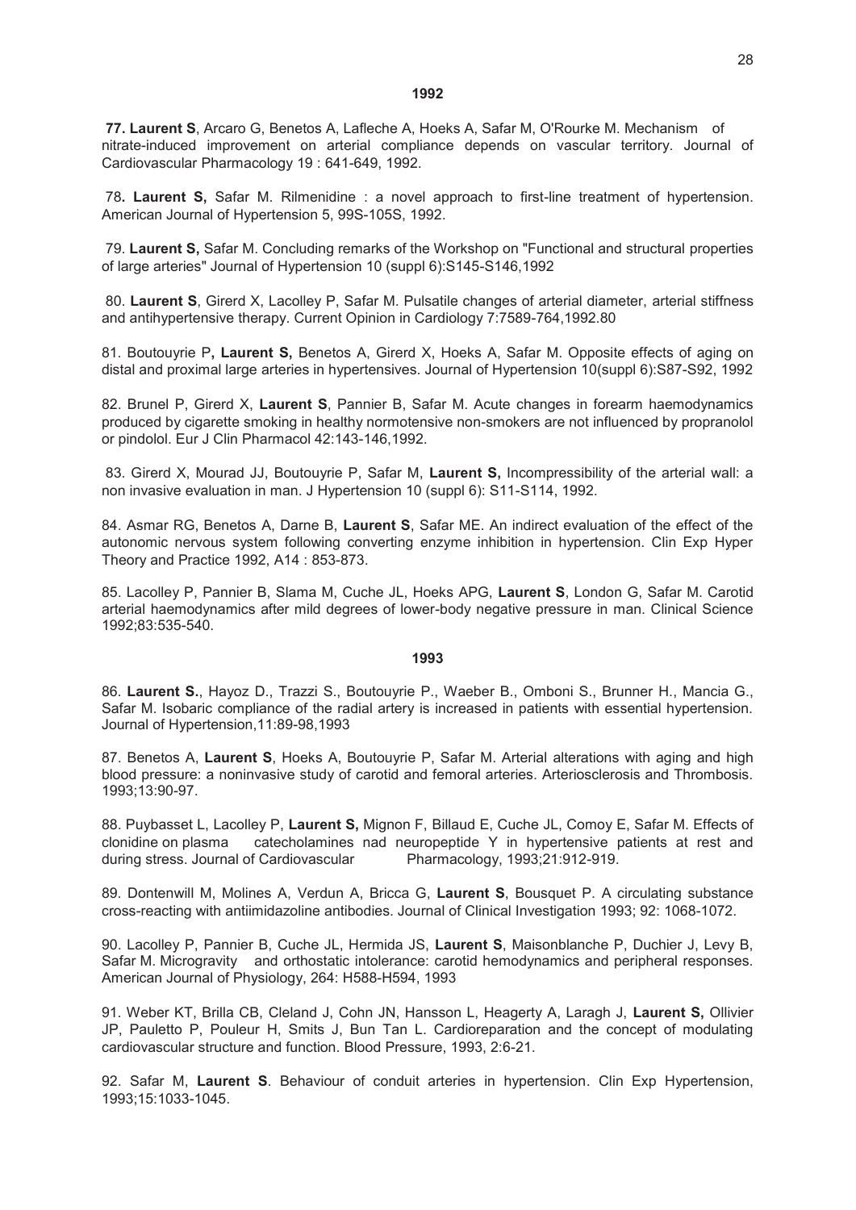**1992**

**77. Laurent S**, Arcaro G, Benetos A, Lafleche A, Hoeks A, Safar M, O'Rourke M. Mechanism of nitrate-induced improvement on arterial compliance depends on vascular territory. Journal of Cardiovascular Pharmacology 19 : 641-649, 1992.

78**. Laurent S,** Safar M. Rilmenidine : a novel approach to first-line treatment of hypertension. American Journal of Hypertension 5, 99S-105S, 1992.

79. **Laurent S,** Safar M. Concluding remarks of the Workshop on "Functional and structural properties of large arteries" Journal of Hypertension 10 (suppl 6):S145-S146,1992

80. **Laurent S**, Girerd X, Lacolley P, Safar M. Pulsatile changes of arterial diameter, arterial stiffness and antihypertensive therapy. Current Opinion in Cardiology 7:7589-764,1992.80

81. Boutouyrie P**, Laurent S,** Benetos A, Girerd X, Hoeks A, Safar M. Opposite effects of aging on distal and proximal large arteries in hypertensives. Journal of Hypertension 10(suppl 6):S87-S92, 1992

82. Brunel P, Girerd X, **Laurent S**, Pannier B, Safar M. Acute changes in forearm haemodynamics produced by cigarette smoking in healthy normotensive non-smokers are not influenced by propranolol or pindolol. Eur J Clin Pharmacol 42:143-146,1992.

83. Girerd X, Mourad JJ, Boutouyrie P, Safar M, **Laurent S,** Incompressibility of the arterial wall: a non invasive evaluation in man. J Hypertension 10 (suppl 6): S11-S114, 1992.

84. Asmar RG, Benetos A, Darne B, **Laurent S**, Safar ME. An indirect evaluation of the effect of the autonomic nervous system following converting enzyme inhibition in hypertension. Clin Exp Hyper Theory and Practice 1992, A14 : 853-873.

85. Lacolley P, Pannier B, Slama M, Cuche JL, Hoeks APG, **Laurent S**, London G, Safar M. Carotid arterial haemodynamics after mild degrees of lower-body negative pressure in man. Clinical Science 1992;83:535-540.

**1993**

86. **Laurent S.**, Hayoz D., Trazzi S., Boutouyrie P., Waeber B., Omboni S., Brunner H., Mancia G., Safar M. Isobaric compliance of the radial artery is increased in patients with essential hypertension. Journal of Hypertension,11:89-98,1993

87. Benetos A, **Laurent S**, Hoeks A, Boutouyrie P, Safar M. Arterial alterations with aging and high blood pressure: a noninvasive study of carotid and femoral arteries. Arteriosclerosis and Thrombosis. 1993;13:90-97.

88. Puybasset L, Lacolley P, **Laurent S,** Mignon F, Billaud E, Cuche JL, Comoy E, Safar M. Effects of clonidine on plasma catecholamines nad neuropeptide Y in hypertensive patients at rest and during stress. Journal of Cardiovascular Pharmacology, 1993;21:912-919.

89. Dontenwill M, Molines A, Verdun A, Bricca G, **Laurent S**, Bousquet P. A circulating substance cross-reacting with antiimidazoline antibodies. Journal of Clinical Investigation 1993; 92: 1068-1072.

90. Lacolley P, Pannier B, Cuche JL, Hermida JS, **Laurent S**, Maisonblanche P, Duchier J, Levy B, Safar M. Microgravity and orthostatic intolerance: carotid hemodynamics and peripheral responses. American Journal of Physiology, 264: H588-H594, 1993

91. Weber KT, Brilla CB, Cleland J, Cohn JN, Hansson L, Heagerty A, Laragh J, **Laurent S,** Ollivier JP, Pauletto P, Pouleur H, Smits J, Bun Tan L. Cardioreparation and the concept of modulating cardiovascular structure and function. Blood Pressure, 1993, 2:6-21.

92. Safar M, **Laurent S**. Behaviour of conduit arteries in hypertension. Clin Exp Hypertension, 1993;15:1033-1045.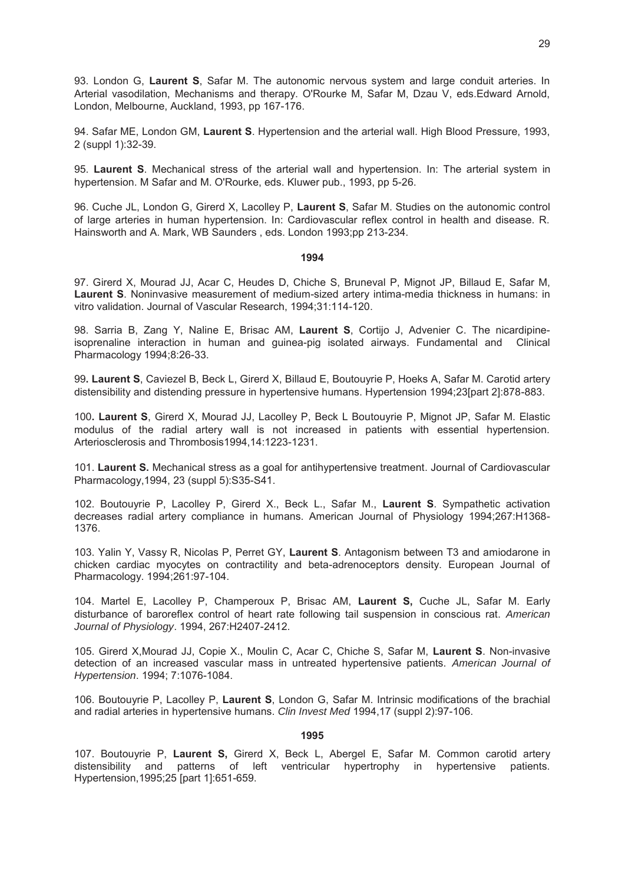93. London G, **Laurent S**, Safar M. The autonomic nervous system and large conduit arteries. In Arterial vasodilation, Mechanisms and therapy. O'Rourke M, Safar M, Dzau V, eds.Edward Arnold, London, Melbourne, Auckland, 1993, pp 167-176.

94. Safar ME, London GM, **Laurent S**. Hypertension and the arterial wall. High Blood Pressure, 1993, 2 (suppl 1):32-39.

95. **Laurent S**. Mechanical stress of the arterial wall and hypertension. In: The arterial system in hypertension. M Safar and M. O'Rourke, eds. Kluwer pub., 1993, pp 5-26.

96. Cuche JL, London G, Girerd X, Lacolley P, **Laurent S**, Safar M. Studies on the autonomic control of large arteries in human hypertension. In: Cardiovascular reflex control in health and disease. R. Hainsworth and A. Mark, WB Saunders , eds. London 1993;pp 213-234.

**1994**

97. Girerd X, Mourad JJ, Acar C, Heudes D, Chiche S, Bruneval P, Mignot JP, Billaud E, Safar M, **Laurent S**. Noninvasive measurement of medium-sized artery intima-media thickness in humans: in vitro validation. Journal of Vascular Research, 1994;31:114-120.

98. Sarria B, Zang Y, Naline E, Brisac AM, **Laurent S**, Cortijo J, Advenier C. The nicardipine-isoprenaline interaction in human and guinea-pig isolated airways. Fundamental and Clinical Pharmacology 1994;8:26-33.

99**. Laurent S**, Caviezel B, Beck L, Girerd X, Billaud E, Boutouyrie P, Hoeks A, Safar M. Carotid artery distensibility and distending pressure in hypertensive humans. Hypertension 1994;23[part 2]:878-883.

100**. Laurent S**, Girerd X, Mourad JJ, Lacolley P, Beck L Boutouyrie P, Mignot JP, Safar M. Elastic modulus of the radial artery wall is not increased in patients with essential hypertension. Arteriosclerosis and Thrombosis1994,14:1223-1231.

101. **Laurent S.** Mechanical stress as a goal for antihypertensive treatment. Journal of Cardiovascular Pharmacology,1994, 23 (suppl 5):S35-S41.

102. Boutouyrie P, Lacolley P, Girerd X., Beck L., Safar M., **Laurent S**. Sympathetic activation decreases radial artery compliance in humans. American Journal of Physiology 1994;267:H1368-1376.

103. Yalin Y, Vassy R, Nicolas P, Perret GY, **Laurent S**. Antagonism between T3 and amiodarone in chicken cardiac myocytes on contractility and beta-adrenoceptors density. European Journal of Pharmacology. 1994;261:97-104.

104. Martel E, Lacolley P, Champeroux P, Brisac AM, **Laurent S,** Cuche JL, Safar M. Early disturbance of baroreflex control of heart rate following tail suspension in conscious rat. *American Journal of Physiology*. 1994, 267:H2407-2412.

105. Girerd X,Mourad JJ, Copie X., Moulin C, Acar C, Chiche S, Safar M, **Laurent S**. Non-invasive detection of an increased vascular mass in untreated hypertensive patients. *American Journal of Hypertension*. 1994; 7:1076-1084.

106. Boutouyrie P, Lacolley P, **Laurent S**, London G, Safar M. Intrinsic modifications of the brachial and radial arteries in hypertensive humans. *Clin Invest Med* 1994,17 (suppl 2):97-106.

**1995**

107. Boutouyrie P, **Laurent S,** Girerd X, Beck L, Abergel E, Safar M. Common carotid artery distensibility and patterns of left ventricular hypertrophy in hypertensive patients. Hypertension,1995;25 [part 1]:651-659.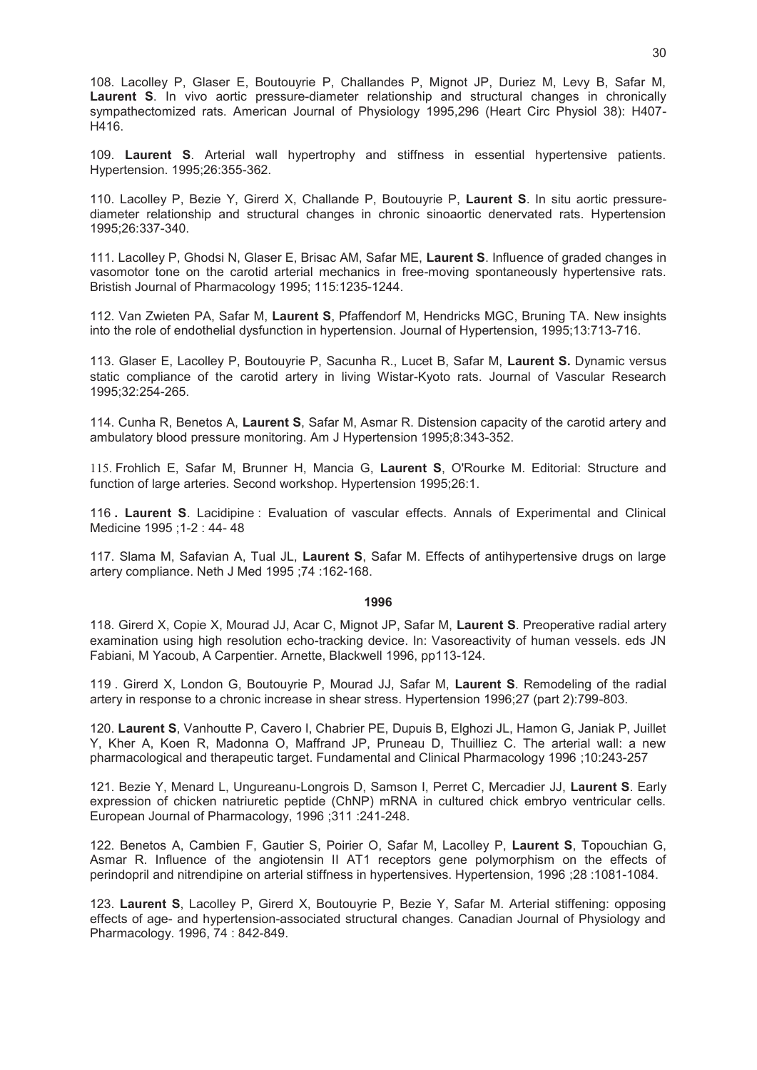108. Lacolley P, Glaser E, Boutouyrie P, Challandes P, Mignot JP, Duriez M, Levy B, Safar M, **Laurent S**. In vivo aortic pressure-diameter relationship and structural changes in chronically sympathectomized rats. American Journal of Physiology 1995,296 (Heart Circ Physiol 38): H407-H416.

109. **Laurent S**. Arterial wall hypertrophy and stiffness in essential hypertensive patients. Hypertension. 1995;26:355-362.

110. Lacolley P, Bezie Y, Girerd X, Challande P, Boutouyrie P, **Laurent S**. In situ aortic pressure-diameter relationship and structural changes in chronic sinoaortic denervated rats. Hypertension 1995;26:337-340.

111. Lacolley P, Ghodsi N, Glaser E, Brisac AM, Safar ME, **Laurent S**. Influence of graded changes in vasomotor tone on the carotid arterial mechanics in free-moving spontaneously hypertensive rats. Bristish Journal of Pharmacology 1995; 115:1235-1244.

112. Van Zwieten PA, Safar M, **Laurent S**, Pfaffendorf M, Hendricks MGC, Bruning TA. New insights into the role of endothelial dysfunction in hypertension. Journal of Hypertension, 1995;13:713-716.

113. Glaser E, Lacolley P, Boutouyrie P, Sacunha R., Lucet B, Safar M, **Laurent S.** Dynamic versus static compliance of the carotid artery in living Wistar-Kyoto rats. Journal of Vascular Research 1995;32:254-265.

114. Cunha R, Benetos A, **Laurent S**, Safar M, Asmar R. Distension capacity of the carotid artery and ambulatory blood pressure monitoring. Am J Hypertension 1995;8:343-352.

115. Frohlich E, Safar M, Brunner H, Mancia G, **Laurent S**, O'Rourke M. Editorial: Structure and function of large arteries. Second workshop. Hypertension 1995;26:1.

116 **. Laurent S**. Lacidipine : Evaluation of vascular effects. Annals of Experimental and Clinical Medicine 1995 ;1-2 : 44- 48

117. Slama M, Safavian A, Tual JL, **Laurent S**, Safar M. Effects of antihypertensive drugs on large artery compliance. Neth J Med 1995 ;74 :162-168.

**1996**

118. Girerd X, Copie X, Mourad JJ, Acar C, Mignot JP, Safar M, **Laurent S**. Preoperative radial artery examination using high resolution echo-tracking device. In: Vasoreactivity of human vessels. eds JN Fabiani, M Yacoub, A Carpentier. Arnette, Blackwell 1996, pp113-124.

119 . Girerd X, London G, Boutouyrie P, Mourad JJ, Safar M, **Laurent S**. Remodeling of the radial artery in response to a chronic increase in shear stress. Hypertension 1996;27 (part 2):799-803.

120. **Laurent S**, Vanhoutte P, Cavero I, Chabrier PE, Dupuis B, Elghozi JL, Hamon G, Janiak P, Juillet Y, Kher A, Koen R, Madonna O, Maffrand JP, Pruneau D, Thuilliez C. The arterial wall: a new pharmacological and therapeutic target. Fundamental and Clinical Pharmacology 1996 ;10:243-257

121. Bezie Y, Menard L, Ungureanu-Longrois D, Samson I, Perret C, Mercadier JJ, **Laurent S**. Early expression of chicken natriuretic peptide (ChNP) mRNA in cultured chick embryo ventricular cells. European Journal of Pharmacology, 1996 ;311 :241-248.

122. Benetos A, Cambien F, Gautier S, Poirier O, Safar M, Lacolley P, **Laurent S**, Topouchian G, Asmar R. Influence of the angiotensin II AT1 receptors gene polymorphism on the effects of perindopril and nitrendipine on arterial stiffness in hypertensives. Hypertension, 1996 ;28 :1081-1084.

123. **Laurent S**, Lacolley P, Girerd X, Boutouyrie P, Bezie Y, Safar M. Arterial stiffening: opposing effects of age- and hypertension-associated structural changes. Canadian Journal of Physiology and Pharmacology. 1996, 74 : 842-849.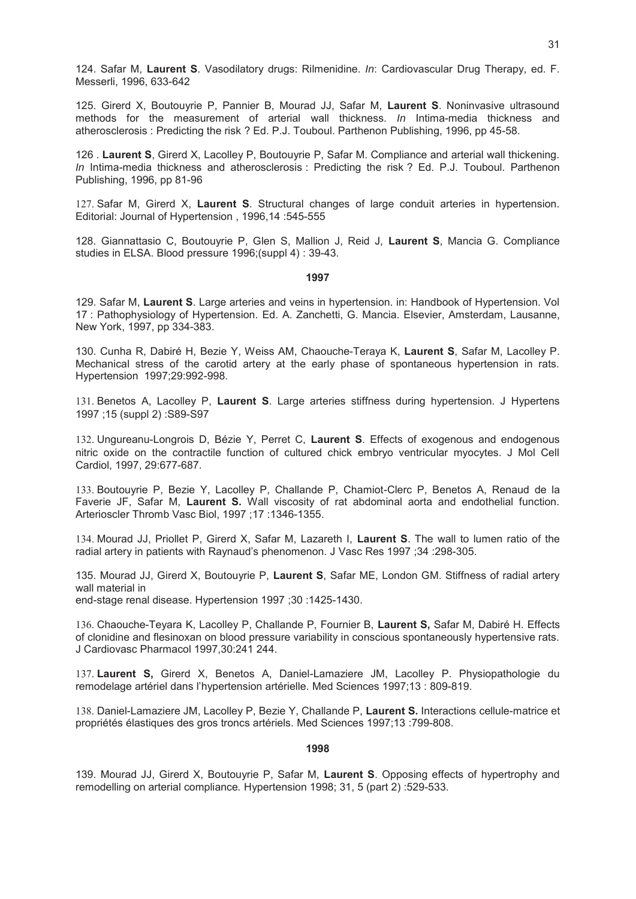124. Safar M, **Laurent S**. Vasodilatory drugs: Rilmenidine. *In*: Cardiovascular Drug Therapy, ed. F. Messerli, 1996, 633-642

125. Girerd X, Boutouyrie P, Pannier B, Mourad JJ, Safar M, **Laurent S**. Noninvasive ultrasound methods for the measurement of arterial wall thickness. *In* Intima-media thickness and atherosclerosis : Predicting the risk ? Ed. P.J. Touboul. Parthenon Publishing, 1996, pp 45-58.

126 . **Laurent S**, Girerd X, Lacolley P, Boutouyrie P, Safar M. Compliance and arterial wall thickening. *In* Intima-media thickness and atherosclerosis : Predicting the risk ? Ed. P.J. Touboul. Parthenon Publishing, 1996, pp 81-96

127. Safar M, Girerd X, **Laurent S**. Structural changes of large conduit arteries in hypertension. Editorial: Journal of Hypertension , 1996,14 :545-555

128. Giannattasio C, Boutouyrie P, Glen S, Mallion J, Reid J, **Laurent S**, Mancia G. Compliance studies in ELSA. Blood pressure 1996;(suppl 4) : 39-43.

**1997**

129. Safar M, **Laurent S**. Large arteries and veins in hypertension. in: Handbook of Hypertension. Vol 17 : Pathophysiology of Hypertension. Ed. A. Zanchetti, G. Mancia. Elsevier, Amsterdam, Lausanne, New York, 1997, pp 334-383.

130. Cunha R, Dabiré H, Bezie Y, Weiss AM, Chaouche-Teraya K, **Laurent S**, Safar M, Lacolley P. Mechanical stress of the carotid artery at the early phase of spontaneous hypertension in rats. Hypertension 1997;29:992-998.

131. Benetos A, Lacolley P, **Laurent S**. Large arteries stiffness during hypertension. J Hypertens 1997 ;15 (suppl 2) :S89-S97

132. Ungureanu-Longrois D, Bézie Y, Perret C, **Laurent S**. Effects of exogenous and endogenous nitric oxide on the contractile function of cultured chick embryo ventricular myocytes. J Mol Cell Cardiol, 1997, 29:677-687.

133. Boutouyrie P, Bezie Y, Lacolley P, Challande P, Chamiot-Clerc P, Benetos A, Renaud de la Faverie JF, Safar M, **Laurent S.** Wall viscosity of rat abdominal aorta and endothelial function. Arterioscler Thromb Vasc Biol, 1997 ;17 :1346-1355.

134. Mourad JJ, Priollet P, Girerd X, Safar M, Lazareth I, **Laurent S**. The wall to lumen ratio of the radial artery in patients with Raynaud's phenomenon. J Vasc Res 1997 ;34 :298-305.

135. Mourad JJ, Girerd X, Boutouyrie P, **Laurent S**, Safar ME, London GM. Stiffness of radial artery wall material in
end-stage renal disease. Hypertension 1997 ;30 :1425-1430.

136. Chaouche-Teyara K, Lacolley P, Challande P, Fournier B, **Laurent S,** Safar M, Dabiré H. Effects of clonidine and flesinoxan on blood pressure variability in conscious spontaneously hypertensive rats. J Cardiovasc Pharmacol 1997,30:241 244.

137. **Laurent S,** Girerd X, Benetos A, Daniel-Lamaziere JM, Lacolley P. Physiopathologie du remodelage artériel dans l'hypertension artérielle. Med Sciences 1997;13 : 809-819.

138. Daniel-Lamaziere JM, Lacolley P, Bezie Y, Challande P, **Laurent S.** Interactions cellule-matrice et propriétés élastiques des gros troncs artériels. Med Sciences 1997;13 :799-808.

**1998**

139. Mourad JJ, Girerd X, Boutouyrie P, Safar M, **Laurent S**. Opposing effects of hypertrophy and remodelling on arterial compliance*.* Hypertension 1998; 31, 5 (part 2) :529-533.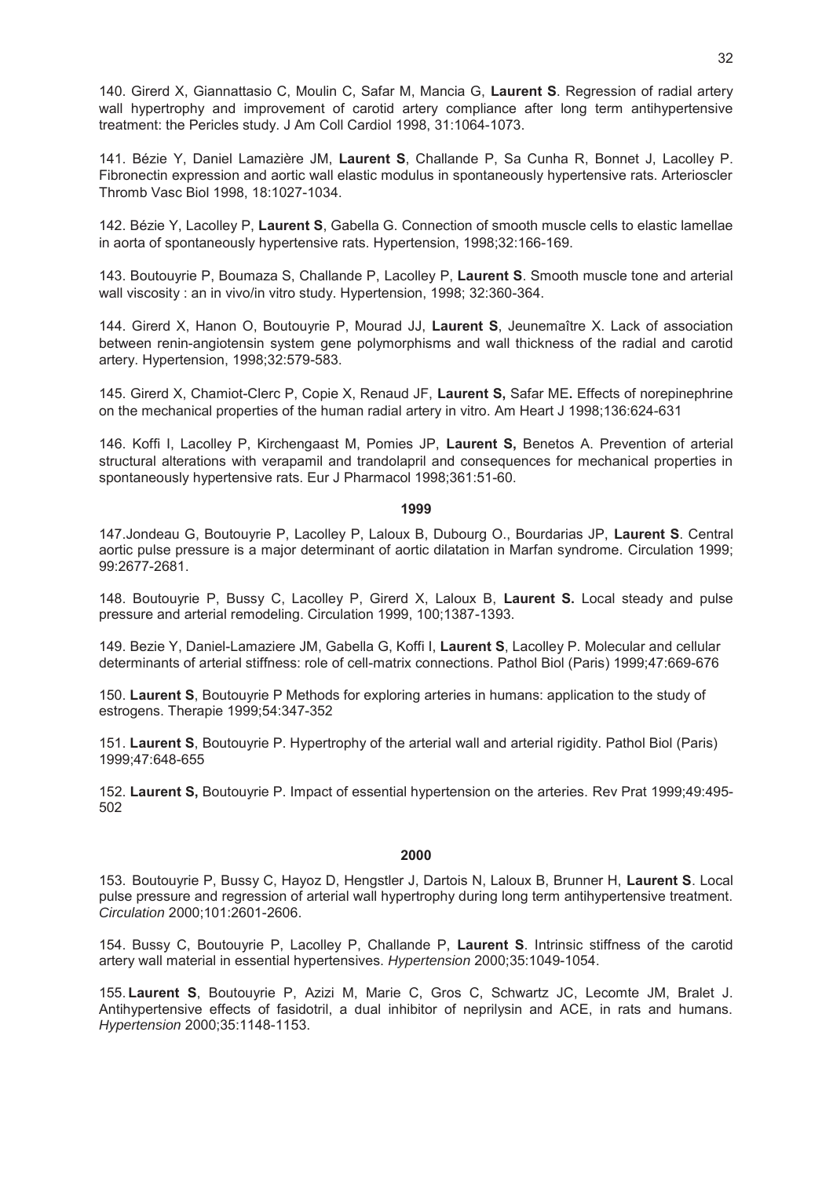140. Girerd X, Giannattasio C, Moulin C, Safar M, Mancia G, **Laurent S**. Regression of radial artery wall hypertrophy and improvement of carotid artery compliance after long term antihypertensive treatment: the Pericles study. J Am Coll Cardiol 1998, 31:1064-1073.

141. Bézie Y, Daniel Lamazière JM, **Laurent S**, Challande P, Sa Cunha R, Bonnet J, Lacolley P. Fibronectin expression and aortic wall elastic modulus in spontaneously hypertensive rats. Arterioscler Thromb Vasc Biol 1998, 18:1027-1034.

142. Bézie Y, Lacolley P, **Laurent S**, Gabella G. Connection of smooth muscle cells to elastic lamellae in aorta of spontaneously hypertensive rats. Hypertension, 1998;32:166-169.

143. Boutouyrie P, Boumaza S, Challande P, Lacolley P, **Laurent S**. Smooth muscle tone and arterial wall viscosity : an in vivo/in vitro study. Hypertension, 1998; 32:360-364.

144. Girerd X, Hanon O, Boutouyrie P, Mourad JJ, **Laurent S**, Jeunemaître X. Lack of association between renin-angiotensin system gene polymorphisms and wall thickness of the radial and carotid artery. Hypertension, 1998;32:579-583.

145. Girerd X, Chamiot-Clerc P, Copie X, Renaud JF, **Laurent S,** Safar ME**.** Effects of norepinephrine on the mechanical properties of the human radial artery in vitro. Am Heart J 1998;136:624-631

146. Koffi I, Lacolley P, Kirchengaast M, Pomies JP, **Laurent S,** Benetos A. Prevention of arterial structural alterations with verapamil and trandolapril and consequences for mechanical properties in spontaneously hypertensive rats. Eur J Pharmacol 1998;361:51-60.

**1999**

147.Jondeau G, Boutouyrie P, Lacolley P, Laloux B, Dubourg O., Bourdarias JP, **Laurent S**. Central aortic pulse pressure is a major determinant of aortic dilatation in Marfan syndrome. Circulation 1999; 99:2677-2681.

148. Boutouyrie P, Bussy C, Lacolley P, Girerd X, Laloux B, **Laurent S.** Local steady and pulse pressure and arterial remodeling. Circulation 1999, 100;1387-1393.

149. Bezie Y, Daniel-Lamaziere JM, Gabella G, Koffi I, **Laurent S**, Lacolley P. Molecular and cellular determinants of arterial stiffness: role of cell-matrix connections. Pathol Biol (Paris) 1999;47:669-676

150. **Laurent S**, Boutouyrie P Methods for exploring arteries in humans: application to the study of estrogens. Therapie 1999;54:347-352

151. **Laurent S**, Boutouyrie P. Hypertrophy of the arterial wall and arterial rigidity. Pathol Biol (Paris) 1999;47:648-655

152. **Laurent S,** Boutouyrie P. Impact of essential hypertension on the arteries. Rev Prat 1999;49:495-502

**2000**

153. Boutouyrie P, Bussy C, Hayoz D, Hengstler J, Dartois N, Laloux B, Brunner H, **Laurent S**. Local pulse pressure and regression of arterial wall hypertrophy during long term antihypertensive treatment. *Circulation* 2000;101:2601-2606.

154. Bussy C, Boutouyrie P, Lacolley P, Challande P, **Laurent S**. Intrinsic stiffness of the carotid artery wall material in essential hypertensives. *Hypertension* 2000;35:1049-1054.

155. **Laurent S**, Boutouyrie P, Azizi M, Marie C, Gros C, Schwartz JC, Lecomte JM, Bralet J. Antihypertensive effects of fasidotril, a dual inhibitor of neprilysin and ACE, in rats and humans. *Hypertension* 2000;35:1148-1153.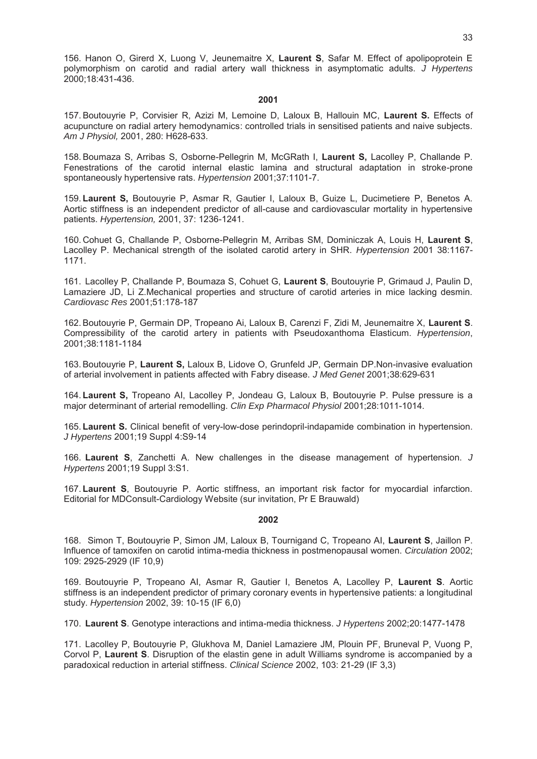156. Hanon O, Girerd X, Luong V, Jeunemaitre X, **Laurent S**, Safar M. Effect of apolipoprotein E polymorphism on carotid and radial artery wall thickness in asymptomatic adults. *J Hypertens* 2000;18:431-436.

### 2001

157. Boutouyrie P, Corvisier R, Azizi M, Lemoine D, Laloux B, Hallouin MC, **Laurent S.** Effects of acupuncture on radial artery hemodynamics: controlled trials in sensitised patients and naive subjects. *Am J Physiol,* 2001, 280: H628-633.

158. Boumaza S, Arribas S, Osborne-Pellegrin M, McGRath I, **Laurent S,** Lacolley P, Challande P. Fenestrations of the carotid internal elastic lamina and structural adaptation in stroke-prone spontaneously hypertensive rats. *Hypertension* 2001;37:1101-7.

159. **Laurent S,** Boutouyrie P, Asmar R, Gautier I, Laloux B, Guize L, Ducimetiere P, Benetos A. Aortic stiffness is an independent predictor of all-cause and cardiovascular mortality in hypertensive patients. *Hypertension,* 2001, 37: 1236-1241.

160. Cohuet G, Challande P, Osborne-Pellegrin M, Arribas SM, Dominiczak A, Louis H, **Laurent S**, Lacolley P. Mechanical strength of the isolated carotid artery in SHR. *Hypertension* 2001 38:1167-1171.

161. Lacolley P, Challande P, Boumaza S, Cohuet G, **Laurent S**, Boutouyrie P, Grimaud J, Paulin D, Lamaziere JD, Li Z.Mechanical properties and structure of carotid arteries in mice lacking desmin. *Cardiovasc Res* 2001;51:178-187

162. Boutouyrie P, Germain DP, Tropeano Ai, Laloux B, Carenzi F, Zidi M, Jeunemaitre X, **Laurent S**. Compressibility of the carotid artery in patients with Pseudoxanthoma Elasticum. *Hypertension*, 2001;38:1181-1184

163. Boutouyrie P, **Laurent S,** Laloux B, Lidove O, Grunfeld JP, Germain DP.Non-invasive evaluation of arterial involvement in patients affected with Fabry disease. *J Med Genet* 2001;38:629-631

164. **Laurent S,** Tropeano AI, Lacolley P, Jondeau G, Laloux B, Boutouyrie P. Pulse pressure is a major determinant of arterial remodelling. *Clin Exp Pharmacol Physiol* 2001;28:1011-1014.

165. **Laurent S.** Clinical benefit of very-low-dose perindopril-indapamide combination in hypertension. *J Hypertens* 2001;19 Suppl 4:S9-14

166. **Laurent S**, Zanchetti A. New challenges in the disease management of hypertension. *J Hypertens* 2001;19 Suppl 3:S1.

167. **Laurent S**, Boutouyrie P. Aortic stiffness, an important risk factor for myocardial infarction. Editorial for MDConsult-Cardiology Website (sur invitation, Pr E Brauwald)

### 2002

168. Simon T, Boutouyrie P, Simon JM, Laloux B, Tournigand C, Tropeano AI, **Laurent S**, Jaillon P. Influence of tamoxifen on carotid intima-media thickness in postmenopausal women. *Circulation* 2002; 109: 2925-2929 (IF 10,9)

169. Boutouyrie P, Tropeano AI, Asmar R, Gautier I, Benetos A, Lacolley P, **Laurent S**. Aortic stiffness is an independent predictor of primary coronary events in hypertensive patients: a longitudinal study. *Hypertension* 2002, 39: 10-15 (IF 6,0)

170. **Laurent S**. Genotype interactions and intima-media thickness. *J Hypertens* 2002;20:1477-1478

171. Lacolley P, Boutouyrie P, Glukhova M, Daniel Lamaziere JM, Plouin PF, Bruneval P, Vuong P, Corvol P, **Laurent S**. Disruption of the elastin gene in adult Williams syndrome is accompanied by a paradoxical reduction in arterial stiffness. *Clinical Science* 2002, 103: 21-29 (IF 3,3)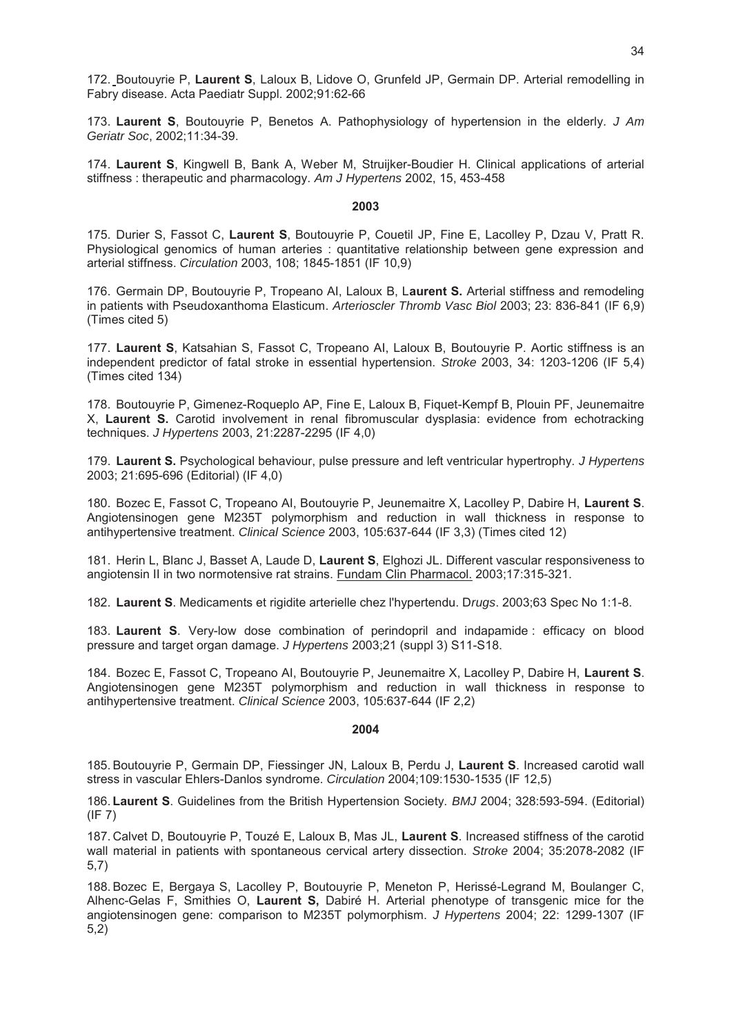172. Boutouyrie P, **Laurent S**, Laloux B, Lidove O, Grunfeld JP, Germain DP. Arterial remodelling in Fabry disease. Acta Paediatr Suppl. 2002;91:62-66

173. **Laurent S**, Boutouyrie P, Benetos A. Pathophysiology of hypertension in the elderly. *J Am Geriatr Soc*, 2002;11:34-39.

174. **Laurent S**, Kingwell B, Bank A, Weber M, Struijker-Boudier H. Clinical applications of arterial stiffness : therapeutic and pharmacology. *Am J Hypertens* 2002, 15, 453-458

**2003**

175. Durier S, Fassot C, **Laurent S**, Boutouyrie P, Couetil JP, Fine E, Lacolley P, Dzau V, Pratt R. Physiological genomics of human arteries : quantitative relationship between gene expression and arterial stiffness. *Circulation* 2003, 108; 1845-1851 (IF 10,9)

176. Germain DP, Boutouyrie P, Tropeano AI, Laloux B, L**aurent S.** Arterial stiffness and remodeling in patients with Pseudoxanthoma Elasticum. *Arterioscler Thromb Vasc Biol* 2003; 23: 836-841 (IF 6,9) (Times cited 5)

177. **Laurent S**, Katsahian S, Fassot C, Tropeano AI, Laloux B, Boutouyrie P. Aortic stiffness is an independent predictor of fatal stroke in essential hypertension. *Stroke* 2003, 34: 1203-1206 (IF 5,4) (Times cited 134)

178. Boutouyrie P, Gimenez-Roqueplo AP, Fine E, Laloux B, Fiquet-Kempf B, Plouin PF, Jeunemaitre X, **Laurent S.** Carotid involvement in renal fibromuscular dysplasia: evidence from echotracking techniques. *J Hypertens* 2003, 21:2287-2295 (IF 4,0)

179. **Laurent S.** Psychological behaviour, pulse pressure and left ventricular hypertrophy. *J Hypertens* 2003; 21:695-696 (Editorial) (IF 4,0)

180. Bozec E, Fassot C, Tropeano AI, Boutouyrie P, Jeunemaitre X, Lacolley P, Dabire H, **Laurent S**. Angiotensinogen gene M235T polymorphism and reduction in wall thickness in response to antihypertensive treatment. *Clinical Science* 2003, 105:637-644 (IF 3,3) (Times cited 12)

181. Herin L, Blanc J, Basset A, Laude D, **Laurent S**, Elghozi JL. Different vascular responsiveness to angiotensin II in two normotensive rat strains. Fundam Clin Pharmacol. 2003;17:315-321.

182. **Laurent S**. Medicaments et rigidite arterielle chez l'hypertendu. D*rugs*. 2003;63 Spec No 1:1-8.

183. **Laurent S**. Very-low dose combination of perindopril and indapamide : efficacy on blood pressure and target organ damage. *J Hypertens* 2003;21 (suppl 3) S11-S18.

184. Bozec E, Fassot C, Tropeano AI, Boutouyrie P, Jeunemaitre X, Lacolley P, Dabire H, **Laurent S**. Angiotensinogen gene M235T polymorphism and reduction in wall thickness in response to antihypertensive treatment. *Clinical Science* 2003, 105:637-644 (IF 2,2)

**2004**

185. Boutouyrie P, Germain DP, Fiessinger JN, Laloux B, Perdu J, **Laurent S**. Increased carotid wall stress in vascular Ehlers-Danlos syndrome. *Circulation* 2004;109:1530-1535 (IF 12,5)

186. **Laurent S**. Guidelines from the British Hypertension Society. *BMJ* 2004; 328:593-594. (Editorial) (IF 7)

187. Calvet D, Boutouyrie P, Touzé E, Laloux B, Mas JL, **Laurent S**. Increased stiffness of the carotid wall material in patients with spontaneous cervical artery dissection. *Stroke* 2004; 35:2078-2082 (IF 5,7)

188. Bozec E, Bergaya S, Lacolley P, Boutouyrie P, Meneton P, Herissé-Legrand M, Boulanger C, Alhenc-Gelas F, Smithies O, **Laurent S,** Dabiré H. Arterial phenotype of transgenic mice for the angiotensinogen gene: comparison to M235T polymorphism. *J Hypertens* 2004; 22: 1299-1307 (IF 5,2)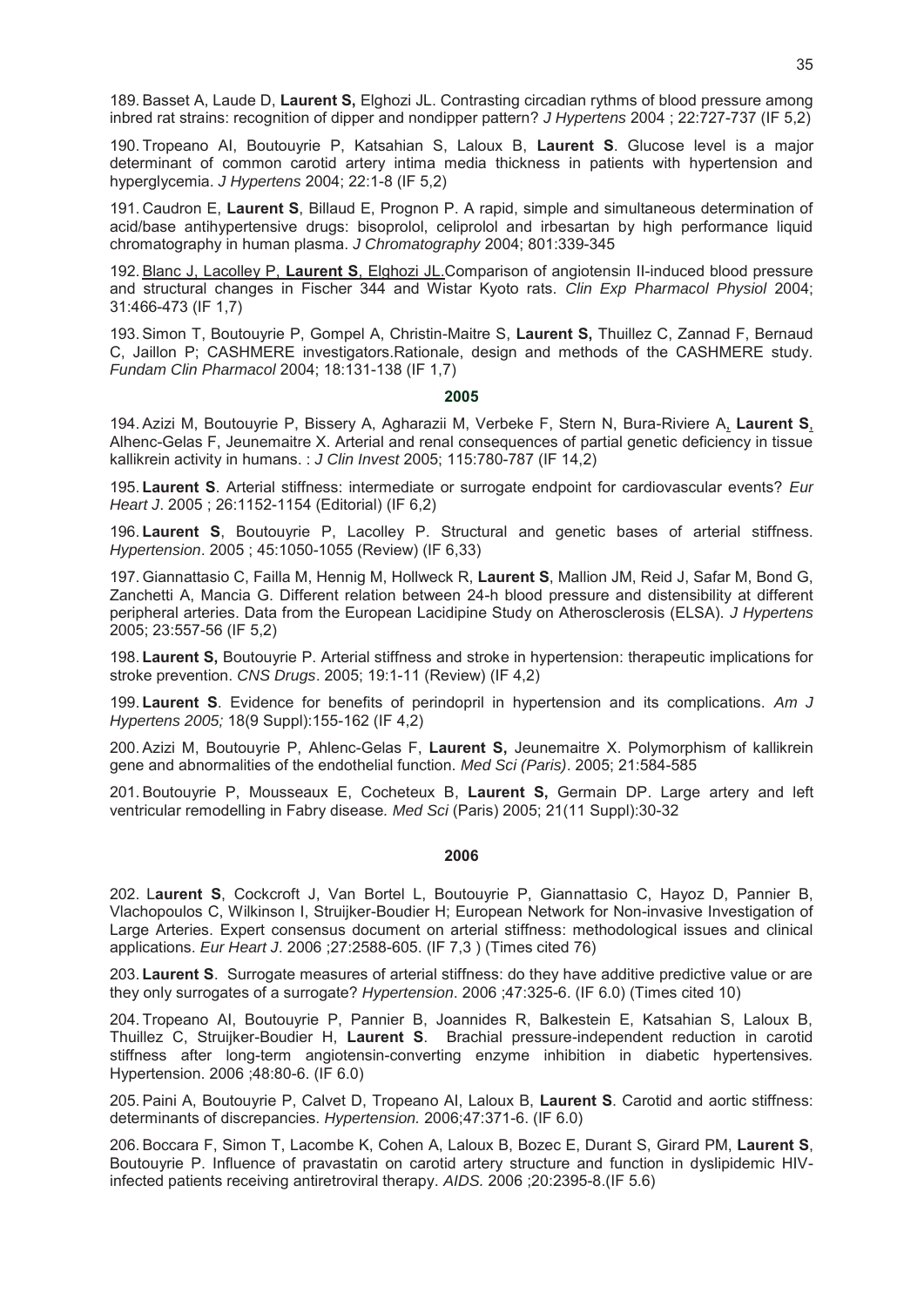189. Basset A, Laude D, **Laurent S,** Elghozi JL. Contrasting circadian rythms of blood pressure among inbred rat strains: recognition of dipper and nondipper pattern? *J Hypertens* 2004 ; 22:727-737 (IF 5,2)

190. Tropeano AI, Boutouyrie P, Katsahian S, Laloux B, **Laurent S**. Glucose level is a major determinant of common carotid artery intima media thickness in patients with hypertension and hyperglycemia. *J Hypertens* 2004; 22:1-8 (IF 5,2)

191. Caudron E, **Laurent S**, Billaud E, Prognon P. A rapid, simple and simultaneous determination of acid/base antihypertensive drugs: bisoprolol, celiprolol and irbesartan by high performance liquid chromatography in human plasma. *J Chromatography* 2004; 801:339-345

192. Blanc J, Lacolley P, **Laurent S**, Elghozi JL.Comparison of angiotensin II-induced blood pressure and structural changes in Fischer 344 and Wistar Kyoto rats. *Clin Exp Pharmacol Physiol* 2004; 31:466-473 (IF 1,7)

193. Simon T, Boutouyrie P, Gompel A, Christin-Maitre S, **Laurent S,** Thuillez C, Zannad F, Bernaud C, Jaillon P; CASHMERE investigators.Rationale, design and methods of the CASHMERE study. *Fundam Clin Pharmacol* 2004; 18:131-138 (IF 1,7)

**2005**

194. Azizi M, Boutouyrie P, Bissery A, Agharazii M, Verbeke F, Stern N, Bura-Riviere A, **Laurent S**, Alhenc-Gelas F, Jeunemaitre X. Arterial and renal consequences of partial genetic deficiency in tissue kallikrein activity in humans. : *J Clin Invest* 2005; 115:780-787 (IF 14,2)

195. **Laurent S**. Arterial stiffness: intermediate or surrogate endpoint for cardiovascular events? *Eur Heart J*. 2005 ; 26:1152-1154 (Editorial) (IF 6,2)

196. **Laurent S**, Boutouyrie P, Lacolley P. Structural and genetic bases of arterial stiffness. *Hypertension*. 2005 ; 45:1050-1055 (Review) (IF 6,33)

197. Giannattasio C, Failla M, Hennig M, Hollweck R, **Laurent S**, Mallion JM, Reid J, Safar M, Bond G, Zanchetti A, Mancia G. Different relation between 24-h blood pressure and distensibility at different peripheral arteries. Data from the European Lacidipine Study on Atherosclerosis (ELSA). *J Hypertens* 2005; 23:557-56 (IF 5,2)

198. **Laurent S,** Boutouyrie P. Arterial stiffness and stroke in hypertension: therapeutic implications for stroke prevention. *CNS Drugs*. 2005; 19:1-11 (Review) (IF 4,2)

199. **Laurent S**. Evidence for benefits of perindopril in hypertension and its complications. *Am J Hypertens 2005;* 18(9 Suppl):155-162 (IF 4,2)

200. Azizi M, Boutouyrie P, Ahlenc-Gelas F, **Laurent S,** Jeunemaitre X. Polymorphism of kallikrein gene and abnormalities of the endothelial function. *Med Sci (Paris)*. 2005; 21:584-585

201. Boutouyrie P, Mousseaux E, Cocheteux B, **Laurent S,** Germain DP. Large artery and left ventricular remodelling in Fabry disease. *Med Sci* (Paris) 2005; 21(11 Suppl):30-32

**2006**

202. L**aurent S**, Cockcroft J, Van Bortel L, Boutouyrie P, Giannattasio C, Hayoz D, Pannier B, Vlachopoulos C, Wilkinson I, Struijker-Boudier H; European Network for Non-invasive Investigation of Large Arteries. Expert consensus document on arterial stiffness: methodological issues and clinical applications. *Eur Heart J*. 2006 ;27:2588-605. (IF 7,3 ) (Times cited 76)

203. **Laurent S**. Surrogate measures of arterial stiffness: do they have additive predictive value or are they only surrogates of a surrogate? *Hypertension*. 2006 ;47:325-6. (IF 6.0) (Times cited 10)

204. Tropeano AI, Boutouyrie P, Pannier B, Joannides R, Balkestein E, Katsahian S, Laloux B, Thuillez C, Struijker-Boudier H, **Laurent S**. Brachial pressure-independent reduction in carotid stiffness after long-term angiotensin-converting enzyme inhibition in diabetic hypertensives. Hypertension. 2006 ;48:80-6. (IF 6.0)

205. Paini A, Boutouyrie P, Calvet D, Tropeano AI, Laloux B, **Laurent S**. Carotid and aortic stiffness: determinants of discrepancies. *Hypertension.* 2006;47:371-6. (IF 6.0)

206. Boccara F, Simon T, Lacombe K, Cohen A, Laloux B, Bozec E, Durant S, Girard PM, **Laurent S**, Boutouyrie P. Influence of pravastatin on carotid artery structure and function in dyslipidemic HIV-infected patients receiving antiretroviral therapy. *AIDS.* 2006 ;20:2395-8.(IF 5.6)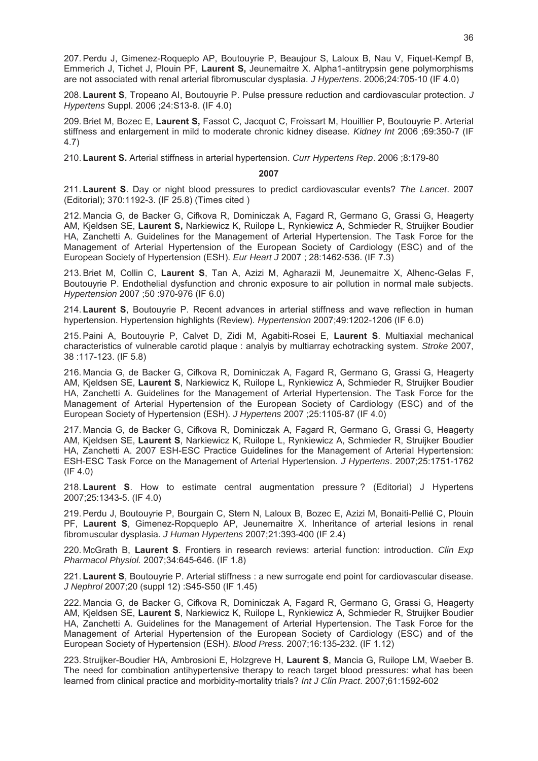207. Perdu J, Gimenez-Roqueplo AP, Boutouyrie P, Beaujour S, Laloux B, Nau V, Fiquet-Kempf B, Emmerich J, Tichet J, Plouin PF, **Laurent S,** Jeunemaitre X. Alpha1-antitrypsin gene polymorphisms are not associated with renal arterial fibromuscular dysplasia. *J Hypertens*. 2006;24:705-10 (IF 4.0)

208. **Laurent S**, Tropeano AI, Boutouyrie P. Pulse pressure reduction and cardiovascular protection. *J Hypertens* Suppl. 2006 ;24:S13-8. (IF 4.0)

209. Briet M, Bozec E, **Laurent S,** Fassot C, Jacquot C, Froissart M, Houillier P, Boutouyrie P. Arterial stiffness and enlargement in mild to moderate chronic kidney disease. *Kidney Int* 2006 ;69:350-7 (IF 4.7)

210. **Laurent S.** Arterial stiffness in arterial hypertension. *Curr Hypertens Rep*. 2006 ;8:179-80

**2007**

211. **Laurent S**. Day or night blood pressures to predict cardiovascular events? *The Lancet*. 2007 (Editorial); 370:1192-3. (IF 25.8) (Times cited )

212. Mancia G, de Backer G, Cifkova R, Dominiczak A, Fagard R, Germano G, Grassi G, Heagerty AM, Kjeldsen SE, **Laurent S,** Narkiewicz K, Ruilope L, Rynkiewicz A, Schmieder R, Struijker Boudier HA, Zanchetti A. Guidelines for the Management of Arterial Hypertension. The Task Force for the Management of Arterial Hypertension of the European Society of Cardiology (ESC) and of the European Society of Hypertension (ESH). *Eur Heart J* 2007 ; 28:1462-536. (IF 7.3)

213. Briet M, Collin C, **Laurent S**, Tan A, Azizi M, Agharazii M, Jeunemaitre X, Alhenc-Gelas F, Boutouyrie P. Endothelial dysfunction and chronic exposure to air pollution in normal male subjects. *Hypertension* 2007 ;50 :970-976 (IF 6.0)

214. **Laurent S**, Boutouyrie P. Recent advances in arterial stiffness and wave reflection in human hypertension. Hypertension highlights (Review). *Hypertension* 2007;49:1202-1206 (IF 6.0)

215. Paini A, Boutouyrie P, Calvet D, Zidi M, Agabiti-Rosei E, **Laurent S**. Multiaxial mechanical characteristics of vulnerable carotid plaque : analyis by multiarray echotracking system. *Stroke* 2007, 38 :117-123. (IF 5.8)

216. Mancia G, de Backer G, Cifkova R, Dominiczak A, Fagard R, Germano G, Grassi G, Heagerty AM, Kjeldsen SE, **Laurent S**, Narkiewicz K, Ruilope L, Rynkiewicz A, Schmieder R, Struijker Boudier HA, Zanchetti A. Guidelines for the Management of Arterial Hypertension. The Task Force for the Management of Arterial Hypertension of the European Society of Cardiology (ESC) and of the European Society of Hypertension (ESH). *J Hypertens* 2007 ;25:1105-87 (IF 4.0)

217. Mancia G, de Backer G, Cifkova R, Dominiczak A, Fagard R, Germano G, Grassi G, Heagerty AM, Kjeldsen SE, **Laurent S**, Narkiewicz K, Ruilope L, Rynkiewicz A, Schmieder R, Struijker Boudier HA, Zanchetti A. 2007 ESH-ESC Practice Guidelines for the Management of Arterial Hypertension: ESH-ESC Task Force on the Management of Arterial Hypertension. *J Hypertens*. 2007;25:1751-1762 (IF 4.0)

218. **Laurent S**. How to estimate central augmentation pressure ? (Editorial) J Hypertens 2007;25:1343-5. (IF 4.0)

219. Perdu J, Boutouyrie P, Bourgain C, Stern N, Laloux B, Bozec E, Azizi M, Bonaiti-Pellié C, Plouin PF, **Laurent S**, Gimenez-Ropqueplo AP, Jeunemaitre X. Inheritance of arterial lesions in renal fibromuscular dysplasia. *J Human Hypertens* 2007;21:393-400 (IF 2.4)

220. McGrath B, **Laurent S**. Frontiers in research reviews: arterial function: introduction. *Clin Exp Pharmacol Physiol.* 2007;34:645-646. (IF 1.8)

221. **Laurent S**, Boutouyrie P. Arterial stiffness : a new surrogate end point for cardiovascular disease. *J Nephrol* 2007;20 (suppl 12) :S45-S50 (IF 1.45)

222. Mancia G, de Backer G, Cifkova R, Dominiczak A, Fagard R, Germano G, Grassi G, Heagerty AM, Kjeldsen SE, **Laurent S**, Narkiewicz K, Ruilope L, Rynkiewicz A, Schmieder R, Struijker Boudier HA, Zanchetti A. Guidelines for the Management of Arterial Hypertension. The Task Force for the Management of Arterial Hypertension of the European Society of Cardiology (ESC) and of the European Society of Hypertension (ESH). *Blood Press.* 2007;16:135-232. (IF 1.12)

223. Struijker-Boudier HA, Ambrosioni E, Holzgreve H, **Laurent S**, Mancia G, Ruilope LM, Waeber B. The need for combination antihypertensive therapy to reach target blood pressures: what has been learned from clinical practice and morbidity-mortality trials? *Int J Clin Pract*. 2007;61:1592-602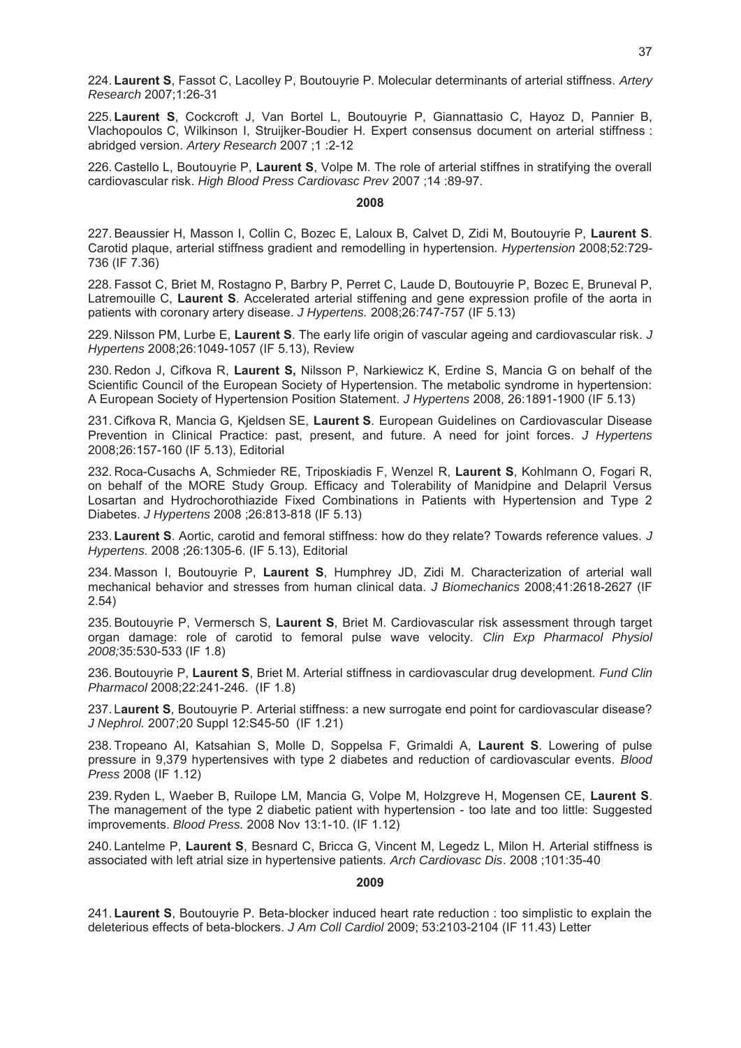224. **Laurent S**, Fassot C, Lacolley P, Boutouyrie P. Molecular determinants of arterial stiffness. *Artery Research* 2007;1:26-31

225. **Laurent S**, Cockcroft J, Van Bortel L, Boutouyrie P, Giannattasio C, Hayoz D, Pannier B, Vlachopoulos C, Wilkinson I, Struijker-Boudier H. Expert consensus document on arterial stiffness : abridged version. *Artery Research* 2007 ;1 :2-12

226. Castello L, Boutouyrie P, **Laurent S**, Volpe M. The role of arterial stiffnes in stratifying the overall cardiovascular risk. *High Blood Press Cardiovasc Prev* 2007 ;14 :89-97.

**2008**

227. Beaussier H, Masson I, Collin C, Bozec E, Laloux B, Calvet D, Zidi M, Boutouyrie P, **Laurent S**. Carotid plaque, arterial stiffness gradient and remodelling in hypertension. *Hypertension* 2008;52:729-736 (IF 7.36)

228. Fassot C, Briet M, Rostagno P, Barbry P, Perret C, Laude D, Boutouyrie P, Bozec E, Bruneval P, Latremouille C, **Laurent S**. Accelerated arterial stiffening and gene expression profile of the aorta in patients with coronary artery disease. *J Hypertens.* 2008;26:747-757 (IF 5.13)

229. Nilsson PM, Lurbe E, **Laurent S**. The early life origin of vascular ageing and cardiovascular risk. *J Hypertens* 2008;26:1049-1057 (IF 5.13), Review

230. Redon J, Cifkova R, **Laurent S,** Nilsson P, Narkiewicz K, Erdine S, Mancia G on behalf of the Scientific Council of the European Society of Hypertension. The metabolic syndrome in hypertension: A European Society of Hypertension Position Statement. *J Hypertens* 2008, 26:1891-1900 (IF 5.13)

231. Cifkova R, Mancia G, Kjeldsen SE, **Laurent S**. European Guidelines on Cardiovascular Disease Prevention in Clinical Practice: past, present, and future. A need for joint forces. *J Hypertens* 2008;26:157-160 (IF 5.13), Editorial

232. Roca-Cusachs A, Schmieder RE, Triposkiadis F, Wenzel R, **Laurent S**, Kohlmann O, Fogari R, on behalf of the MORE Study Group. Efficacy and Tolerability of Manidpine and Delapril Versus Losartan and Hydrochorothiazide Fixed Combinations in Patients with Hypertension and Type 2 Diabetes. *J Hypertens* 2008 ;26:813-818 (IF 5.13)

233. **Laurent S**. Aortic, carotid and femoral stiffness: how do they relate? Towards reference values. *J Hypertens.* 2008 ;26:1305-6. (IF 5.13), Editorial

234. Masson I, Boutouyrie P, **Laurent S**, Humphrey JD, Zidi M. Characterization of arterial wall mechanical behavior and stresses from human clinical data. *J Biomechanics* 2008;41:2618-2627 (IF 2.54)

235. Boutouyrie P, Vermersch S, **Laurent S**, Briet M. Cardiovascular risk assessment through target organ damage: role of carotid to femoral pulse wave velocity. *Clin Exp Pharmacol Physiol 2008;*35:530-533 (IF 1.8)

236. Boutouyrie P, **Laurent S**, Briet M. Arterial stiffness in cardiovascular drug development. *Fund Clin Pharmacol* 2008;22:241-246. (IF 1.8)

237. L**aurent S**, Boutouyrie P. Arterial stiffness: a new surrogate end point for cardiovascular disease? *J Nephrol.* 2007;20 Suppl 12:S45-50 (IF 1.21)

238. Tropeano AI, Katsahian S, Molle D, Soppelsa F, Grimaldi A, **Laurent S**. Lowering of pulse pressure in 9,379 hypertensives with type 2 diabetes and reduction of cardiovascular events. *Blood Press* 2008 (IF 1.12)

239. Ryden L, Waeber B, Ruilope LM, Mancia G, Volpe M, Holzgreve H, Mogensen CE, **Laurent S**. The management of the type 2 diabetic patient with hypertension - too late and too little: Suggested improvements. *Blood Press.* 2008 Nov 13:1-10. (IF 1.12)

240. Lantelme P, **Laurent S**, Besnard C, Bricca G, Vincent M, Legedz L, Milon H. Arterial stiffness is associated with left atrial size in hypertensive patients. *Arch Cardiovasc Dis*. 2008 ;101:35-40

**2009**

241. **Laurent S**, Boutouyrie P. Beta-blocker induced heart rate reduction : too simplistic to explain the deleterious effects of beta-blockers. *J Am Coll Cardiol* 2009; 53:2103-2104 (IF 11.43) Letter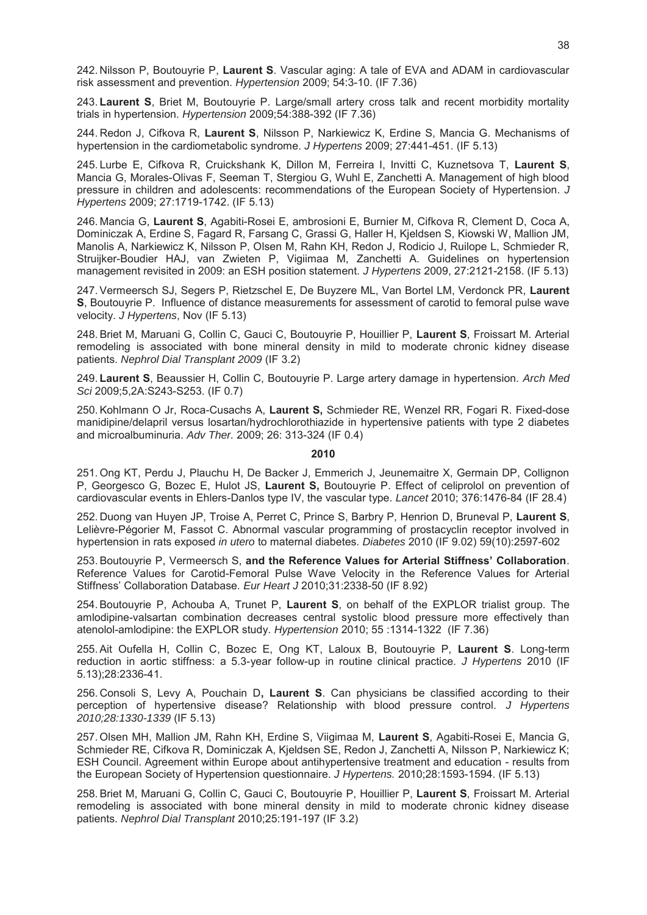242. Nilsson P, Boutouyrie P, **Laurent S**. Vascular aging: A tale of EVA and ADAM in cardiovascular risk assessment and prevention. *Hypertension* 2009; 54:3-10. (IF 7.36)

243. **Laurent S**, Briet M, Boutouyrie P. Large/small artery cross talk and recent morbidity mortality trials in hypertension. *Hypertension* 2009;54:388-392 (IF 7.36)

244. Redon J, Cifkova R, **Laurent S**, Nilsson P, Narkiewicz K, Erdine S, Mancia G. Mechanisms of hypertension in the cardiometabolic syndrome. *J Hypertens* 2009; 27:441-451. (IF 5.13)

245. Lurbe E, Cifkova R, Cruickshank K, Dillon M, Ferreira I, Invitti C, Kuznetsova T, **Laurent S**, Mancia G, Morales-Olivas F, Seeman T, Stergiou G, Wuhl E, Zanchetti A. Management of high blood pressure in children and adolescents: recommendations of the European Society of Hypertension. *J Hypertens* 2009; 27:1719-1742. (IF 5.13)

246. Mancia G, **Laurent S**, Agabiti-Rosei E, ambrosioni E, Burnier M, Cifkova R, Clement D, Coca A, Dominiczak A, Erdine S, Fagard R, Farsang C, Grassi G, Haller H, Kjeldsen S, Kiowski W, Mallion JM, Manolis A, Narkiewicz K, Nilsson P, Olsen M, Rahn KH, Redon J, Rodicio J, Ruilope L, Schmieder R, Struijker-Boudier HAJ, van Zwieten P, Vigiimaa M, Zanchetti A. Guidelines on hypertension management revisited in 2009: an ESH position statement. *J Hypertens* 2009, 27:2121-2158. (IF 5.13)

247. Vermeersch SJ, Segers P, Rietzschel E, De Buyzere ML, Van Bortel LM, Verdonck PR, **Laurent S**, Boutouyrie P. Influence of distance measurements for assessment of carotid to femoral pulse wave velocity. *J Hypertens*, Nov (IF 5.13)

248. Briet M, Maruani G, Collin C, Gauci C, Boutouyrie P, Houillier P, **Laurent S**, Froissart M. Arterial remodeling is associated with bone mineral density in mild to moderate chronic kidney disease patients. *Nephrol Dial Transplant 2009* (IF 3.2)

249. **Laurent S**, Beaussier H, Collin C, Boutouyrie P. Large artery damage in hypertension. *Arch Med Sci* 2009;5,2A:S243-S253. (IF 0.7)

250. Kohlmann O Jr, Roca-Cusachs A, **Laurent S,** Schmieder RE, Wenzel RR, Fogari R. Fixed-dose manidipine/delapril versus losartan/hydrochlorothiazide in hypertensive patients with type 2 diabetes and microalbuminuria. *Adv Ther.* 2009; 26: 313-324 (IF 0.4)

**2010**

251. Ong KT, Perdu J, Plauchu H, De Backer J, Emmerich J, Jeunemaitre X, Germain DP, Collignon P, Georgesco G, Bozec E, Hulot JS, **Laurent S,** Boutouyrie P. Effect of celiprolol on prevention of cardiovascular events in Ehlers-Danlos type IV, the vascular type. *Lancet* 2010; 376:1476-84 (IF 28.4)

252. Duong van Huyen JP, Troise A, Perret C, Prince S, Barbry P, Henrion D, Bruneval P, **Laurent S**, Lelièvre-Pégorier M, Fassot C. Abnormal vascular programming of prostacyclin receptor involved in hypertension in rats exposed *in utero* to maternal diabetes. *Diabetes* 2010 (IF 9.02) 59(10):2597-602

253. Boutouyrie P, Vermeersch S, **and the Reference Values for Arterial Stiffness' Collaboration**. Reference Values for Carotid-Femoral Pulse Wave Velocity in the Reference Values for Arterial Stiffness' Collaboration Database. *Eur Heart J* 2010;31:2338-50 (IF 8.92)

254. Boutouyrie P, Achouba A, Trunet P, **Laurent S**, on behalf of the EXPLOR trialist group. The amlodipine-valsartan combination decreases central systolic blood pressure more effectively than atenolol-amlodipine: the EXPLOR study. *Hypertension* 2010; 55 :1314-1322 (IF 7.36)

255. Ait Oufella H, Collin C, Bozec E, Ong KT, Laloux B, Boutouyrie P, **Laurent S**. Long-term reduction in aortic stiffness: a 5.3-year follow-up in routine clinical practice. *J Hypertens* 2010 (IF 5.13);28:2336-41.

256. Consoli S, Levy A, Pouchain D**, Laurent S**. Can physicians be classified according to their perception of hypertensive disease? Relationship with blood pressure control. *J Hypertens 2010;28:1330-1339* (IF 5.13)

257. Olsen MH, Mallion JM, Rahn KH, Erdine S, Viigimaa M, **Laurent S**, Agabiti-Rosei E, Mancia G, Schmieder RE, Cifkova R, Dominiczak A, Kjeldsen SE, Redon J, Zanchetti A, Nilsson P, Narkiewicz K; ESH Council. Agreement within Europe about antihypertensive treatment and education - results from the European Society of Hypertension questionnaire. *J Hypertens.* 2010;28:1593-1594. (IF 5.13)

258. Briet M, Maruani G, Collin C, Gauci C, Boutouyrie P, Houillier P, **Laurent S**, Froissart M. Arterial remodeling is associated with bone mineral density in mild to moderate chronic kidney disease patients. *Nephrol Dial Transplant* 2010;25:191-197 (IF 3.2)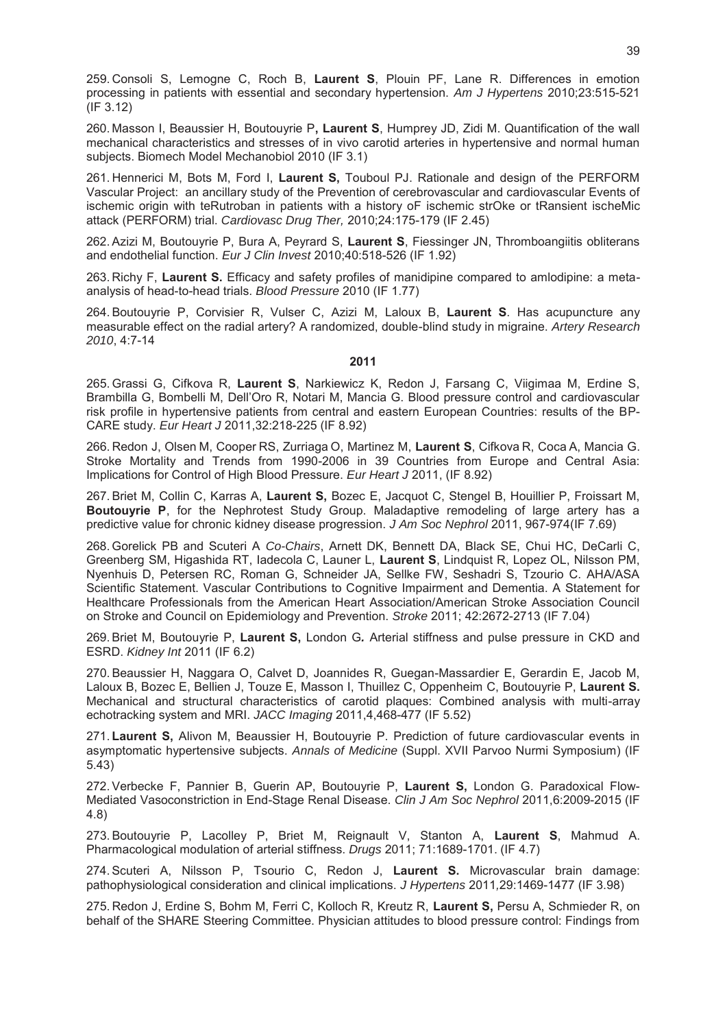259. Consoli S, Lemogne C, Roch B, **Laurent S**, Plouin PF, Lane R. Differences in emotion processing in patients with essential and secondary hypertension. *Am J Hypertens* 2010;23:515-521 (IF 3.12)

260. Masson I, Beaussier H, Boutouyrie P**, Laurent S**, Humprey JD, Zidi M. Quantification of the wall mechanical characteristics and stresses of in vivo carotid arteries in hypertensive and normal human subjects. Biomech Model Mechanobiol 2010 (IF 3.1)

261. Hennerici M, Bots M, Ford I, **Laurent S,** Touboul PJ. Rationale and design of the PERFORM Vascular Project: an ancillary study of the Prevention of cerebrovascular and cardiovascular Events of ischemic origin with teRutroban in patients with a history oF ischemic strOke or tRansient ischeMic attack (PERFORM) trial. *Cardiovasc Drug Ther,* 2010;24:175-179 (IF 2.45)

262. Azizi M, Boutouyrie P, Bura A, Peyrard S, **Laurent S**, Fiessinger JN, Thromboangiitis obliterans and endothelial function. *Eur J Clin Invest* 2010;40:518-526 (IF 1.92)

263. Richy F, **Laurent S.** Efficacy and safety profiles of manidipine compared to amlodipine: a meta-analysis of head-to-head trials. *Blood Pressure* 2010 (IF 1.77)

264. Boutouyrie P, Corvisier R, Vulser C, Azizi M, Laloux B, **Laurent S**. Has acupuncture any measurable effect on the radial artery? A randomized, double-blind study in migraine. *Artery Research 2010*, 4:7-14

**2011**

265. Grassi G, Cifkova R, **Laurent S**, Narkiewicz K, Redon J, Farsang C, Viigimaa M, Erdine S, Brambilla G, Bombelli M, Dell'Oro R, Notari M, Mancia G. Blood pressure control and cardiovascular risk profile in hypertensive patients from central and eastern European Countries: results of the BP-CARE study. *Eur Heart J* 2011,32:218-225 (IF 8.92)

266. Redon J, Olsen M, Cooper RS, Zurriaga O, Martinez M, **Laurent S**, Cifkova R, Coca A, Mancia G. Stroke Mortality and Trends from 1990-2006 in 39 Countries from Europe and Central Asia: Implications for Control of High Blood Pressure. *Eur Heart J* 2011, (IF 8.92)

267. Briet M, Collin C, Karras A, **Laurent S,** Bozec E, Jacquot C, Stengel B, Houillier P, Froissart M, **Boutouyrie P**, for the Nephrotest Study Group. Maladaptive remodeling of large artery has a predictive value for chronic kidney disease progression. *J Am Soc Nephrol* 2011, 967-974(IF 7.69)

268. Gorelick PB and Scuteri A *Co-Chairs*, Arnett DK, Bennett DA, Black SE, Chui HC, DeCarli C, Greenberg SM, Higashida RT, Iadecola C, Launer L, **Laurent S**, Lindquist R, Lopez OL, Nilsson PM, Nyenhuis D, Petersen RC, Roman G, Schneider JA, Sellke FW, Seshadri S, Tzourio C. AHA/ASA Scientific Statement. Vascular Contributions to Cognitive Impairment and Dementia. A Statement for Healthcare Professionals from the American Heart Association/American Stroke Association Council on Stroke and Council on Epidemiology and Prevention. *Stroke* 2011; 42:2672-2713 (IF 7.04)

269. Briet M, Boutouyrie P, **Laurent S,** London G*.* Arterial stiffness and pulse pressure in CKD and ESRD. *Kidney Int* 2011 (IF 6.2)

270. Beaussier H, Naggara O, Calvet D, Joannides R, Guegan-Massardier E, Gerardin E, Jacob M, Laloux B, Bozec E, Bellien J, Touze E, Masson I, Thuillez C, Oppenheim C, Boutouyrie P, **Laurent S.** Mechanical and structural characteristics of carotid plaques: Combined analysis with multi-array echotracking system and MRI. *JACC Imaging* 2011,4,468-477 (IF 5.52)

271. **Laurent S,** Alivon M, Beaussier H, Boutouyrie P. Prediction of future cardiovascular events in asymptomatic hypertensive subjects. *Annals of Medicine* (Suppl. XVII Parvoo Nurmi Symposium) (IF 5.43)

272. Verbecke F, Pannier B, Guerin AP, Boutouyrie P, **Laurent S,** London G. Paradoxical Flow-Mediated Vasoconstriction in End-Stage Renal Disease. *Clin J Am Soc Nephrol* 2011,6:2009-2015 (IF 4.8)

273. Boutouyrie P, Lacolley P, Briet M, Reignault V, Stanton A, **Laurent S**, Mahmud A. Pharmacological modulation of arterial stiffness. *Drugs* 2011; 71:1689-1701. (IF 4.7)

274. Scuteri A, Nilsson P, Tsourio C, Redon J, **Laurent S.** Microvascular brain damage: pathophysiological consideration and clinical implications. *J Hypertens* 2011,29:1469-1477 (IF 3.98)

275. Redon J, Erdine S, Bohm M, Ferri C, Kolloch R, Kreutz R, **Laurent S,** Persu A, Schmieder R, on behalf of the SHARE Steering Committee. Physician attitudes to blood pressure control: Findings from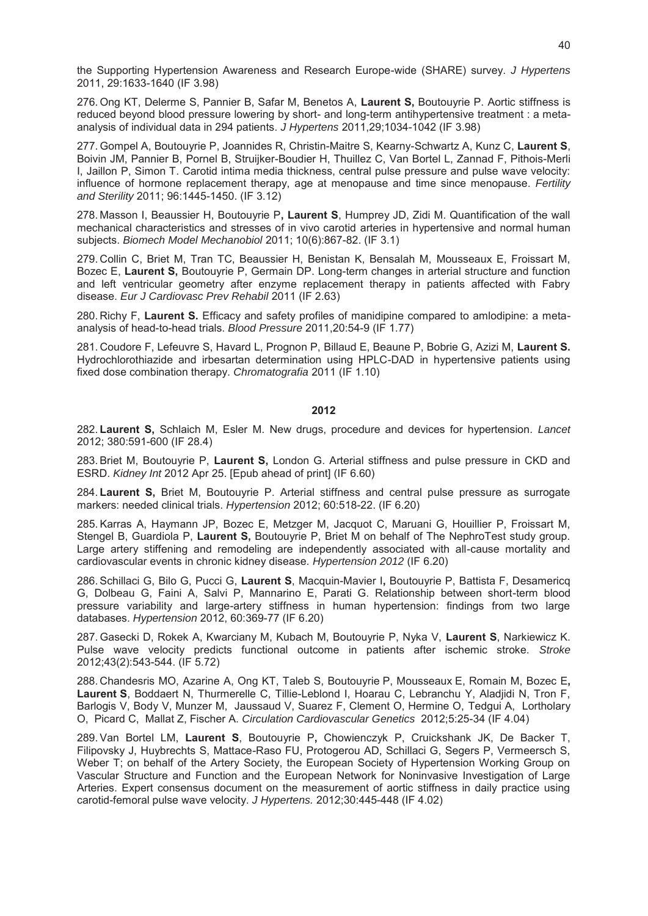the Supporting Hypertension Awareness and Research Europe-wide (SHARE) survey. *J Hypertens* 2011, 29:1633-1640 (IF 3.98)

276. Ong KT, Delerme S, Pannier B, Safar M, Benetos A, **Laurent S,** Boutouyrie P. Aortic stiffness is reduced beyond blood pressure lowering by short- and long-term antihypertensive treatment : a meta-analysis of individual data in 294 patients. *J Hypertens* 2011,29;1034-1042 (IF 3.98)

277. Gompel A, Boutouyrie P, Joannides R, Christin-Maitre S, Kearny-Schwartz A, Kunz C, **Laurent S**, Boivin JM, Pannier B, Pornel B, Struijker-Boudier H, Thuillez C, Van Bortel L, Zannad F, Pithois-Merli I, Jaillon P, Simon T. Carotid intima media thickness, central pulse pressure and pulse wave velocity: influence of hormone replacement therapy, age at menopause and time since menopause. *Fertility and Sterility* 2011; 96:1445-1450. (IF 3.12)

278. Masson I, Beaussier H, Boutouyrie P**, Laurent S**, Humprey JD, Zidi M. Quantification of the wall mechanical characteristics and stresses of in vivo carotid arteries in hypertensive and normal human subjects. *Biomech Model Mechanobiol* 2011; 10(6):867-82. (IF 3.1)

279. Collin C, Briet M, Tran TC, Beaussier H, Benistan K, Bensalah M, Mousseaux E, Froissart M, Bozec E, **Laurent S,** Boutouyrie P, Germain DP. Long-term changes in arterial structure and function and left ventricular geometry after enzyme replacement therapy in patients affected with Fabry disease. *Eur J Cardiovasc Prev Rehabil* 2011 (IF 2.63)

280. Richy F, **Laurent S.** Efficacy and safety profiles of manidipine compared to amlodipine: a meta-analysis of head-to-head trials. *Blood Pressure* 2011,20:54-9 (IF 1.77)

281. Coudore F, Lefeuvre S, Havard L, Prognon P, Billaud E, Beaune P, Bobrie G, Azizi M, **Laurent S.** Hydrochlorothiazide and irbesartan determination using HPLC-DAD in hypertensive patients using fixed dose combination therapy. *Chromatografia* 2011 (IF 1.10)

**2012**

282. **Laurent S,** Schlaich M, Esler M. New drugs, procedure and devices for hypertension. *Lancet* 2012; 380:591-600 (IF 28.4)

283. Briet M, Boutouyrie P, **Laurent S,** London G. Arterial stiffness and pulse pressure in CKD and ESRD. *Kidney Int* 2012 Apr 25. [Epub ahead of print] (IF 6.60)

284. **Laurent S,** Briet M, Boutouyrie P. Arterial stiffness and central pulse pressure as surrogate markers: needed clinical trials. *Hypertension* 2012; 60:518-22. (IF 6.20)

285. Karras A, Haymann JP, Bozec E, Metzger M, Jacquot C, Maruani G, Houillier P, Froissart M, Stengel B, Guardiola P, **Laurent S,** Boutouyrie P, Briet M on behalf of The NephroTest study group. Large artery stiffening and remodeling are independently associated with all-cause mortality and cardiovascular events in chronic kidney disease. *Hypertension 2012* (IF 6.20)

286. Schillaci G, Bilo G, Pucci G, **Laurent S**, Macquin-Mavier I**,** Boutouyrie P, Battista F, Desamericq G, Dolbeau G, Faini A, Salvi P, Mannarino E, Parati G. Relationship between short-term blood pressure variability and large-artery stiffness in human hypertension: findings from two large databases. *Hypertension* 2012, 60:369-77 (IF 6.20)

287. Gasecki D, Rokek A, Kwarciany M, Kubach M, Boutouyrie P, Nyka V, **Laurent S**, Narkiewicz K. Pulse wave velocity predicts functional outcome in patients after ischemic stroke. *Stroke* 2012;43(2):543-544. (IF 5.72)

288. Chandesris MO, Azarine A, Ong KT, Taleb S, Boutouyrie P, Mousseaux E, Romain M, Bozec E**, Laurent S**, Boddaert N, Thurmerelle C, Tillie-Leblond I, Hoarau C, Lebranchu Y, Aladjidi N, Tron F, Barlogis V, Body V, Munzer M, Jaussaud V, Suarez F, Clement O, Hermine O, Tedgui A, Lortholary O, Picard C, Mallat Z, Fischer A. *Circulation Cardiovascular Genetics* 2012;5:25-34 (IF 4.04)

289. Van Bortel LM, **Laurent S**, Boutouyrie P**,** Chowienczyk P, Cruickshank JK, De Backer T, Filipovsky J, Huybrechts S, Mattace-Raso FU, Protogerou AD, Schillaci G, Segers P, Vermeersch S, Weber T; on behalf of the Artery Society, the European Society of Hypertension Working Group on Vascular Structure and Function and the European Network for Noninvasive Investigation of Large Arteries. Expert consensus document on the measurement of aortic stiffness in daily practice using carotid-femoral pulse wave velocity. *J Hypertens.* 2012;30:445-448 (IF 4.02)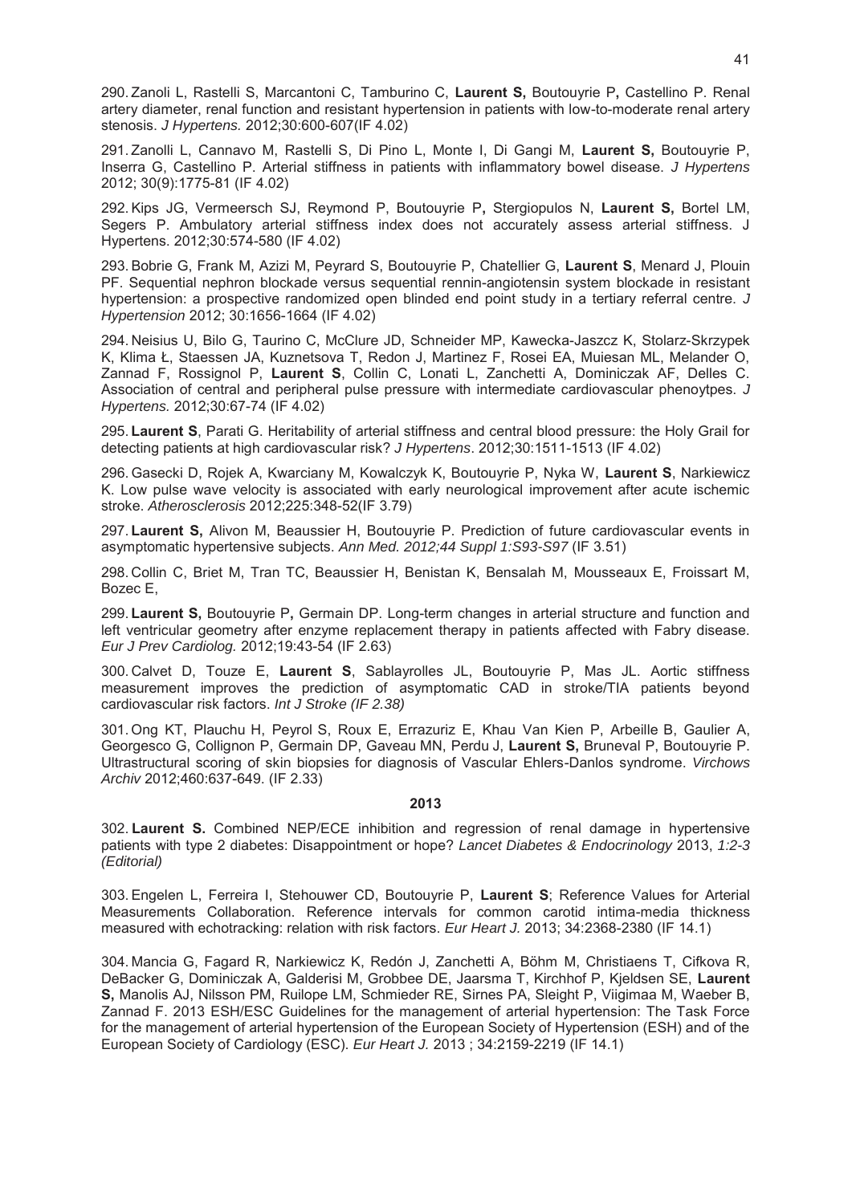290. Zanoli L, Rastelli S, Marcantoni C, Tamburino C, **Laurent S,** Boutouyrie P**,** Castellino P. Renal artery diameter, renal function and resistant hypertension in patients with low-to-moderate renal artery stenosis. *J Hypertens.* 2012;30:600-607(IF 4.02)

291. Zanolli L, Cannavo M, Rastelli S, Di Pino L, Monte I, Di Gangi M, **Laurent S,** Boutouyrie P, Inserra G, Castellino P. Arterial stiffness in patients with inflammatory bowel disease. *J Hypertens* 2012; 30(9):1775-81 (IF 4.02)

292. Kips JG, Vermeersch SJ, Reymond P, Boutouyrie P**,** Stergiopulos N, **Laurent S,** Bortel LM, Segers P. Ambulatory arterial stiffness index does not accurately assess arterial stiffness. J Hypertens. 2012;30:574-580 (IF 4.02)

293. Bobrie G, Frank M, Azizi M, Peyrard S, Boutouyrie P, Chatellier G, **Laurent S**, Menard J, Plouin PF. Sequential nephron blockade versus sequential rennin-angiotensin system blockade in resistant hypertension: a prospective randomized open blinded end point study in a tertiary referral centre. *J Hypertension* 2012; 30:1656-1664 (IF 4.02)

294. Neisius U, Bilo G, Taurino C, McClure JD, Schneider MP, Kawecka-Jaszcz K, Stolarz-Skrzypek K, Klima Ł, Staessen JA, Kuznetsova T, Redon J, Martinez F, Rosei EA, Muiesan ML, Melander O, Zannad F, Rossignol P, **Laurent S**, Collin C, Lonati L, Zanchetti A, Dominiczak AF, Delles C. Association of central and peripheral pulse pressure with intermediate cardiovascular phenoytpes. *J Hypertens.* 2012;30:67-74 (IF 4.02)

295. **Laurent S**, Parati G. Heritability of arterial stiffness and central blood pressure: the Holy Grail for detecting patients at high cardiovascular risk? *J Hypertens*. 2012;30:1511-1513 (IF 4.02)

296. Gasecki D, Rojek A, Kwarciany M, Kowalczyk K, Boutouyrie P, Nyka W, **Laurent S**, Narkiewicz K. Low pulse wave velocity is associated with early neurological improvement after acute ischemic stroke. *Atherosclerosis* 2012;225:348-52(IF 3.79)

297. **Laurent S,** Alivon M, Beaussier H, Boutouyrie P. Prediction of future cardiovascular events in asymptomatic hypertensive subjects. *Ann Med. 2012;44 Suppl 1:S93-S97* (IF 3.51)

298. Collin C, Briet M, Tran TC, Beaussier H, Benistan K, Bensalah M, Mousseaux E, Froissart M, Bozec E,

299. **Laurent S,** Boutouyrie P**,** Germain DP. Long-term changes in arterial structure and function and left ventricular geometry after enzyme replacement therapy in patients affected with Fabry disease. *Eur J Prev Cardiolog.* 2012;19:43-54 (IF 2.63)

300. Calvet D, Touze E, **Laurent S**, Sablayrolles JL, Boutouyrie P, Mas JL. Aortic stiffness measurement improves the prediction of asymptomatic CAD in stroke/TIA patients beyond cardiovascular risk factors. *Int J Stroke (IF 2.38)*

301. Ong KT, Plauchu H, Peyrol S, Roux E, Errazuriz E, Khau Van Kien P, Arbeille B, Gaulier A, Georgesco G, Collignon P, Germain DP, Gaveau MN, Perdu J, **Laurent S,** Bruneval P, Boutouyrie P. Ultrastructural scoring of skin biopsies for diagnosis of Vascular Ehlers-Danlos syndrome. *Virchows Archiv* 2012;460:637-649. (IF 2.33)

**2013**

302. **Laurent S.** Combined NEP/ECE inhibition and regression of renal damage in hypertensive patients with type 2 diabetes: Disappointment or hope? *Lancet Diabetes & Endocrinology* 2013, *1:2-3 (Editorial)*

303. Engelen L, Ferreira I, Stehouwer CD, Boutouyrie P, **Laurent S**; Reference Values for Arterial Measurements Collaboration. Reference intervals for common carotid intima-media thickness measured with echotracking: relation with risk factors. *Eur Heart J.* 2013; 34:2368-2380 (IF 14.1)

304. Mancia G, Fagard R, Narkiewicz K, Redón J, Zanchetti A, Böhm M, Christiaens T, Cifkova R, DeBacker G, Dominiczak A, Galderisi M, Grobbee DE, Jaarsma T, Kirchhof P, Kjeldsen SE, **Laurent S,** Manolis AJ, Nilsson PM, Ruilope LM, Schmieder RE, Sirnes PA, Sleight P, Viigimaa M, Waeber B, Zannad F. 2013 ESH/ESC Guidelines for the management of arterial hypertension: The Task Force for the management of arterial hypertension of the European Society of Hypertension (ESH) and of the European Society of Cardiology (ESC). *Eur Heart J.* 2013 ; 34:2159-2219 (IF 14.1)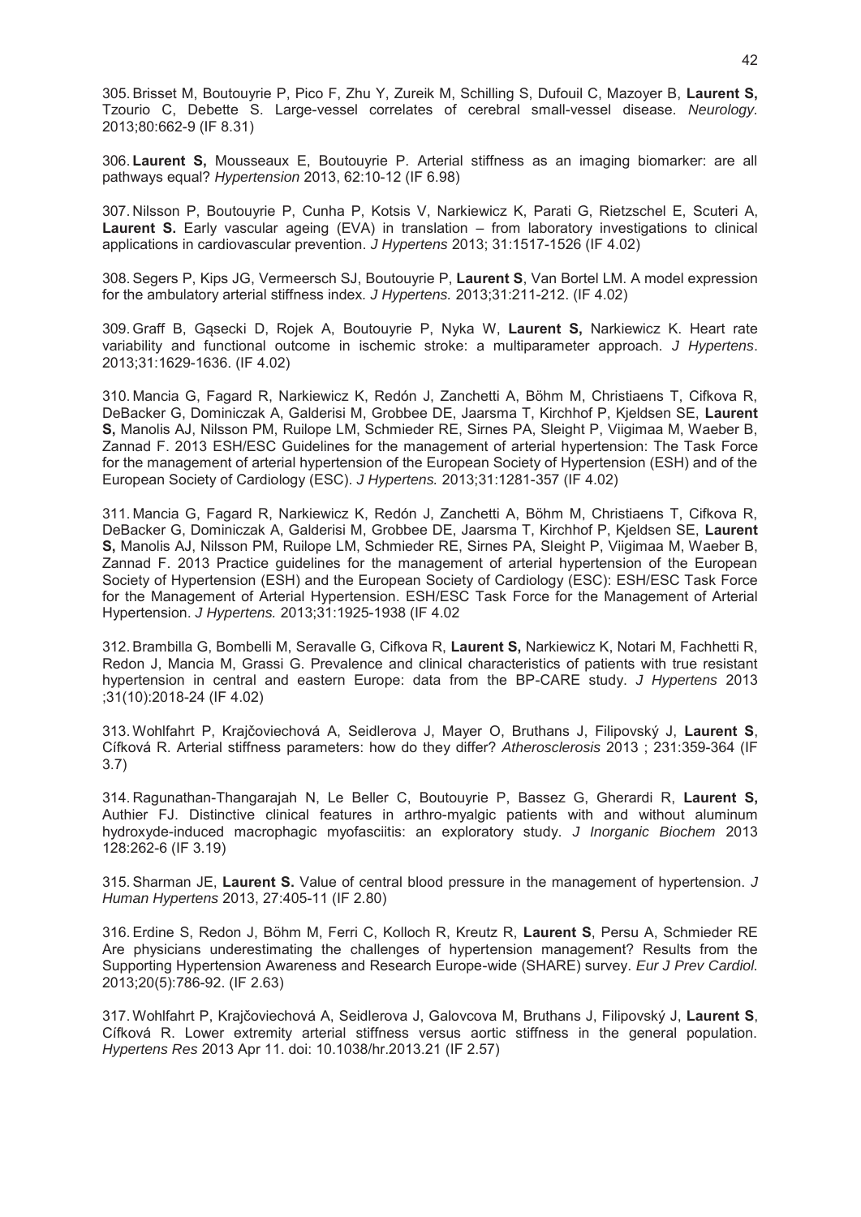305. Brisset M, Boutouyrie P, Pico F, Zhu Y, Zureik M, Schilling S, Dufouil C, Mazoyer B, **Laurent S,** Tzourio C, Debette S. Large-vessel correlates of cerebral small-vessel disease. *Neurology.* 2013;80:662-9 (IF 8.31)

306. **Laurent S,** Mousseaux E, Boutouyrie P. Arterial stiffness as an imaging biomarker: are all pathways equal? *Hypertension* 2013, 62:10-12 (IF 6.98)

307. Nilsson P, Boutouyrie P, Cunha P, Kotsis V, Narkiewicz K, Parati G, Rietzschel E, Scuteri A, **Laurent S.** Early vascular ageing (EVA) in translation – from laboratory investigations to clinical applications in cardiovascular prevention. *J Hypertens* 2013; 31:1517-1526 (IF 4.02)

308. Segers P, Kips JG, Vermeersch SJ, Boutouyrie P, **Laurent S**, Van Bortel LM. A model expression for the ambulatory arterial stiffness index. *J Hypertens.* 2013;31:211-212. (IF 4.02)

309. Graff B, Gąsecki D, Rojek A, Boutouyrie P, Nyka W, **Laurent S,** Narkiewicz K. Heart rate variability and functional outcome in ischemic stroke: a multiparameter approach. *J Hypertens*. 2013;31:1629-1636. (IF 4.02)

310. Mancia G, Fagard R, Narkiewicz K, Redón J, Zanchetti A, Böhm M, Christiaens T, Cifkova R, DeBacker G, Dominiczak A, Galderisi M, Grobbee DE, Jaarsma T, Kirchhof P, Kjeldsen SE, **Laurent S,** Manolis AJ, Nilsson PM, Ruilope LM, Schmieder RE, Sirnes PA, Sleight P, Viigimaa M, Waeber B, Zannad F. 2013 ESH/ESC Guidelines for the management of arterial hypertension: The Task Force for the management of arterial hypertension of the European Society of Hypertension (ESH) and of the European Society of Cardiology (ESC). *J Hypertens.* 2013;31:1281-357 (IF 4.02)

311. Mancia G, Fagard R, Narkiewicz K, Redón J, Zanchetti A, Böhm M, Christiaens T, Cifkova R, DeBacker G, Dominiczak A, Galderisi M, Grobbee DE, Jaarsma T, Kirchhof P, Kjeldsen SE, **Laurent S,** Manolis AJ, Nilsson PM, Ruilope LM, Schmieder RE, Sirnes PA, Sleight P, Viigimaa M, Waeber B, Zannad F. 2013 Practice guidelines for the management of arterial hypertension of the European Society of Hypertension (ESH) and the European Society of Cardiology (ESC): ESH/ESC Task Force for the Management of Arterial Hypertension. ESH/ESC Task Force for the Management of Arterial Hypertension. *J Hypertens.* 2013;31:1925-1938 (IF 4.02

312. Brambilla G, Bombelli M, Seravalle G, Cifkova R, **Laurent S,** Narkiewicz K, Notari M, Fachhetti R, Redon J, Mancia M, Grassi G. Prevalence and clinical characteristics of patients with true resistant hypertension in central and eastern Europe: data from the BP-CARE study. *J Hypertens* 2013 ;31(10):2018-24 (IF 4.02)

313. Wohlfahrt P, Krajčoviechová A, Seidlerova J, Mayer O, Bruthans J, Filipovský J, **Laurent S**, Cífková R. Arterial stiffness parameters: how do they differ? *Atherosclerosis* 2013 ; 231:359-364 (IF 3.7)

314. Ragunathan-Thangarajah N, Le Beller C, Boutouyrie P, Bassez G, Gherardi R, **Laurent S,** Authier FJ. Distinctive clinical features in arthro-myalgic patients with and without aluminum hydroxyde-induced macrophagic myofasciitis: an exploratory study. *J Inorganic Biochem* 2013 128:262-6 (IF 3.19)

315. Sharman JE, **Laurent S.** Value of central blood pressure in the management of hypertension. *J Human Hypertens* 2013, 27:405-11 (IF 2.80)

316. Erdine S, Redon J, Böhm M, Ferri C, Kolloch R, Kreutz R, **Laurent S**, Persu A, Schmieder RE Are physicians underestimating the challenges of hypertension management? Results from the Supporting Hypertension Awareness and Research Europe-wide (SHARE) survey. *Eur J Prev Cardiol.* 2013;20(5):786-92. (IF 2.63)

317. Wohlfahrt P, Krajčoviechová A, Seidlerova J, Galovcova M, Bruthans J, Filipovský J, **Laurent S**, Cífková R. Lower extremity arterial stiffness versus aortic stiffness in the general population. *Hypertens Res* 2013 Apr 11. doi: 10.1038/hr.2013.21 (IF 2.57)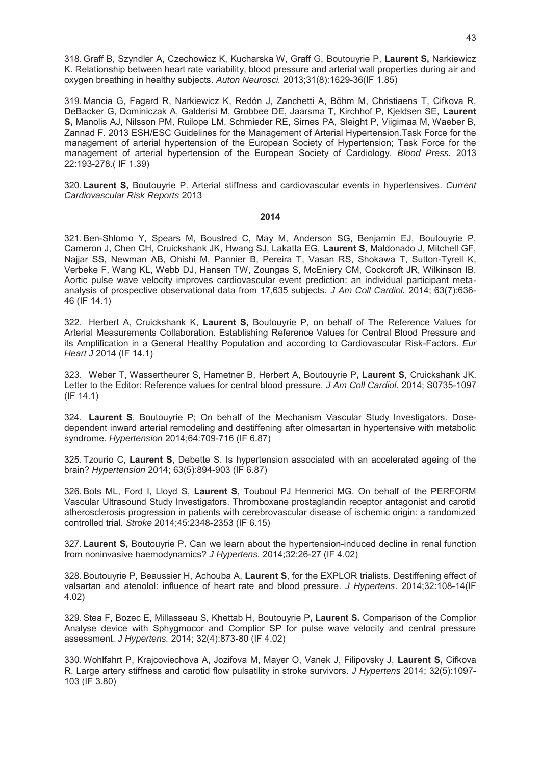318. Graff B, Szyndler A, Czechowicz K, Kucharska W, Graff G, Boutouyrie P, **Laurent S,** Narkiewicz K. Relationship between heart rate variability, blood pressure and arterial wall properties during air and oxygen breathing in healthy subjects. *Auton Neurosci.* 2013;31(8):1629-36(IF 1.85)

319. Mancia G, Fagard R, Narkiewicz K, Redón J, Zanchetti A, Böhm M, Christiaens T, Cifkova R, DeBacker G, Dominiczak A, Galderisi M, Grobbee DE, Jaarsma T, Kirchhof P, Kjeldsen SE, **Laurent S,** Manolis AJ, Nilsson PM, Ruilope LM, Schmieder RE, Sirnes PA, Sleight P, Viigimaa M, Waeber B, Zannad F. 2013 ESH/ESC Guidelines for the Management of Arterial Hypertension.Task Force for the management of arterial hypertension of the European Society of Hypertension; Task Force for the management of arterial hypertension of the European Society of Cardiology. *Blood Press.* 2013 22:193-278.( IF 1.39)

320. **Laurent S,** Boutouyrie P. Arterial stiffness and cardiovascular events in hypertensives. *Current Cardiovascular Risk Reports* 2013

**2014**

321. Ben-Shlomo Y, Spears M, Boustred C, May M, Anderson SG, Benjamin EJ, Boutouyrie P, Cameron J, Chen CH, Cruickshank JK, Hwang SJ, Lakatta EG, **Laurent S**, Maldonado J, Mitchell GF, Najjar SS, Newman AB, Ohishi M, Pannier B, Pereira T, Vasan RS, Shokawa T, Sutton-Tyrell K, Verbeke F, Wang KL, Webb DJ, Hansen TW, Zoungas S, McEniery CM, Cockcroft JR, Wilkinson IB. Aortic pulse wave velocity improves cardiovascular event prediction: an individual participant meta-analysis of prospective observational data from 17,635 subjects. *J Am Coll Cardiol.* 2014; 63(7):636-46 (IF 14.1)

322. Herbert A, Cruickshank K, **Laurent S,** Boutouyrie P, on behalf of The Reference Values for Arterial Measurements Collaboration. Establishing Reference Values for Central Blood Pressure and its Amplification in a General Healthy Population and according to Cardiovascular Risk-Factors. *Eur Heart J* 2014 (IF 14.1)

323. Weber T, Wassertheurer S, Hametner B, Herbert A, Boutouyrie P**, Laurent S**, Cruickshank JK. Letter to the Editor: Reference values for central blood pressure. *J Am Coll Cardiol.* 2014; S0735-1097 (IF 14.1)

324. **Laurent S**, Boutouyrie P; On behalf of the Mechanism Vascular Study Investigators. Dose-dependent inward arterial remodeling and destiffening after olmesartan in hypertensive with metabolic syndrome. *Hypertension* 2014;64:709-716 (IF 6.87)

325. Tzourio C, **Laurent S**, Debette S. Is hypertension associated with an accelerated ageing of the brain? *Hypertension* 2014; 63(5):894-903 (IF 6.87)

326. Bots ML, Ford I, Lloyd S, **Laurent S**, Touboul PJ Hennerici MG. On behalf of the PERFORM Vascular Ultrasound Study Investigators. Thromboxane prostaglandin receptor antagonist and carotid atherosclerosis progression in patients with cerebrovascular disease of ischemic origin: a randomized controlled trial. *Stroke* 2014;45:2348-2353 (IF 6.15)

327. **Laurent S,** Boutouyrie P**.** Can we learn about the hypertension-induced decline in renal function from noninvasive haemodynamics? *J Hypertens.* 2014;32:26-27 (IF 4.02)

328. Boutouyrie P, Beaussier H, Achouba A, **Laurent S**, for the EXPLOR trialists. Destiffening effect of valsartan and atenolol: influence of heart rate and blood pressure. *J Hypertens*. 2014;32:108-14(IF 4.02)

329. Stea F, Bozec E, Millasseau S, Khettab H, Boutouyrie P**, Laurent S.** Comparison of the Complior Analyse device with Sphygmocor and Complior SP for pulse wave velocity and central pressure assessment. *J Hypertens.* 2014; 32(4):873-80 (IF 4.02)

330. Wohlfahrt P, Krajcoviechova A, Jozifova M, Mayer O, Vanek J, Filipovsky J, **Laurent S,** Cifkova R. Large artery stiffness and carotid flow pulsatility in stroke survivors. *J Hypertens* 2014; 32(5):1097-103 (IF 3.80)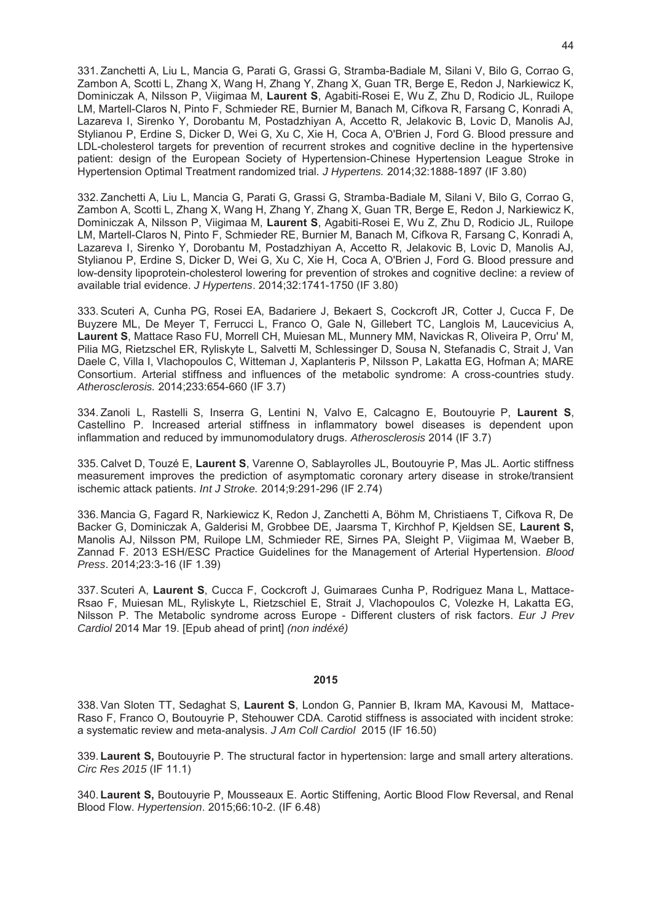331. Zanchetti A, Liu L, Mancia G, Parati G, Grassi G, Stramba-Badiale M, Silani V, Bilo G, Corrao G, Zambon A, Scotti L, Zhang X, Wang H, Zhang Y, Zhang X, Guan TR, Berge E, Redon J, Narkiewicz K, Dominiczak A, Nilsson P, Viigimaa M, **Laurent S**, Agabiti-Rosei E, Wu Z, Zhu D, Rodicio JL, Ruilope LM, Martell-Claros N, Pinto F, Schmieder RE, Burnier M, Banach M, Cifkova R, Farsang C, Konradi A, Lazareva I, Sirenko Y, Dorobantu M, Postadzhiyan A, Accetto R, Jelakovic B, Lovic D, Manolis AJ, Stylianou P, Erdine S, Dicker D, Wei G, Xu C, Xie H, Coca A, O'Brien J, Ford G. Blood pressure and LDL-cholesterol targets for prevention of recurrent strokes and cognitive decline in the hypertensive patient: design of the European Society of Hypertension-Chinese Hypertension League Stroke in Hypertension Optimal Treatment randomized trial. *J Hypertens.* 2014;32:1888-1897 (IF 3.80)

332. Zanchetti A, Liu L, Mancia G, Parati G, Grassi G, Stramba-Badiale M, Silani V, Bilo G, Corrao G, Zambon A, Scotti L, Zhang X, Wang H, Zhang Y, Zhang X, Guan TR, Berge E, Redon J, Narkiewicz K, Dominiczak A, Nilsson P, Viigimaa M, **Laurent S**, Agabiti-Rosei E, Wu Z, Zhu D, Rodicio JL, Ruilope LM, Martell-Claros N, Pinto F, Schmieder RE, Burnier M, Banach M, Cifkova R, Farsang C, Konradi A, Lazareva I, Sirenko Y, Dorobantu M, Postadzhiyan A, Accetto R, Jelakovic B, Lovic D, Manolis AJ, Stylianou P, Erdine S, Dicker D, Wei G, Xu C, Xie H, Coca A, O'Brien J, Ford G. Blood pressure and low-density lipoprotein-cholesterol lowering for prevention of strokes and cognitive decline: a review of available trial evidence. *J Hypertens*. 2014;32:1741-1750 (IF 3.80)

333. Scuteri A, Cunha PG, Rosei EA, Badariere J, Bekaert S, Cockcroft JR, Cotter J, Cucca F, De Buyzere ML, De Meyer T, Ferrucci L, Franco O, Gale N, Gillebert TC, Langlois M, Laucevicius A, **Laurent S**, Mattace Raso FU, Morrell CH, Muiesan ML, Munnery MM, Navickas R, Oliveira P, Orru' M, Pilia MG, Rietzschel ER, Ryliskyte L, Salvetti M, Schlessinger D, Sousa N, Stefanadis C, Strait J, Van Daele C, Villa I, Vlachopoulos C, Witteman J, Xaplanteris P, Nilsson P, Lakatta EG, Hofman A; MARE Consortium. Arterial stiffness and influences of the metabolic syndrome: A cross-countries study. *Atherosclerosis.* 2014;233:654-660 (IF 3.7)

334. Zanoli L, Rastelli S, Inserra G, Lentini N, Valvo E, Calcagno E, Boutouyrie P, **Laurent S**, Castellino P. Increased arterial stiffness in inflammatory bowel diseases is dependent upon inflammation and reduced by immunomodulatory drugs. *Atherosclerosis* 2014 (IF 3.7)

335. Calvet D, Touzé E, **Laurent S**, Varenne O, Sablayrolles JL, Boutouyrie P, Mas JL. Aortic stiffness measurement improves the prediction of asymptomatic coronary artery disease in stroke/transient ischemic attack patients. *Int J Stroke.* 2014;9:291-296 (IF 2.74)

336. Mancia G, Fagard R, Narkiewicz K, Redon J, Zanchetti A, Böhm M, Christiaens T, Cifkova R, De Backer G, Dominiczak A, Galderisi M, Grobbee DE, Jaarsma T, Kirchhof P, Kjeldsen SE, **Laurent S,** Manolis AJ, Nilsson PM, Ruilope LM, Schmieder RE, Sirnes PA, Sleight P, Viigimaa M, Waeber B, Zannad F. 2013 ESH/ESC Practice Guidelines for the Management of Arterial Hypertension. *Blood Press*. 2014;23:3-16 (IF 1.39)

337. Scuteri A, **Laurent S**, Cucca F, Cockcroft J, Guimaraes Cunha P, Rodriguez Mana L, Mattace-Rsao F, Muiesan ML, Ryliskyte L, Rietzschiel E, Strait J, Vlachopoulos C, Volezke H, Lakatta EG, Nilsson P. The Metabolic syndrome across Europe - Different clusters of risk factors. *Eur J Prev Cardiol* 2014 Mar 19. [Epub ahead of print] *(non indéxé)*

**2015**

338. Van Sloten TT, Sedaghat S, **Laurent S**, London G, Pannier B, Ikram MA, Kavousi M, Mattace-Raso F, Franco O, Boutouyrie P, Stehouwer CDA. Carotid stiffness is associated with incident stroke: a systematic review and meta-analysis. *J Am Coll Cardiol* 2015 (IF 16.50)

339. **Laurent S,** Boutouyrie P. The structural factor in hypertension: large and small artery alterations. *Circ Res 2015* (IF 11.1)

340. **Laurent S,** Boutouyrie P, Mousseaux E. Aortic Stiffening, Aortic Blood Flow Reversal, and Renal Blood Flow. *Hypertension*. 2015;66:10-2. (IF 6.48)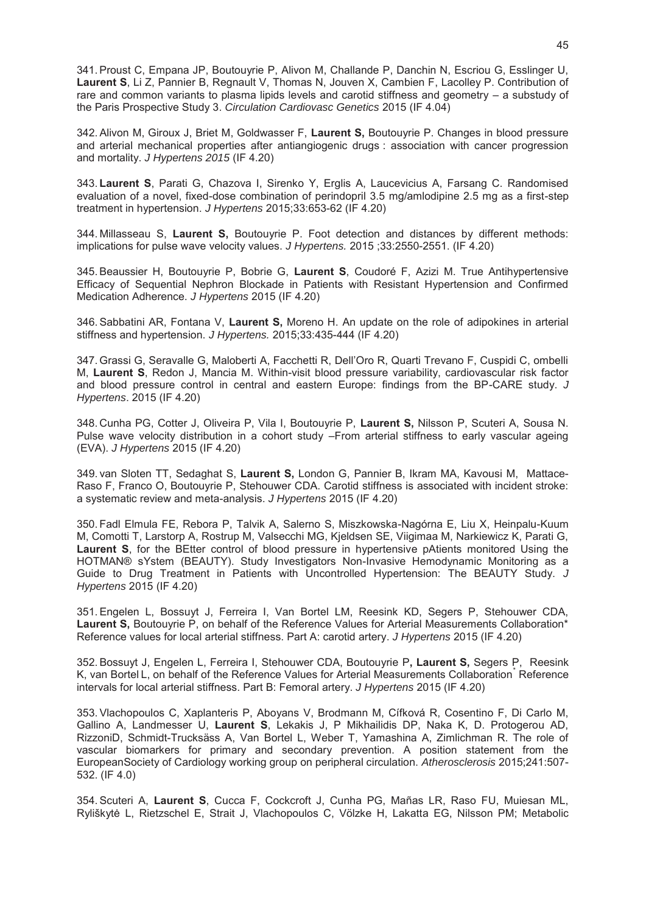341. Proust C, Empana JP, Boutouyrie P, Alivon M, Challande P, Danchin N, Escriou G, Esslinger U, **Laurent S**, Li Z, Pannier B, Regnault V, Thomas N, Jouven X, Cambien F, Lacolley P. Contribution of rare and common variants to plasma lipids levels and carotid stiffness and geometry – a substudy of the Paris Prospective Study 3. *Circulation Cardiovasc Genetics* 2015 (IF 4.04)

342. Alivon M, Giroux J, Briet M, Goldwasser F, **Laurent S,** Boutouyrie P. Changes in blood pressure and arterial mechanical properties after antiangiogenic drugs : association with cancer progression and mortality. *J Hypertens 2015* (IF 4.20)

343. **Laurent S**, Parati G, Chazova I, Sirenko Y, Erglis A, Laucevicius A, Farsang C. Randomised evaluation of a novel, fixed-dose combination of perindopril 3.5 mg/amlodipine 2.5 mg as a first-step treatment in hypertension. *J Hypertens* 2015;33:653-62 (IF 4.20)

344. Millasseau S, **Laurent S,** Boutouyrie P. Foot detection and distances by different methods: implications for pulse wave velocity values. *J Hypertens.* 2015 ;33:2550-2551. (IF 4.20)

345. Beaussier H, Boutouyrie P, Bobrie G, **Laurent S**, Coudoré F, Azizi M. True Antihypertensive Efficacy of Sequential Nephron Blockade in Patients with Resistant Hypertension and Confirmed Medication Adherence. *J Hypertens* 2015 (IF 4.20)

346. Sabbatini AR, Fontana V, **Laurent S,** Moreno H. An update on the role of adipokines in arterial stiffness and hypertension. *J Hypertens.* 2015;33:435-444 (IF 4.20)

347. Grassi G, Seravalle G, Maloberti A, Facchetti R, Dell'Oro R, Quarti Trevano F, Cuspidi C, ombelli M, **Laurent S**, Redon J, Mancia M. Within-visit blood pressure variability, cardiovascular risk factor and blood pressure control in central and eastern Europe: findings from the BP-CARE study. *J Hypertens*. 2015 (IF 4.20)

348. Cunha PG, Cotter J, Oliveira P, Vila I, Boutouyrie P, **Laurent S,** Nilsson P, Scuteri A, Sousa N. Pulse wave velocity distribution in a cohort study –From arterial stiffness to early vascular ageing (EVA). *J Hypertens* 2015 (IF 4.20)

349. van Sloten TT, Sedaghat S, **Laurent S,** London G, Pannier B, Ikram MA, Kavousi M, Mattace-Raso F, Franco O, Boutouyrie P, Stehouwer CDA. Carotid stiffness is associated with incident stroke: a systematic review and meta-analysis. *J Hypertens* 2015 (IF 4.20)

350. Fadl Elmula FE, Rebora P, Talvik A, Salerno S, Miszkowska-Nagórna E, Liu X, Heinpalu-Kuum M, Comotti T, Larstorp A, Rostrup M, Valsecchi MG, Kjeldsen SE, Viigimaa M, Narkiewicz K, Parati G, **Laurent S**, for the BEtter control of blood pressure in hypertensive pAtients monitored Using the HOTMAN® sYstem (BEAUTY). Study Investigators Non-Invasive Hemodynamic Monitoring as a Guide to Drug Treatment in Patients with Uncontrolled Hypertension: The BEAUTY Study. *J Hypertens* 2015 (IF 4.20)

351. Engelen L, Bossuyt J, Ferreira I, Van Bortel LM, Reesink KD, Segers P, Stehouwer CDA, **Laurent S,** Boutouyrie P, on behalf of the Reference Values for Arterial Measurements Collaboration* Reference values for local arterial stiffness. Part A: carotid artery. *J Hypertens* 2015 (IF 4.20)

352. Bossuyt J, Engelen L, Ferreira I, Stehouwer CDA, Boutouyrie P**, Laurent S,** Segers P, Reesink K, van Bortel L, on behalf of the Reference Values for Arterial Measurements Collaboration* Reference intervals for local arterial stiffness. Part B: Femoral artery. *J Hypertens* 2015 (IF 4.20)

353. Vlachopoulos C, Xaplanteris P, Aboyans V, Brodmann M, Cífková R, Cosentino F, Di Carlo M, Gallino A, Landmesser U, **Laurent S**, Lekakis J, P Mikhailidis DP, Naka K, D. Protogerou AD, RizzoniD, Schmidt-Trucksäss A, Van Bortel L, Weber T, Yamashina A, Zimlichman R. The role of vascular biomarkers for primary and secondary prevention. A position statement from the EuropeanSociety of Cardiology working group on peripheral circulation. *Atherosclerosis* 2015;241:507-532. (IF 4.0)

354. Scuteri A, **Laurent S**, Cucca F, Cockcroft J, Cunha PG, Mañas LR, Raso FU, Muiesan ML, Ryliškytė L, Rietzschel E, Strait J, Vlachopoulos C, Völzke H, Lakatta EG, Nilsson PM; Metabolic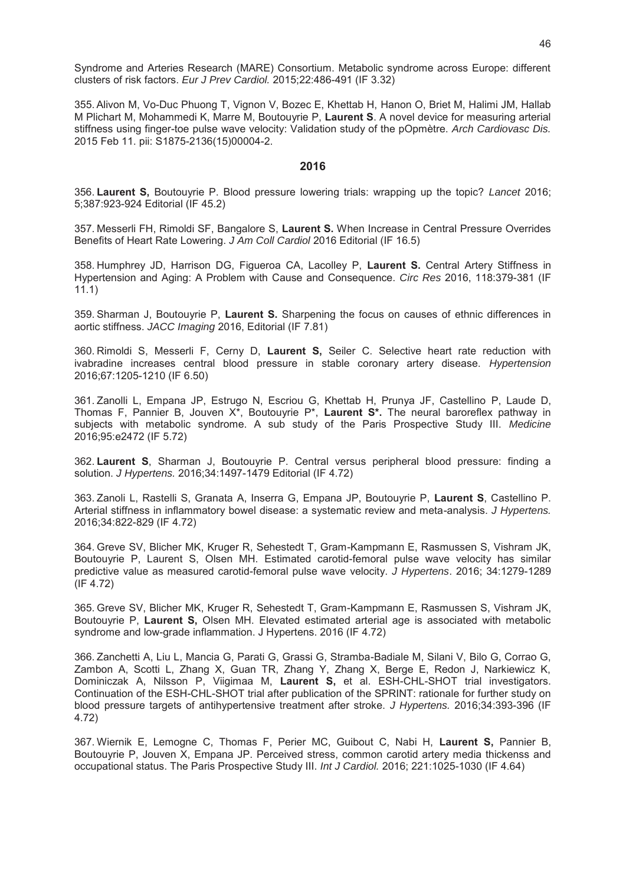Syndrome and Arteries Research (MARE) Consortium. Metabolic syndrome across Europe: different clusters of risk factors. *Eur J Prev Cardiol.* 2015;22:486-491 (IF 3.32)

355. Alivon M, Vo-Duc Phuong T, Vignon V, Bozec E, Khettab H, Hanon O, Briet M, Halimi JM, Hallab M Plichart M, Mohammedi K, Marre M, Boutouyrie P, **Laurent S**. A novel device for measuring arterial stiffness using finger-toe pulse wave velocity: Validation study of the pOpmètre. *Arch Cardiovasc Dis.* 2015 Feb 11. pii: S1875-2136(15)00004-2.

## 2016

356. **Laurent S,** Boutouyrie P. Blood pressure lowering trials: wrapping up the topic? *Lancet* 2016; 5;387:923-924 Editorial (IF 45.2)

357. Messerli FH, Rimoldi SF, Bangalore S, **Laurent S.** When Increase in Central Pressure Overrides Benefits of Heart Rate Lowering. *J Am Coll Cardiol* 2016 Editorial (IF 16.5)

358. Humphrey JD, Harrison DG, Figueroa CA, Lacolley P, **Laurent S.** Central Artery Stiffness in Hypertension and Aging: A Problem with Cause and Consequence. *Circ Res* 2016, 118:379-381 (IF 11.1)

359. Sharman J, Boutouyrie P, **Laurent S.** Sharpening the focus on causes of ethnic differences in aortic stiffness. *JACC Imaging* 2016, Editorial (IF 7.81)

360. Rimoldi S, Messerli F, Cerny D, **Laurent S,** Seiler C. Selective heart rate reduction with ivabradine increases central blood pressure in stable coronary artery disease. *Hypertension* 2016;67:1205-1210 (IF 6.50)

361. Zanolli L, Empana JP, Estrugo N, Escriou G, Khettab H, Prunya JF, Castellino P, Laude D, Thomas F, Pannier B, Jouven X*, Boutouyrie P*, **Laurent S*.** The neural baroreflex pathway in subjects with metabolic syndrome. A sub study of the Paris Prospective Study III. *Medicine* 2016;95:e2472 (IF 5.72)

362. **Laurent S**, Sharman J, Boutouyrie P. Central versus peripheral blood pressure: finding a solution. *J Hypertens.* 2016;34:1497-1479 Editorial (IF 4.72)

363. Zanoli L, Rastelli S, Granata A, Inserra G, Empana JP, Boutouyrie P, **Laurent S**, Castellino P. Arterial stiffness in inflammatory bowel disease: a systematic review and meta-analysis. *J Hypertens.* 2016;34:822-829 (IF 4.72)

364. Greve SV, Blicher MK, Kruger R, Sehestedt T, Gram-Kampmann E, Rasmussen S, Vishram JK, Boutouyrie P, Laurent S, Olsen MH. Estimated carotid-femoral pulse wave velocity has similar predictive value as measured carotid-femoral pulse wave velocity. *J Hypertens*. 2016; 34:1279-1289 (IF 4.72)

365. Greve SV, Blicher MK, Kruger R, Sehestedt T, Gram-Kampmann E, Rasmussen S, Vishram JK, Boutouyrie P, **Laurent S,** Olsen MH. Elevated estimated arterial age is associated with metabolic syndrome and low-grade inflammation. J Hypertens. 2016 (IF 4.72)

366. Zanchetti A, Liu L, Mancia G, Parati G, Grassi G, Stramba-Badiale M, Silani V, Bilo G, Corrao G, Zambon A, Scotti L, Zhang X, Guan TR, Zhang Y, Zhang X, Berge E, Redon J, Narkiewicz K, Dominiczak A, Nilsson P, Viigimaa M, **Laurent S,** et al. ESH-CHL-SHOT trial investigators. Continuation of the ESH-CHL-SHOT trial after publication of the SPRINT: rationale for further study on blood pressure targets of antihypertensive treatment after stroke. *J Hypertens.* 2016;34:393-396 (IF 4.72)

367. Wiernik E, Lemogne C, Thomas F, Perier MC, Guibout C, Nabi H, **Laurent S,** Pannier B, Boutouyrie P, Jouven X, Empana JP. Perceived stress, common carotid artery media thickenss and occupational status. The Paris Prospective Study III. *Int J Cardiol.* 2016; 221:1025-1030 (IF 4.64)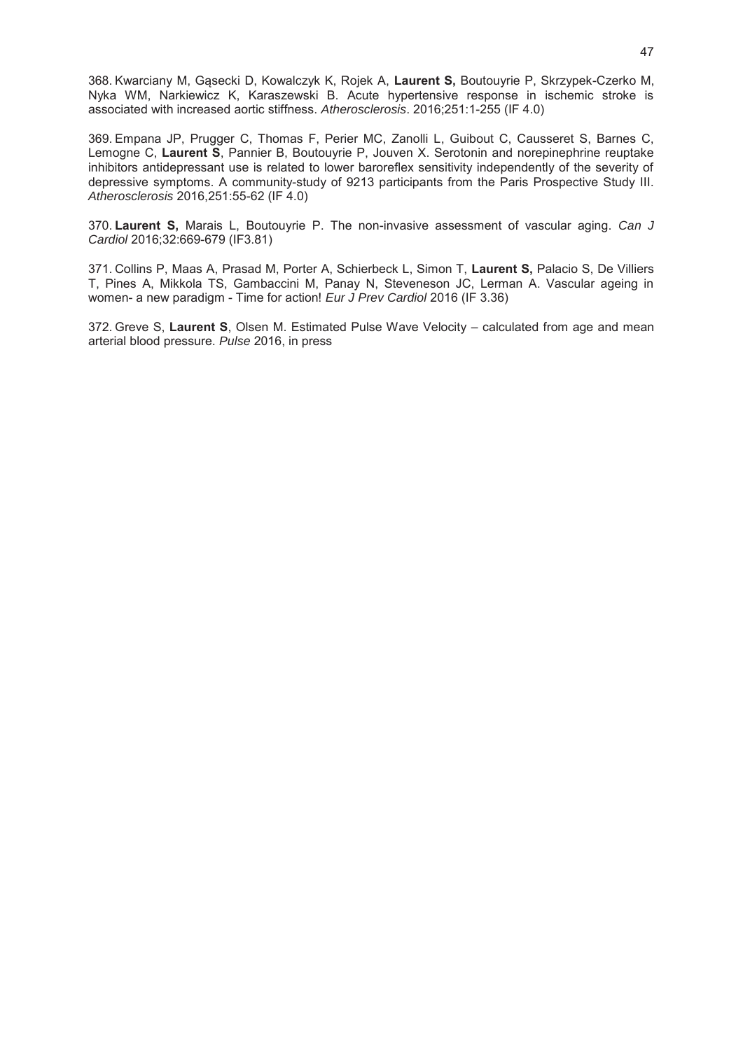368. Kwarciany M, Gąsecki D, Kowalczyk K, Rojek A, **Laurent S,** Boutouyrie P, Skrzypek-Czerko M, Nyka WM, Narkiewicz K, Karaszewski B. Acute hypertensive response in ischemic stroke is associated with increased aortic stiffness. *Atherosclerosis*. 2016;251:1-255 (IF 4.0)

369. Empana JP, Prugger C, Thomas F, Perier MC, Zanolli L, Guibout C, Causseret S, Barnes C, Lemogne C, **Laurent S**, Pannier B, Boutouyrie P, Jouven X. Serotonin and norepinephrine reuptake inhibitors antidepressant use is related to lower baroreflex sensitivity independently of the severity of depressive symptoms. A community-study of 9213 participants from the Paris Prospective Study III. *Atherosclerosis* 2016,251:55-62 (IF 4.0)

370. **Laurent S,** Marais L, Boutouyrie P. The non-invasive assessment of vascular aging. *Can J Cardiol* 2016;32:669-679 (IF3.81)

371. Collins P, Maas A, Prasad M, Porter A, Schierbeck L, Simon T, **Laurent S,** Palacio S, De Villiers T, Pines A, Mikkola TS, Gambaccini M, Panay N, Steveneson JC, Lerman A. Vascular ageing in women- a new paradigm - Time for action! *Eur J Prev Cardiol* 2016 (IF 3.36)

372. Greve S, **Laurent S**, Olsen M. Estimated Pulse Wave Velocity – calculated from age and mean arterial blood pressure. *Pulse* 2016, in press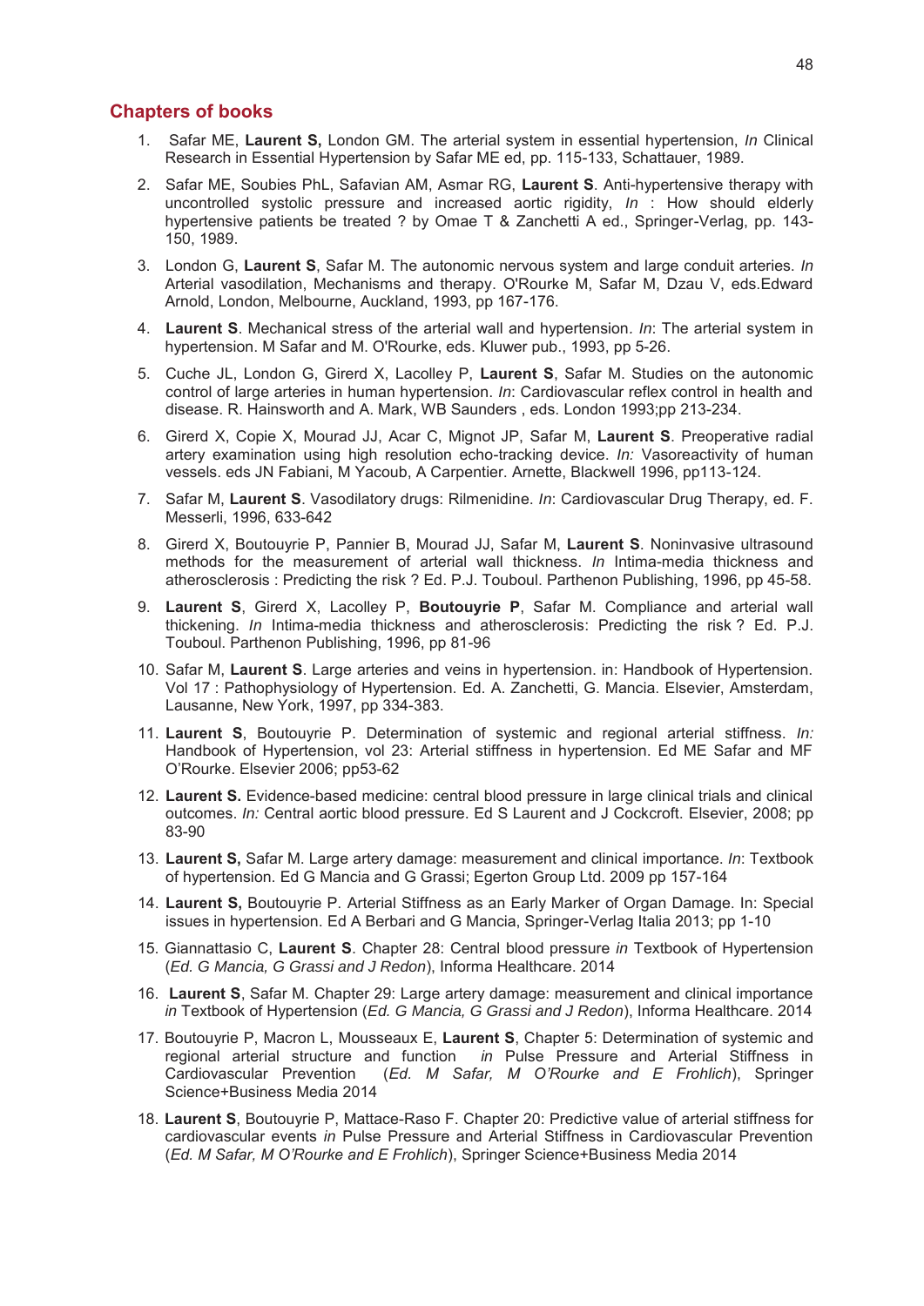## Chapters of books

1. Safar ME, **Laurent S,** London GM. The arterial system in essential hypertension, *In* Clinical Research in Essential Hypertension by Safar ME ed, pp. 115-133, Schattauer, 1989.

2. Safar ME, Soubies PhL, Safavian AM, Asmar RG, **Laurent S**. Anti-hypertensive therapy with uncontrolled systolic pressure and increased aortic rigidity, *In* : How should elderly hypertensive patients be treated ? by Omae T & Zanchetti A ed., Springer-Verlag, pp. 143-150, 1989.

3. London G, **Laurent S**, Safar M. The autonomic nervous system and large conduit arteries. *In* Arterial vasodilation, Mechanisms and therapy. O'Rourke M, Safar M, Dzau V, eds.Edward Arnold, London, Melbourne, Auckland, 1993, pp 167-176.

4. **Laurent S**. Mechanical stress of the arterial wall and hypertension. *In*: The arterial system in hypertension. M Safar and M. O'Rourke, eds. Kluwer pub., 1993, pp 5-26.

5. Cuche JL, London G, Girerd X, Lacolley P, **Laurent S**, Safar M. Studies on the autonomic control of large arteries in human hypertension. *In*: Cardiovascular reflex control in health and disease. R. Hainsworth and A. Mark, WB Saunders , eds. London 1993;pp 213-234.

6. Girerd X, Copie X, Mourad JJ, Acar C, Mignot JP, Safar M, **Laurent S**. Preoperative radial artery examination using high resolution echo-tracking device. *In:* Vasoreactivity of human vessels. eds JN Fabiani, M Yacoub, A Carpentier. Arnette, Blackwell 1996, pp113-124.

7. Safar M, **Laurent S**. Vasodilatory drugs: Rilmenidine. *In*: Cardiovascular Drug Therapy, ed. F. Messerli, 1996, 633-642

8. Girerd X, Boutouyrie P, Pannier B, Mourad JJ, Safar M, **Laurent S**. Noninvasive ultrasound methods for the measurement of arterial wall thickness. *In* Intima-media thickness and atherosclerosis : Predicting the risk ? Ed. P.J. Touboul. Parthenon Publishing, 1996, pp 45-58.

9. **Laurent S**, Girerd X, Lacolley P, **Boutouyrie P**, Safar M. Compliance and arterial wall thickening. *In* Intima-media thickness and atherosclerosis: Predicting the risk ? Ed. P.J. Touboul. Parthenon Publishing, 1996, pp 81-96

10. Safar M, **Laurent S**. Large arteries and veins in hypertension. in: Handbook of Hypertension. Vol 17 : Pathophysiology of Hypertension. Ed. A. Zanchetti, G. Mancia. Elsevier, Amsterdam, Lausanne, New York, 1997, pp 334-383.

11. **Laurent S**, Boutouyrie P. Determination of systemic and regional arterial stiffness. *In:* Handbook of Hypertension, vol 23: Arterial stiffness in hypertension. Ed ME Safar and MF O'Rourke. Elsevier 2006; pp53-62

12. **Laurent S.** Evidence-based medicine: central blood pressure in large clinical trials and clinical outcomes. *In:* Central aortic blood pressure. Ed S Laurent and J Cockcroft. Elsevier, 2008; pp 83-90

13. **Laurent S,** Safar M. Large artery damage: measurement and clinical importance. *In*: Textbook of hypertension. Ed G Mancia and G Grassi; Egerton Group Ltd. 2009 pp 157-164

14. **Laurent S,** Boutouyrie P. Arterial Stiffness as an Early Marker of Organ Damage. In: Special issues in hypertension. Ed A Berbari and G Mancia, Springer-Verlag Italia 2013; pp 1-10

15. Giannattasio C, **Laurent S**. Chapter 28: Central blood pressure *in* Textbook of Hypertension (*Ed. G Mancia, G Grassi and J Redon*), Informa Healthcare. 2014

16. **Laurent S**, Safar M. Chapter 29: Large artery damage: measurement and clinical importance *in* Textbook of Hypertension (*Ed. G Mancia, G Grassi and J Redon*), Informa Healthcare. 2014

17. Boutouyrie P, Macron L, Mousseaux E, **Laurent S**, Chapter 5: Determination of systemic and regional arterial structure and function *in* Pulse Pressure and Arterial Stiffness in Cardiovascular Prevention (*Ed. M Safar, M O'Rourke and E Frohlich*), Springer Science+Business Media 2014

18. **Laurent S**, Boutouyrie P, Mattace-Raso F. Chapter 20: Predictive value of arterial stiffness for cardiovascular events *in* Pulse Pressure and Arterial Stiffness in Cardiovascular Prevention (*Ed. M Safar, M O'Rourke and E Frohlich*), Springer Science+Business Media 2014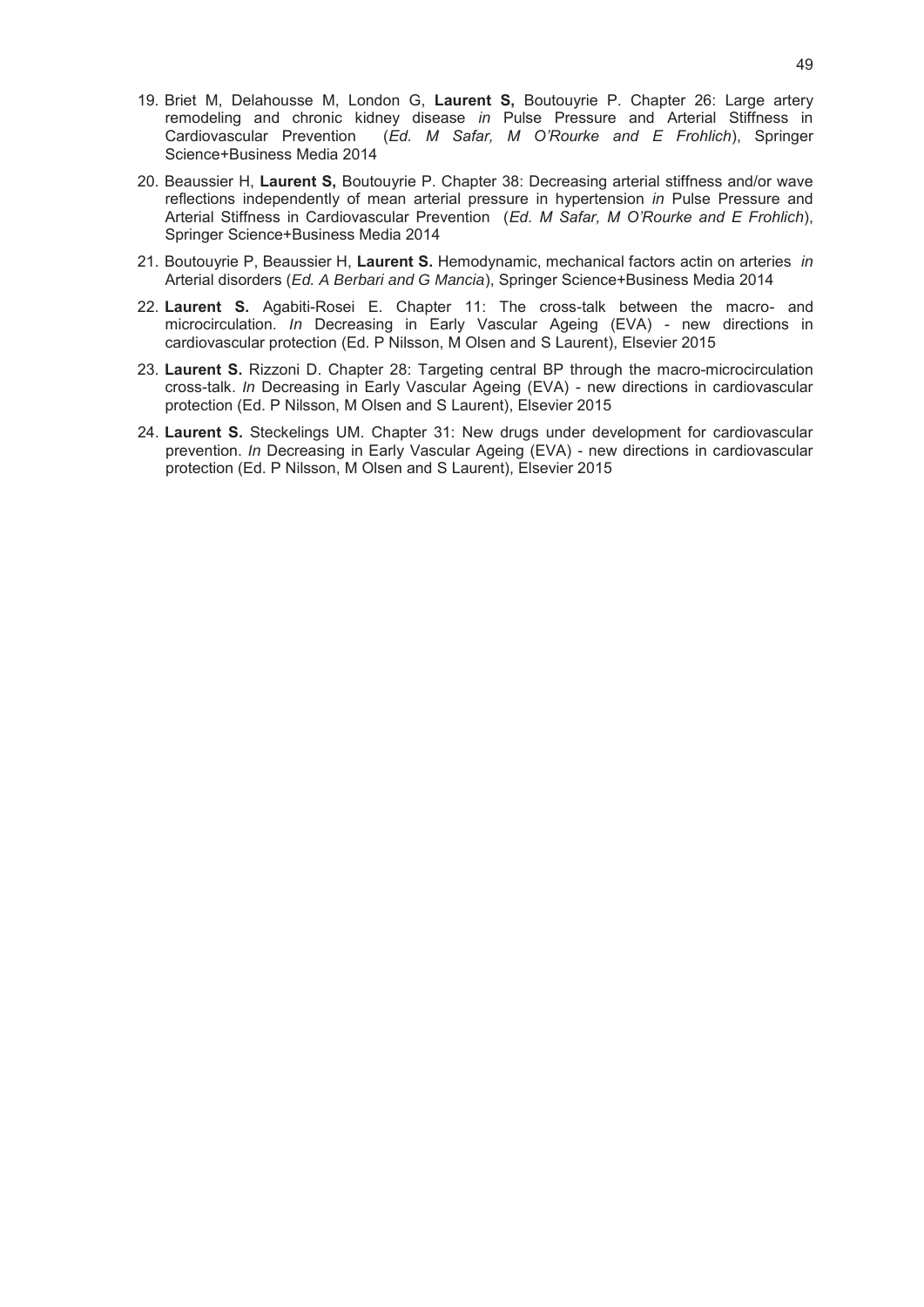19. Briet M, Delahousse M, London G, **Laurent S,** Boutouyrie P. Chapter 26: Large artery remodeling and chronic kidney disease *in* Pulse Pressure and Arterial Stiffness in Cardiovascular Prevention (*Ed. M Safar, M O'Rourke and E Frohlich*), Springer Science+Business Media 2014

20. Beaussier H, **Laurent S,** Boutouyrie P. Chapter 38: Decreasing arterial stiffness and/or wave reflections independently of mean arterial pressure in hypertension *in* Pulse Pressure and Arterial Stiffness in Cardiovascular Prevention (*Ed. M Safar, M O'Rourke and E Frohlich*), Springer Science+Business Media 2014

21. Boutouyrie P, Beaussier H, **Laurent S.** Hemodynamic, mechanical factors actin on arteries *in* Arterial disorders (*Ed. A Berbari and G Mancia*), Springer Science+Business Media 2014

22. **Laurent S.** Agabiti-Rosei E. Chapter 11: The cross-talk between the macro- and microcirculation. *In* Decreasing in Early Vascular Ageing (EVA) - new directions in cardiovascular protection (Ed. P Nilsson, M Olsen and S Laurent), Elsevier 2015

23. **Laurent S.** Rizzoni D. Chapter 28: Targeting central BP through the macro-microcirculation cross-talk. *In* Decreasing in Early Vascular Ageing (EVA) - new directions in cardiovascular protection (Ed. P Nilsson, M Olsen and S Laurent), Elsevier 2015

24. **Laurent S.** Steckelings UM. Chapter 31: New drugs under development for cardiovascular prevention. *In* Decreasing in Early Vascular Ageing (EVA) - new directions in cardiovascular protection (Ed. P Nilsson, M Olsen and S Laurent), Elsevier 2015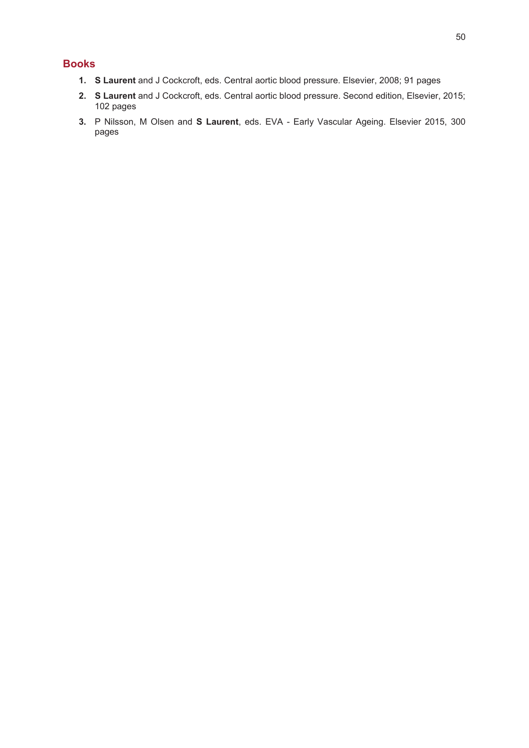## Books

1. **S Laurent** and J Cockcroft, eds. Central aortic blood pressure. Elsevier, 2008; 91 pages
2. **S Laurent** and J Cockcroft, eds. Central aortic blood pressure. Second edition, Elsevier, 2015; 102 pages
3. P Nilsson, M Olsen and **S Laurent**, eds. EVA - Early Vascular Ageing. Elsevier 2015, 300 pages